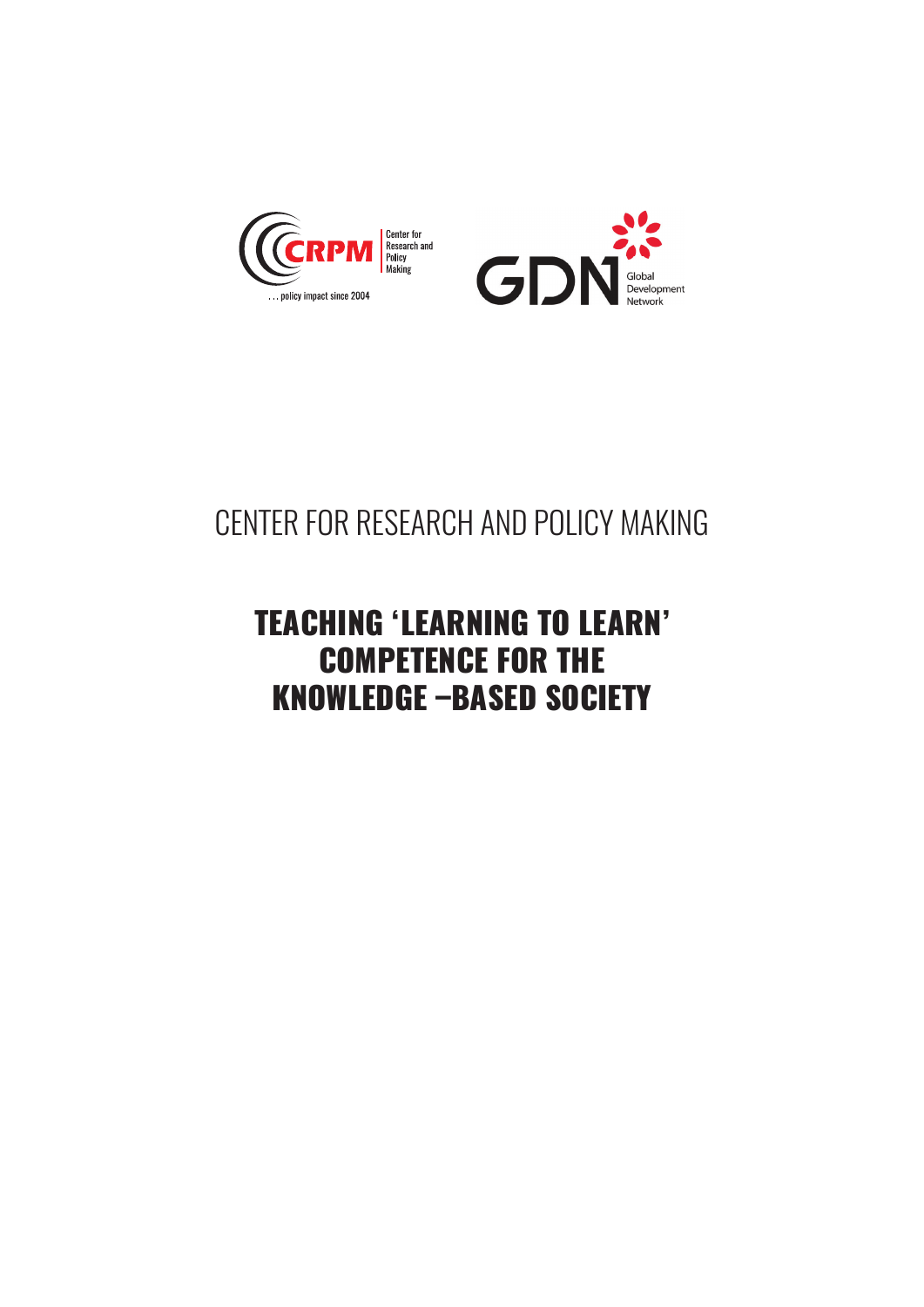Center for Research and Policy Making

... policy impact since 2004

Global Development Network

CENTER FOR RESEARCH AND POLICY MAKING

# TEACHING 'LEARNING TO LEARN' COMPETENCE FOR THE KNOWLEDGE –BASED SOCIETY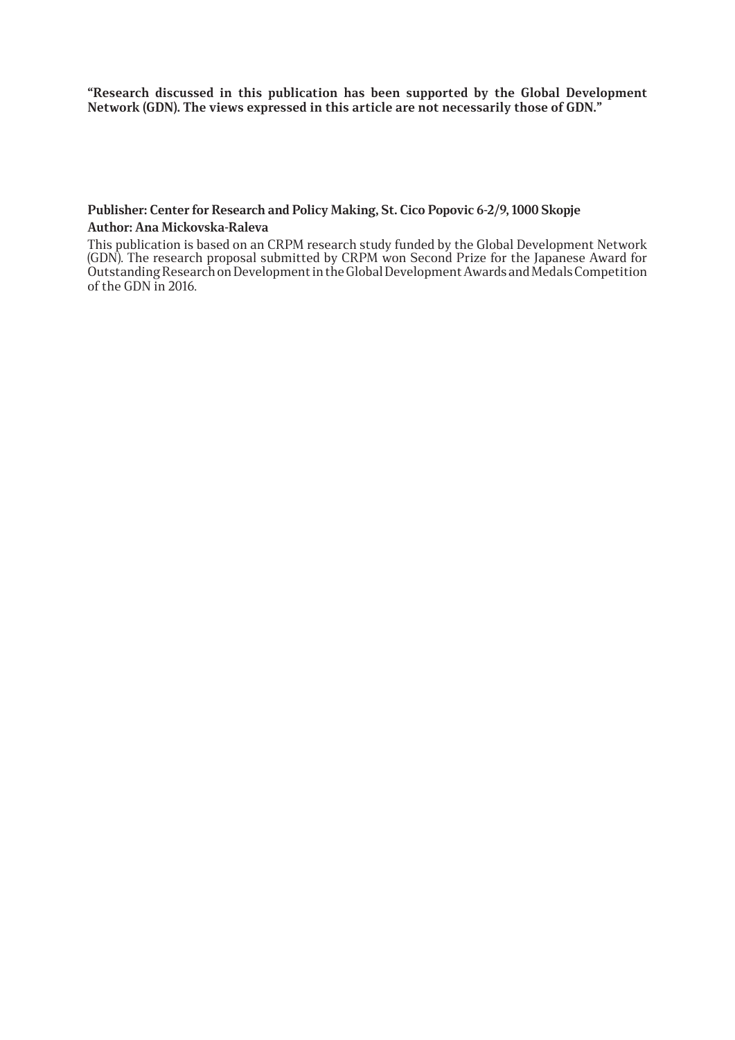**“Research discussed in this publication has been supported by the Global Development Network (GDN). The views expressed in this article are not necessarily those of GDN.”**

**Publisher: Center for Research and Policy Making, St. Cico Popovic 6-2/9, 1000 Skopje**

**Author: Ana Mickovska-Raleva**

This publication is based on an CRPM research study funded by the Global Development Network (GDN). The research proposal submitted by CRPM won Second Prize for the Japanese Award for Outstanding Research on Development in the Global Development Awards and Medals Competition of the GDN in 2016.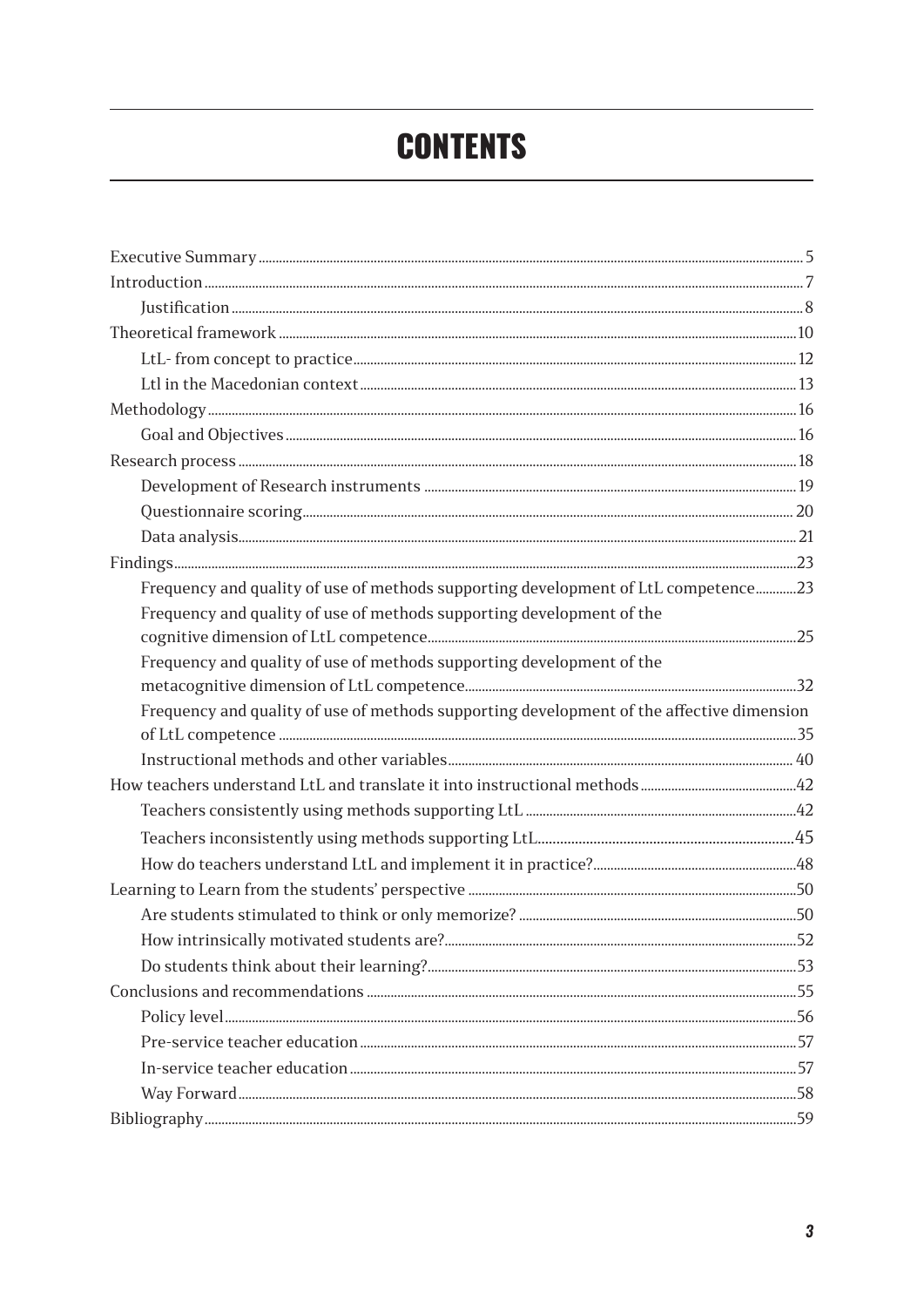# CONTENTS

- Executive Summary ... 5
- Introduction ... 7
  - Justification ... 8
- Theoretical framework ... 10
  - LtL- from concept to practice ... 12
  - Ltl in the Macedonian context ... 13
- Methodology ... 16
  - Goal and Objectives ... 16
- Research process ... 18
  - Development of Research instruments ... 19
  - Questionnaire scoring ... 20
  - Data analysis ... 21
- Findings ... 23
  - Frequency and quality of use of methods supporting development of LtL competence ... 23
  - Frequency and quality of use of methods supporting development of the cognitive dimension of LtL competence ... 25
  - Frequency and quality of use of methods supporting development of the metacognitive dimension of LtL competence ... 32
  - Frequency and quality of use of methods supporting development of the affective dimension of LtL competence ... 35
  - Instructional methods and other variables ... 40
- How teachers understand LtL and translate it into instructional methods ... 42
  - Teachers consistently using methods supporting LtL ... 42
  - Teachers inconsistently using methods supporting LtL ... 45
  - How do teachers understand LtL and implement it in practice? ... 48
- Learning to Learn from the students' perspective ... 50
  - Are students stimulated to think or only memorize? ... 50
  - How intrinsically motivated students are? ... 52
  - Do students think about their learning? ... 53
- Conclusions and recommendations ... 55
  - Policy level ... 56
  - Pre-service teacher education ... 57
  - In-service teacher education ... 57
  - Way Forward ... 58
- Bibliography ... 59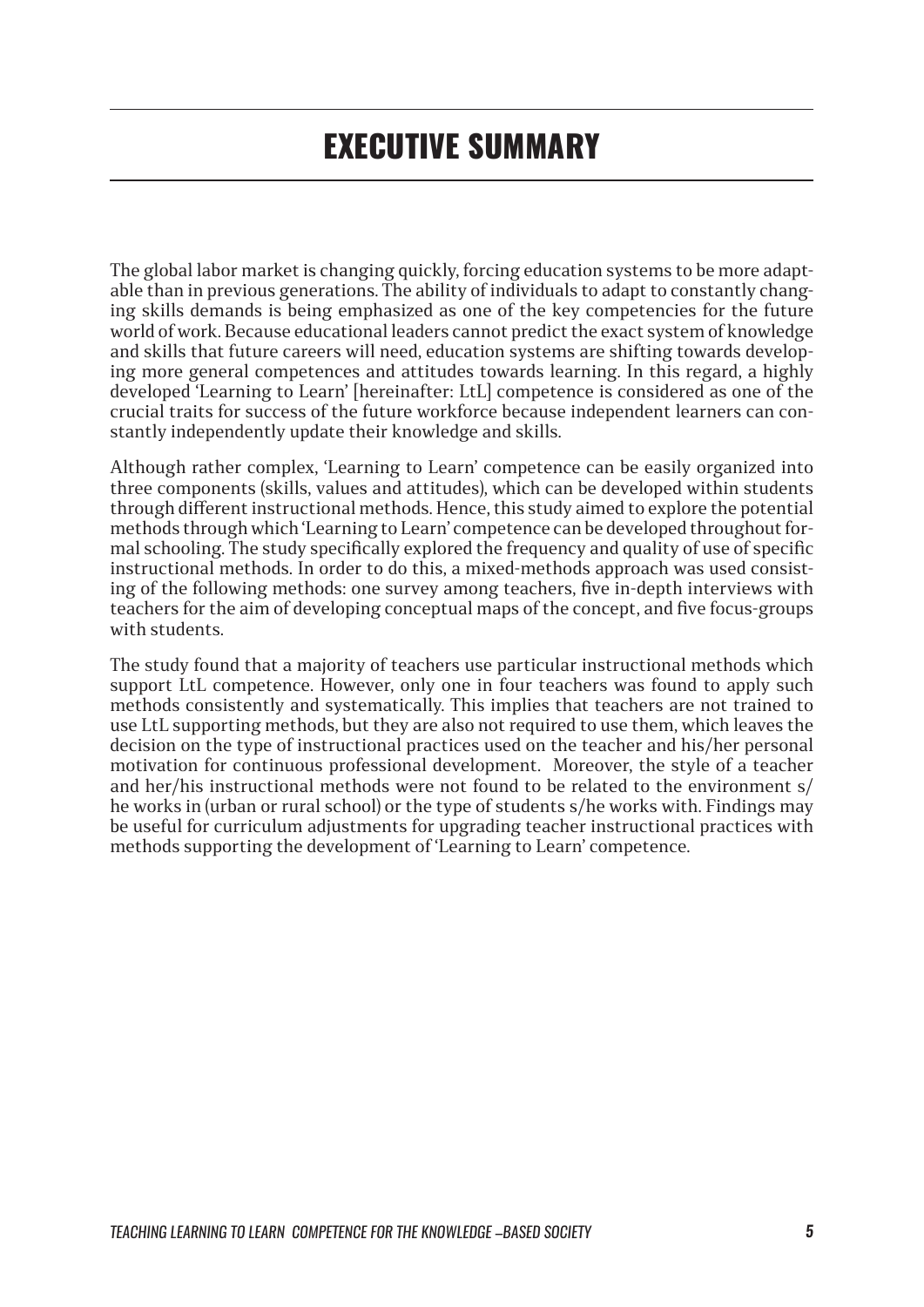# EXECUTIVE SUMMARY

The global labor market is changing quickly, forcing education systems to be more adaptable than in previous generations. The ability of individuals to adapt to constantly changing skills demands is being emphasized as one of the key competencies for the future world of work. Because educational leaders cannot predict the exact system of knowledge and skills that future careers will need, education systems are shifting towards developing more general competences and attitudes towards learning. In this regard, a highly developed 'Learning to Learn' [hereinafter: LtL] competence is considered as one of the crucial traits for success of the future workforce because independent learners can constantly independently update their knowledge and skills.

Although rather complex, 'Learning to Learn' competence can be easily organized into three components (skills, values and attitudes), which can be developed within students through different instructional methods. Hence, this study aimed to explore the potential methods through which 'Learning to Learn' competence can be developed throughout formal schooling. The study specifically explored the frequency and quality of use of specific instructional methods. In order to do this, a mixed-methods approach was used consisting of the following methods: one survey among teachers, five in-depth interviews with teachers for the aim of developing conceptual maps of the concept, and five focus-groups with students.

The study found that a majority of teachers use particular instructional methods which support LtL competence. However, only one in four teachers was found to apply such methods consistently and systematically. This implies that teachers are not trained to use LtL supporting methods, but they are also not required to use them, which leaves the decision on the type of instructional practices used on the teacher and his/her personal motivation for continuous professional development. Moreover, the style of a teacher and her/his instructional methods were not found to be related to the environment s/he works in (urban or rural school) or the type of students s/he works with. Findings may be useful for curriculum adjustments for upgrading teacher instructional practices with methods supporting the development of 'Learning to Learn' competence.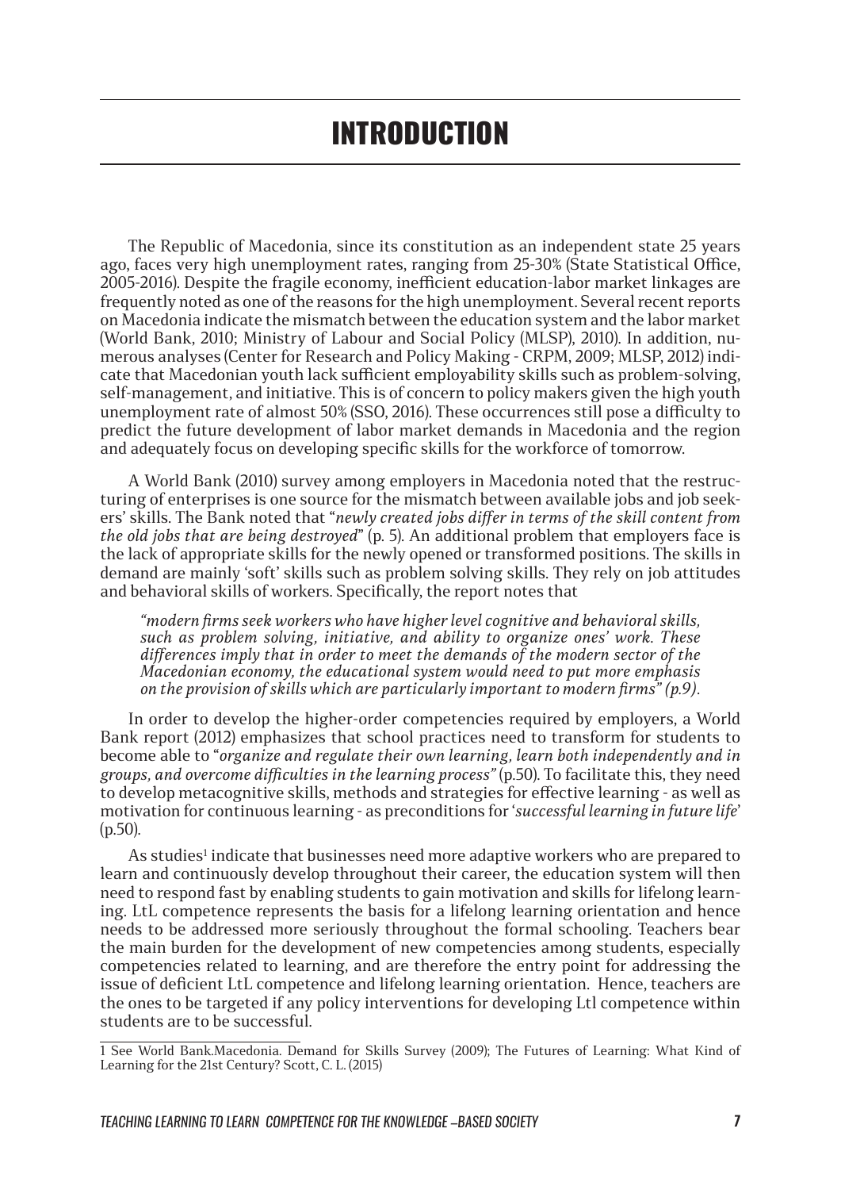# INTRODUCTION

The Republic of Macedonia, since its constitution as an independent state 25 years ago, faces very high unemployment rates, ranging from 25-30% (State Statistical Office, 2005-2016). Despite the fragile economy, inefficient education-labor market linkages are frequently noted as one of the reasons for the high unemployment. Several recent reports on Macedonia indicate the mismatch between the education system and the labor market (World Bank, 2010; Ministry of Labour and Social Policy (MLSP), 2010). In addition, numerous analyses (Center for Research and Policy Making - CRPM, 2009; MLSP, 2012) indicate that Macedonian youth lack sufficient employability skills such as problem-solving, self-management, and initiative. This is of concern to policy makers given the high youth unemployment rate of almost 50% (SSO, 2016). These occurrences still pose a difficulty to predict the future development of labor market demands in Macedonia and the region and adequately focus on developing specific skills for the workforce of tomorrow.

A World Bank (2010) survey among employers in Macedonia noted that the restructuring of enterprises is one source for the mismatch between available jobs and job seekers' skills. The Bank noted that "*newly created jobs differ in terms of the skill content from the old jobs that are being destroyed*" (p. 5). An additional problem that employers face is the lack of appropriate skills for the newly opened or transformed positions. The skills in demand are mainly 'soft' skills such as problem solving skills. They rely on job attitudes and behavioral skills of workers. Specifically, the report notes that

> *"modern firms seek workers who have higher level cognitive and behavioral skills, such as problem solving, initiative, and ability to organize ones' work. These differences imply that in order to meet the demands of the modern sector of the Macedonian economy, the educational system would need to put more emphasis on the provision of skills which are particularly important to modern firms" (p.9).*

In order to develop the higher-order competencies required by employers, a World Bank report (2012) emphasizes that school practices need to transform for students to become able to "*organize and regulate their own learning, learn both independently and in groups, and overcome difficulties in the learning process"* (p.50). To facilitate this, they need to develop metacognitive skills, methods and strategies for effective learning - as well as motivation for continuous learning - as preconditions for '*successful learning in future life*' (p.50).

As studies[1] indicate that businesses need more adaptive workers who are prepared to learn and continuously develop throughout their career, the education system will then need to respond fast by enabling students to gain motivation and skills for lifelong learning. LtL competence represents the basis for a lifelong learning orientation and hence needs to be addressed more seriously throughout the formal schooling. Teachers bear the main burden for the development of new competencies among students, especially competencies related to learning, and are therefore the entry point for addressing the issue of deficient LtL competence and lifelong learning orientation. Hence, teachers are the ones to be targeted if any policy interventions for developing Ltl competence within students are to be successful.

1 See World Bank.Macedonia. Demand for Skills Survey (2009); The Futures of Learning: What Kind of Learning for the 21st Century? Scott, C. L. (2015)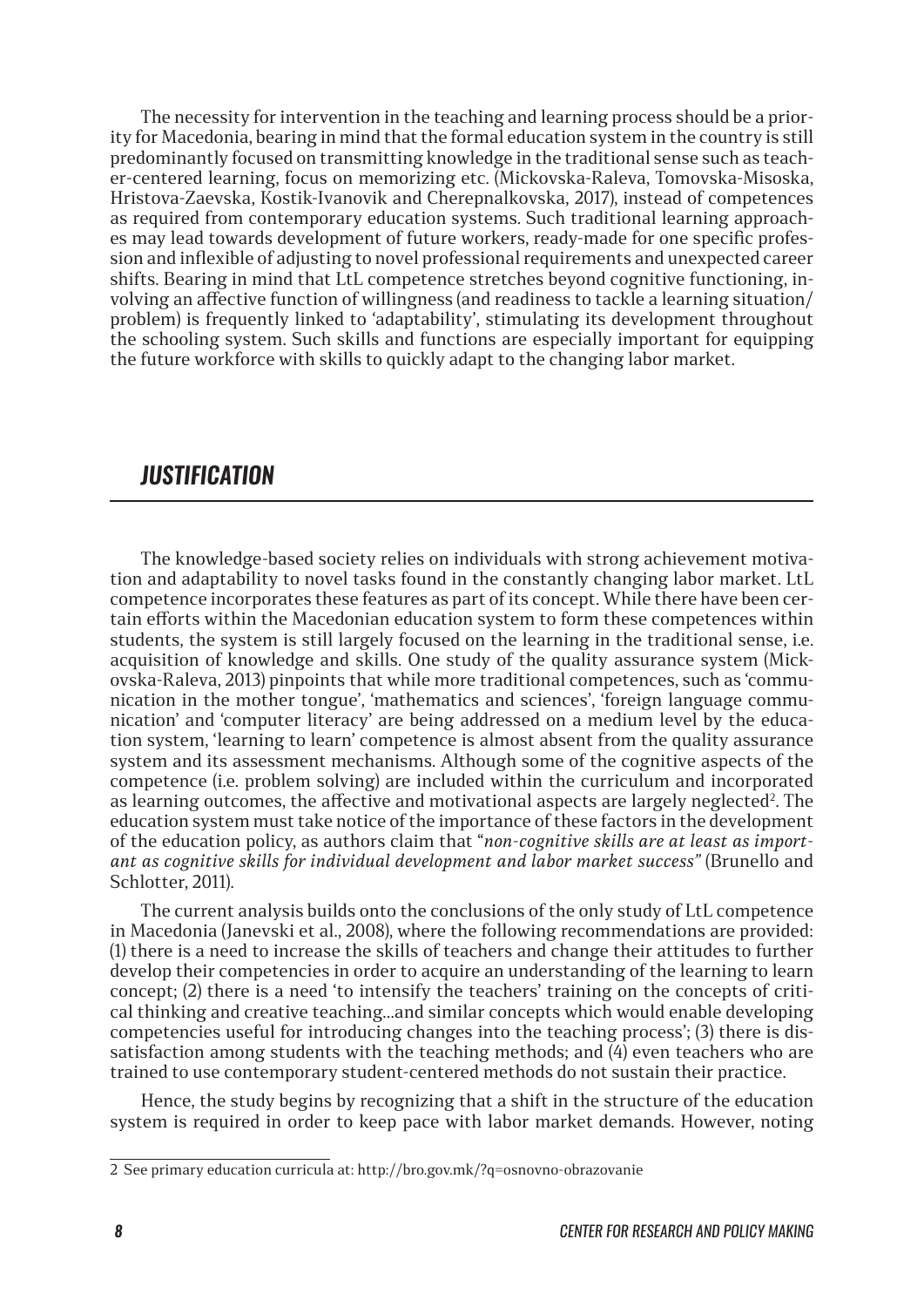The necessity for intervention in the teaching and learning process should be a priority for Macedonia, bearing in mind that the formal education system in the country is still predominantly focused on transmitting knowledge in the traditional sense such as teacher-centered learning, focus on memorizing etc. (Mickovska-Raleva, Tomovska-Misoska, Hristova-Zaevska, Kostik-Ivanovik and Cherepnalkovska, 2017), instead of competences as required from contemporary education systems. Such traditional learning approaches may lead towards development of future workers, ready-made for one specific profession and inflexible of adjusting to novel professional requirements and unexpected career shifts. Bearing in mind that LtL competence stretches beyond cognitive functioning, involving an affective function of willingness (and readiness to tackle a learning situation/ problem) is frequently linked to 'adaptability', stimulating its development throughout the schooling system. Such skills and functions are especially important for equipping the future workforce with skills to quickly adapt to the changing labor market.

## JUSTIFICATION

The knowledge-based society relies on individuals with strong achievement motivation and adaptability to novel tasks found in the constantly changing labor market. LtL competence incorporates these features as part of its concept. While there have been certain efforts within the Macedonian education system to form these competences within students, the system is still largely focused on the learning in the traditional sense, i.e. acquisition of knowledge and skills. One study of the quality assurance system (Mickovska-Raleva, 2013) pinpoints that while more traditional competences, such as 'communication in the mother tongue', 'mathematics and sciences', 'foreign language communication' and 'computer literacy' are being addressed on a medium level by the education system, 'learning to learn' competence is almost absent from the quality assurance system and its assessment mechanisms. Although some of the cognitive aspects of the competence (i.e. problem solving) are included within the curriculum and incorporated as learning outcomes, the affective and motivational aspects are largely neglected[2]. The education system must take notice of the importance of these factors in the development of the education policy, as authors claim that "*non-cognitive skills are at least as important as cognitive skills for individual development and labor market success*" (Brunello and Schlotter, 2011).

The current analysis builds onto the conclusions of the only study of LtL competence in Macedonia (Janevski et al., 2008), where the following recommendations are provided: (1) there is a need to increase the skills of teachers and change their attitudes to further develop their competencies in order to acquire an understanding of the learning to learn concept; (2) there is a need 'to intensify the teachers' training on the concepts of critical thinking and creative teaching…and similar concepts which would enable developing competencies useful for introducing changes into the teaching process'; (3) there is dissatisfaction among students with the teaching methods; and (4) even teachers who are trained to use contemporary student-centered methods do not sustain their practice.

Hence, the study begins by recognizing that a shift in the structure of the education system is required in order to keep pace with labor market demands. However, noting

---

2 See primary education curricula at: http://bro.gov.mk/?q=osnovno-obrazovanie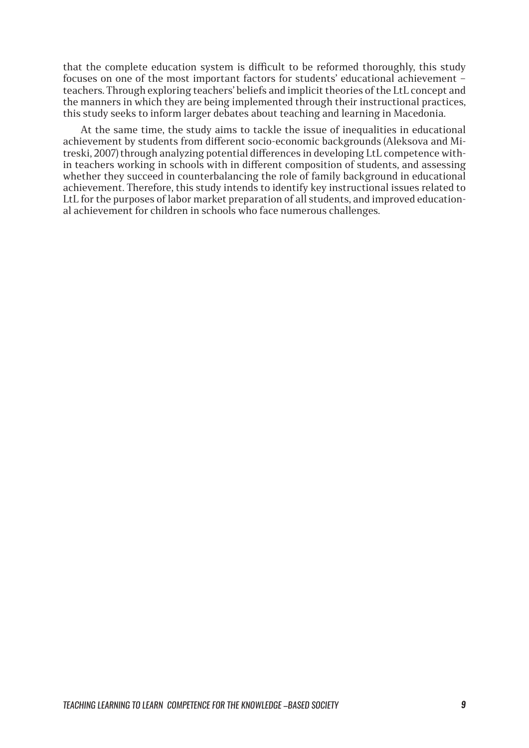that the complete education system is difficult to be reformed thoroughly, this study focuses on one of the most important factors for students' educational achievement – teachers. Through exploring teachers' beliefs and implicit theories of the LtL concept and the manners in which they are being implemented through their instructional practices, this study seeks to inform larger debates about teaching and learning in Macedonia.

At the same time, the study aims to tackle the issue of inequalities in educational achievement by students from different socio-economic backgrounds (Aleksova and Mitreski, 2007) through analyzing potential differences in developing LtL competence within teachers working in schools with in different composition of students, and assessing whether they succeed in counterbalancing the role of family background in educational achievement. Therefore, this study intends to identify key instructional issues related to LtL for the purposes of labor market preparation of all students, and improved educational achievement for children in schools who face numerous challenges.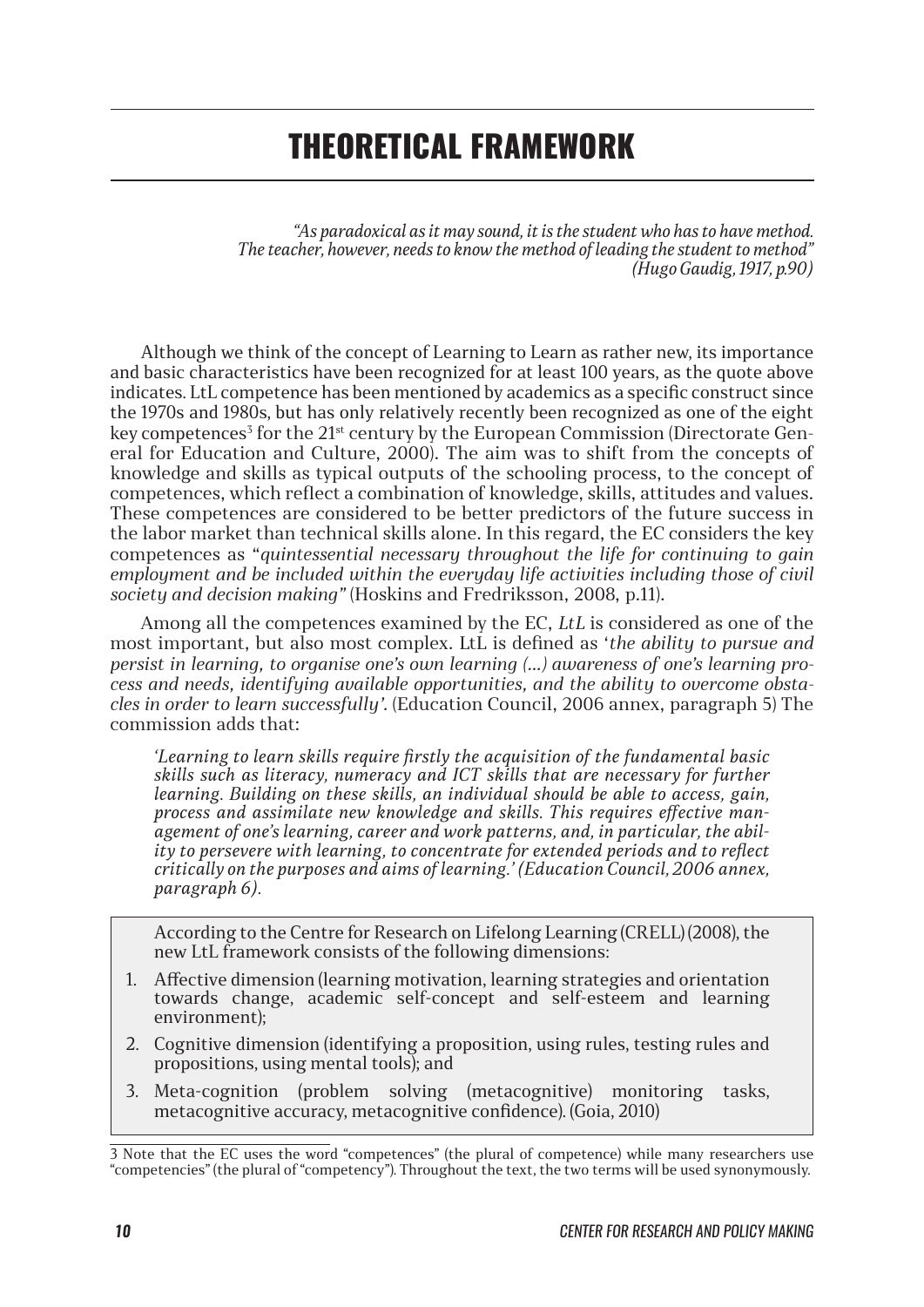# THEORETICAL FRAMEWORK

> *"As paradoxical as it may sound, it is the student who has to have method. The teacher, however, needs to know the method of leading the student to method"*
> *(Hugo Gaudig, 1917, p.90)*

Although we think of the concept of Learning to Learn as rather new, its importance and basic characteristics have been recognized for at least 100 years, as the quote above indicates. LtL competence has been mentioned by academics as a specific construct since the 1970s and 1980s, but has only relatively recently been recognized as one of the eight key competences[3] for the 21st century by the European Commission (Directorate General for Education and Culture, 2000). The aim was to shift from the concepts of knowledge and skills as typical outputs of the schooling process, to the concept of competences, which reflect a combination of knowledge, skills, attitudes and values. These competences are considered to be better predictors of the future success in the labor market than technical skills alone. In this regard, the EC considers the key competences as "*quintessential necessary throughout the life for continuing to gain employment and be included within the everyday life activities including those of civil society and decision making"* (Hoskins and Fredriksson, 2008, p.11).

Among all the competences examined by the EC, *LtL* is considered as one of the most important, but also most complex. LtL is defined as '*the ability to pursue and persist in learning, to organise one's own learning (...) awareness of one's learning process and needs, identifying available opportunities, and the ability to overcome obstacles in order to learn successfully'*. (Education Council, 2006 annex, paragraph 5) The commission adds that:

> *'Learning to learn skills require firstly the acquisition of the fundamental basic skills such as literacy, numeracy and ICT skills that are necessary for further learning. Building on these skills, an individual should be able to access, gain, process and assimilate new knowledge and skills. This requires effective management of one's learning, career and work patterns, and, in particular, the ability to persevere with learning, to concentrate for extended periods and to reflect critically on the purposes and aims of learning.' (Education Council, 2006 annex, paragraph 6).*

According to the Centre for Research on Lifelong Learning (CRELL) (2008), the new LtL framework consists of the following dimensions:

1. Affective dimension (learning motivation, learning strategies and orientation towards change, academic self-concept and self-esteem and learning environment);
2. Cognitive dimension (identifying a proposition, using rules, testing rules and propositions, using mental tools); and
3. Meta-cognition (problem solving (metacognitive) monitoring tasks, metacognitive accuracy, metacognitive confidence). (Goia, 2010)

[3] Note that the EC uses the word "competences" (the plural of competence) while many researchers use "competencies" (the plural of "competency"). Throughout the text, the two terms will be used synonymously.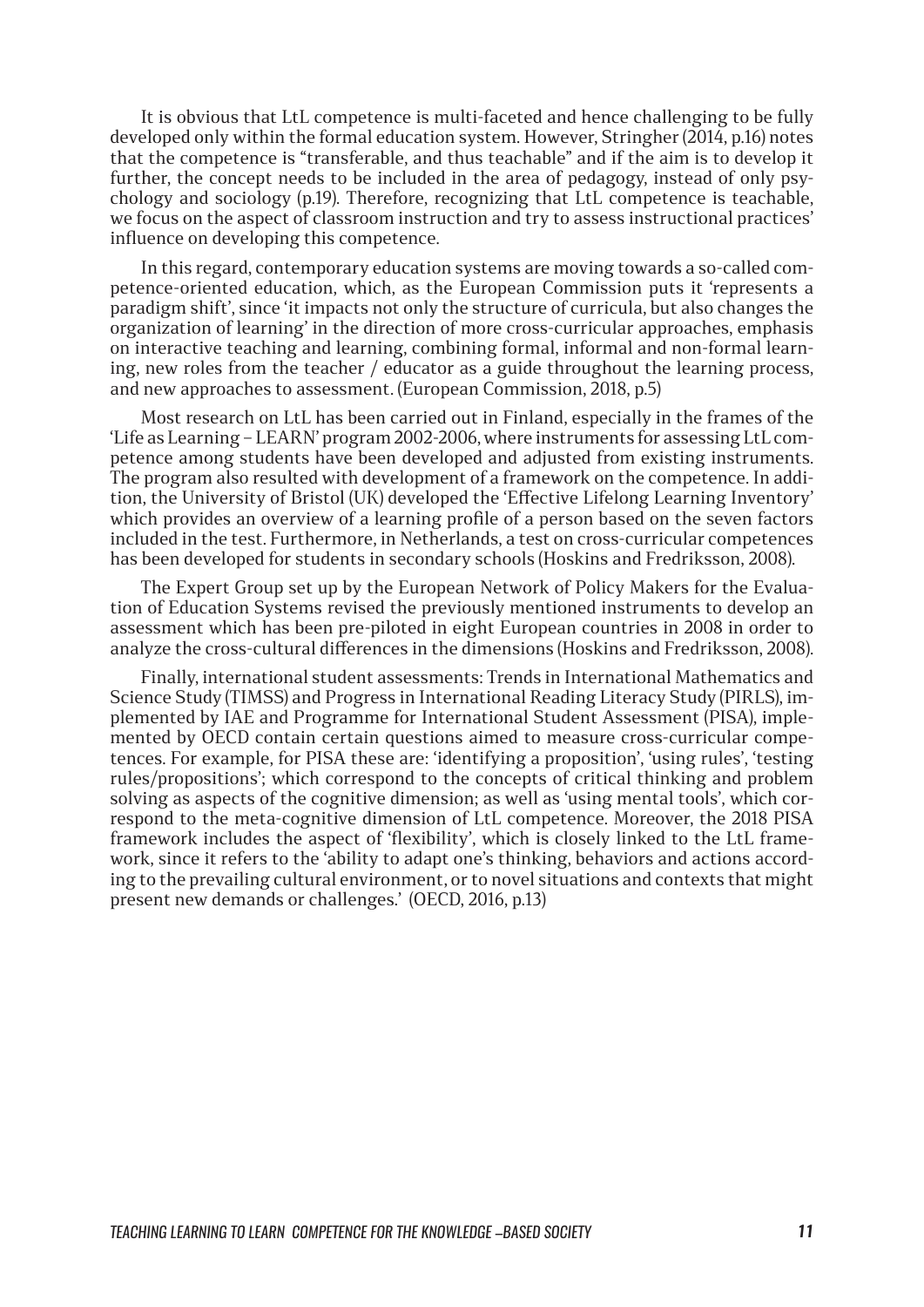It is obvious that LtL competence is multi-faceted and hence challenging to be fully developed only within the formal education system. However, Stringher (2014, p.16) notes that the competence is "transferable, and thus teachable" and if the aim is to develop it further, the concept needs to be included in the area of pedagogy, instead of only psychology and sociology (p.19). Therefore, recognizing that LtL competence is teachable, we focus on the aspect of classroom instruction and try to assess instructional practices' influence on developing this competence.

In this regard, contemporary education systems are moving towards a so-called competence-oriented education, which, as the European Commission puts it 'represents a paradigm shift', since 'it impacts not only the structure of curricula, but also changes the organization of learning' in the direction of more cross-curricular approaches, emphasis on interactive teaching and learning, combining formal, informal and non-formal learning, new roles from the teacher / educator as a guide throughout the learning process, and new approaches to assessment. (European Commission, 2018, p.5)

Most research on LtL has been carried out in Finland, especially in the frames of the 'Life as Learning – LEARN' program 2002-2006, where instruments for assessing LtL competence among students have been developed and adjusted from existing instruments. The program also resulted with development of a framework on the competence. In addition, the University of Bristol (UK) developed the 'Effective Lifelong Learning Inventory' which provides an overview of a learning profile of a person based on the seven factors included in the test. Furthermore, in Netherlands, a test on cross-curricular competences has been developed for students in secondary schools (Hoskins and Fredriksson, 2008).

The Expert Group set up by the European Network of Policy Makers for the Evaluation of Education Systems revised the previously mentioned instruments to develop an assessment which has been pre-piloted in eight European countries in 2008 in order to analyze the cross-cultural differences in the dimensions (Hoskins and Fredriksson, 2008).

Finally, international student assessments: Trends in International Mathematics and Science Study (TIMSS) and Progress in International Reading Literacy Study (PIRLS), implemented by IAE and Programme for International Student Assessment (PISA), implemented by OECD contain certain questions aimed to measure cross-curricular competences. For example, for PISA these are: 'identifying a proposition', 'using rules', 'testing rules/propositions'; which correspond to the concepts of critical thinking and problem solving as aspects of the cognitive dimension; as well as 'using mental tools', which correspond to the meta-cognitive dimension of LtL competence. Moreover, the 2018 PISA framework includes the aspect of 'flexibility', which is closely linked to the LtL framework, since it refers to the 'ability to adapt one's thinking, behaviors and actions according to the prevailing cultural environment, or to novel situations and contexts that might present new demands or challenges.' (OECD, 2016, p.13)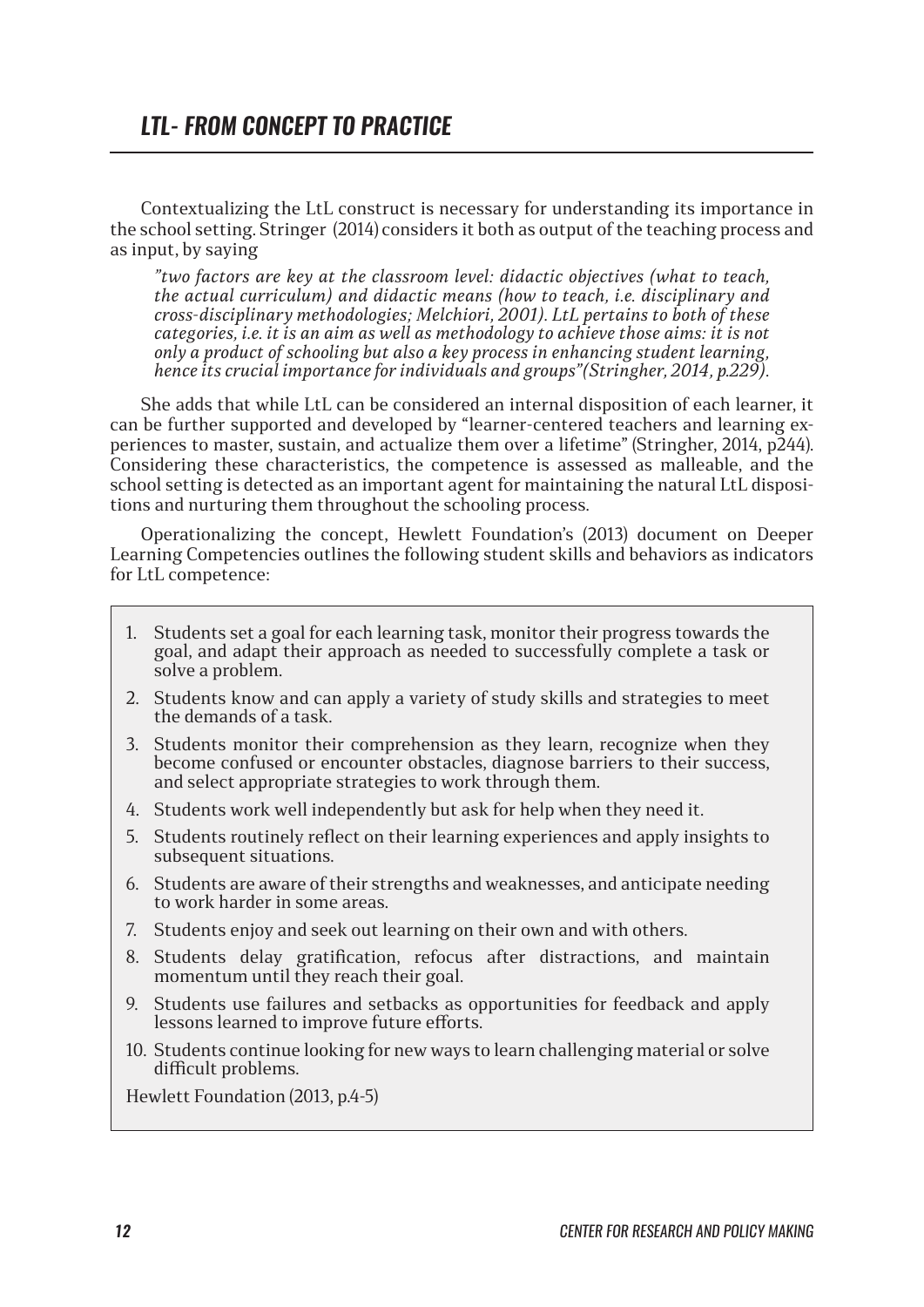## *LTL- FROM CONCEPT TO PRACTICE*

Contextualizing the LtL construct is necessary for understanding its importance in the school setting. Stringer (2014) considers it both as output of the teaching process and as input, by saying

> *"two factors are key at the classroom level: didactic objectives (what to teach, the actual curriculum) and didactic means (how to teach, i.e. disciplinary and cross-disciplinary methodologies; Melchiori, 2001). LtL pertains to both of these categories, i.e. it is an aim as well as methodology to achieve those aims: it is not only a product of schooling but also a key process in enhancing student learning, hence its crucial importance for individuals and groups"(Stringher, 2014, p.229).*

She adds that while LtL can be considered an internal disposition of each learner, it can be further supported and developed by "learner-centered teachers and learning experiences to master, sustain, and actualize them over a lifetime" (Stringher, 2014, p244). Considering these characteristics, the competence is assessed as malleable, and the school setting is detected as an important agent for maintaining the natural LtL dispositions and nurturing them throughout the schooling process.

Operationalizing the concept, Hewlett Foundation's (2013) document on Deeper Learning Competencies outlines the following student skills and behaviors as indicators for LtL competence:

1. Students set a goal for each learning task, monitor their progress towards the goal, and adapt their approach as needed to successfully complete a task or solve a problem.
2. Students know and can apply a variety of study skills and strategies to meet the demands of a task.
3. Students monitor their comprehension as they learn, recognize when they become confused or encounter obstacles, diagnose barriers to their success, and select appropriate strategies to work through them.
4. Students work well independently but ask for help when they need it.
5. Students routinely reflect on their learning experiences and apply insights to subsequent situations.
6. Students are aware of their strengths and weaknesses, and anticipate needing to work harder in some areas.
7. Students enjoy and seek out learning on their own and with others.
8. Students delay gratification, refocus after distractions, and maintain momentum until they reach their goal.
9. Students use failures and setbacks as opportunities for feedback and apply lessons learned to improve future efforts.
10. Students continue looking for new ways to learn challenging material or solve difficult problems.

Hewlett Foundation (2013, p.4-5)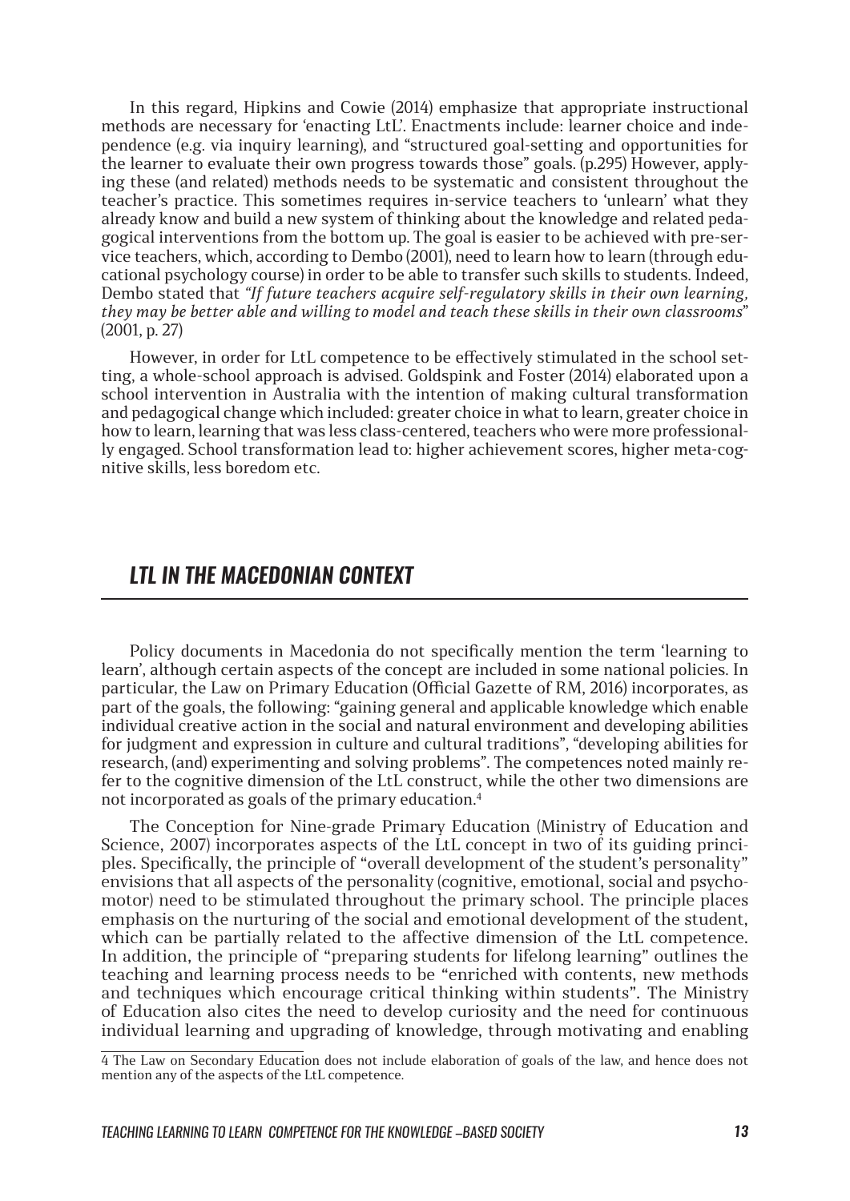In this regard, Hipkins and Cowie (2014) emphasize that appropriate instructional methods are necessary for 'enacting LtL'. Enactments include: learner choice and independence (e.g. via inquiry learning), and "structured goal-setting and opportunities for the learner to evaluate their own progress towards those" goals. (p.295) However, applying these (and related) methods needs to be systematic and consistent throughout the teacher's practice. This sometimes requires in-service teachers to 'unlearn' what they already know and build a new system of thinking about the knowledge and related pedagogical interventions from the bottom up. The goal is easier to be achieved with pre-service teachers, which, according to Dembo (2001), need to learn how to learn (through educational psychology course) in order to be able to transfer such skills to students. Indeed, Dembo stated that *"If future teachers acquire self-regulatory skills in their own learning, they may be better able and willing to model and teach these skills in their own classrooms*" (2001, p. 27)

However, in order for LtL competence to be effectively stimulated in the school setting, a whole-school approach is advised. Goldspink and Foster (2014) elaborated upon a school intervention in Australia with the intention of making cultural transformation and pedagogical change which included: greater choice in what to learn, greater choice in how to learn, learning that was less class-centered, teachers who were more professionally engaged. School transformation lead to: higher achievement scores, higher meta-cognitive skills, less boredom etc.

## LTL IN THE MACEDONIAN CONTEXT

Policy documents in Macedonia do not specifically mention the term 'learning to learn', although certain aspects of the concept are included in some national policies. In particular, the Law on Primary Education (Official Gazette of RM, 2016) incorporates, as part of the goals, the following: "gaining general and applicable knowledge which enable individual creative action in the social and natural environment and developing abilities for judgment and expression in culture and cultural traditions", "developing abilities for research, (and) experimenting and solving problems". The competences noted mainly refer to the cognitive dimension of the LtL construct, while the other two dimensions are not incorporated as goals of the primary education.[4]

The Conception for Nine-grade Primary Education (Ministry of Education and Science, 2007) incorporates aspects of the LtL concept in two of its guiding principles. Specifically, the principle of "overall development of the student's personality" envisions that all aspects of the personality (cognitive, emotional, social and psychomotor) need to be stimulated throughout the primary school. The principle places emphasis on the nurturing of the social and emotional development of the student, which can be partially related to the affective dimension of the LtL competence. In addition, the principle of "preparing students for lifelong learning" outlines the teaching and learning process needs to be "enriched with contents, new methods and techniques which encourage critical thinking within students". The Ministry of Education also cites the need to develop curiosity and the need for continuous individual learning and upgrading of knowledge, through motivating and enabling

[4] The Law on Secondary Education does not include elaboration of goals of the law, and hence does not mention any of the aspects of the LtL competence.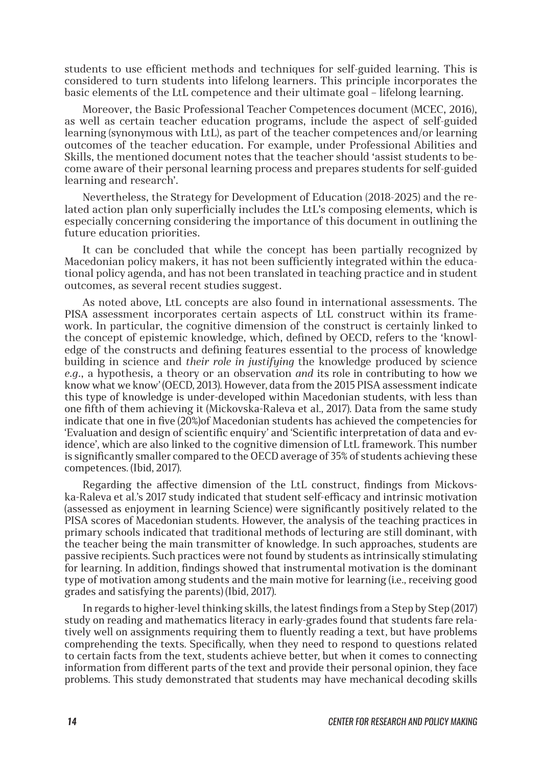students to use efficient methods and techniques for self-guided learning. This is considered to turn students into lifelong learners. This principle incorporates the basic elements of the LtL competence and their ultimate goal – lifelong learning.

Moreover, the Basic Professional Teacher Competences document (MCEC, 2016), as well as certain teacher education programs, include the aspect of self-guided learning (synonymous with LtL), as part of the teacher competences and/or learning outcomes of the teacher education. For example, under Professional Abilities and Skills, the mentioned document notes that the teacher should 'assist students to become aware of their personal learning process and prepares students for self-guided learning and research'.

Nevertheless, the Strategy for Development of Education (2018-2025) and the related action plan only superficially includes the LtL's composing elements, which is especially concerning considering the importance of this document in outlining the future education priorities.

It can be concluded that while the concept has been partially recognized by Macedonian policy makers, it has not been sufficiently integrated within the educational policy agenda, and has not been translated in teaching practice and in student outcomes, as several recent studies suggest.

As noted above, LtL concepts are also found in international assessments. The PISA assessment incorporates certain aspects of LtL construct within its framework. In particular, the cognitive dimension of the construct is certainly linked to the concept of epistemic knowledge, which, defined by OECD, refers to the 'knowledge of the constructs and defining features essential to the process of knowledge building in science and *their role in justifying* the knowledge produced by science *e.g*., a hypothesis, a theory or an observation *and* its role in contributing to how we know what we know' (OECD, 2013). However, data from the 2015 PISA assessment indicate this type of knowledge is under-developed within Macedonian students, with less than one fifth of them achieving it (Mickovska-Raleva et al., 2017). Data from the same study indicate that one in five (20%)of Macedonian students has achieved the competencies for 'Evaluation and design of scientific enquiry' and 'Scientific interpretation of data and evidence', which are also linked to the cognitive dimension of LtL framework. This number is significantly smaller compared to the OECD average of 35% of students achieving these competences. (Ibid, 2017).

Regarding the affective dimension of the LtL construct, findings from Mickovska-Raleva et al.'s 2017 study indicated that student self-efficacy and intrinsic motivation (assessed as enjoyment in learning Science) were significantly positively related to the PISA scores of Macedonian students. However, the analysis of the teaching practices in primary schools indicated that traditional methods of lecturing are still dominant, with the teacher being the main transmitter of knowledge. In such approaches, students are passive recipients. Such practices were not found by students as intrinsically stimulating for learning. In addition, findings showed that instrumental motivation is the dominant type of motivation among students and the main motive for learning (i.e., receiving good grades and satisfying the parents) (Ibid, 2017).

In regards to higher-level thinking skills, the latest findings from a Step by Step (2017) study on reading and mathematics literacy in early-grades found that students fare relatively well on assignments requiring them to fluently reading a text, but have problems comprehending the texts. Specifically, when they need to respond to questions related to certain facts from the text, students achieve better, but when it comes to connecting information from different parts of the text and provide their personal opinion, they face problems. This study demonstrated that students may have mechanical decoding skills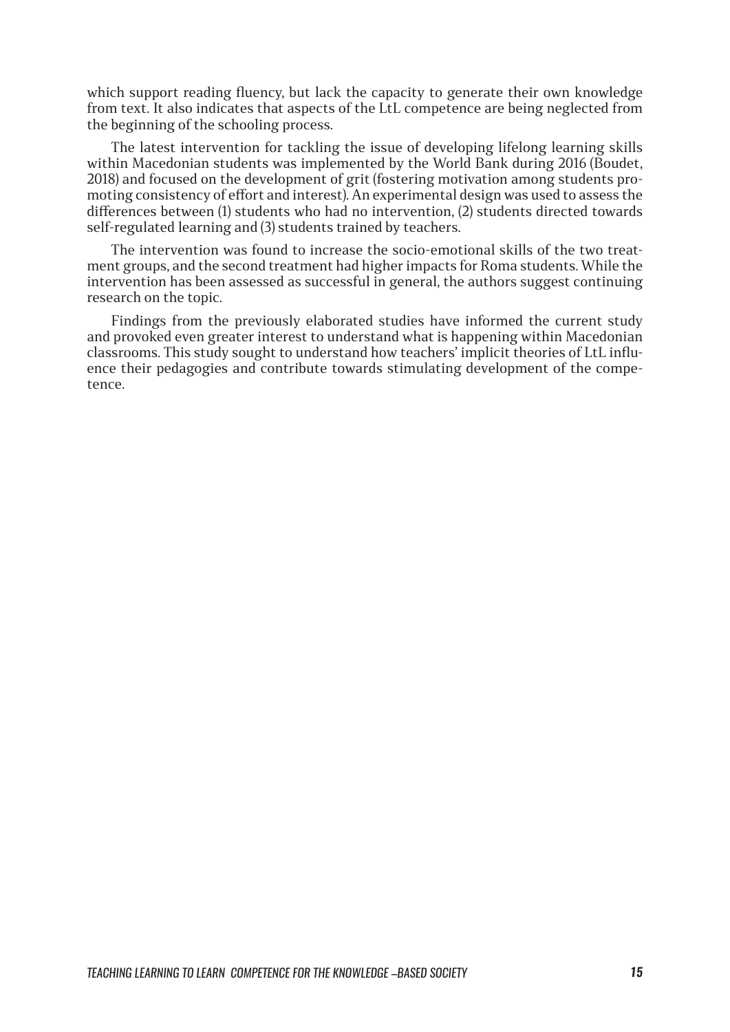which support reading fluency, but lack the capacity to generate their own knowledge from text. It also indicates that aspects of the LtL competence are being neglected from the beginning of the schooling process.

The latest intervention for tackling the issue of developing lifelong learning skills within Macedonian students was implemented by the World Bank during 2016 (Boudet, 2018) and focused on the development of grit (fostering motivation among students promoting consistency of effort and interest). An experimental design was used to assess the differences between (1) students who had no intervention, (2) students directed towards self-regulated learning and (3) students trained by teachers.

The intervention was found to increase the socio-emotional skills of the two treatment groups, and the second treatment had higher impacts for Roma students. While the intervention has been assessed as successful in general, the authors suggest continuing research on the topic.

Findings from the previously elaborated studies have informed the current study and provoked even greater interest to understand what is happening within Macedonian classrooms. This study sought to understand how teachers' implicit theories of LtL influence their pedagogies and contribute towards stimulating development of the competence.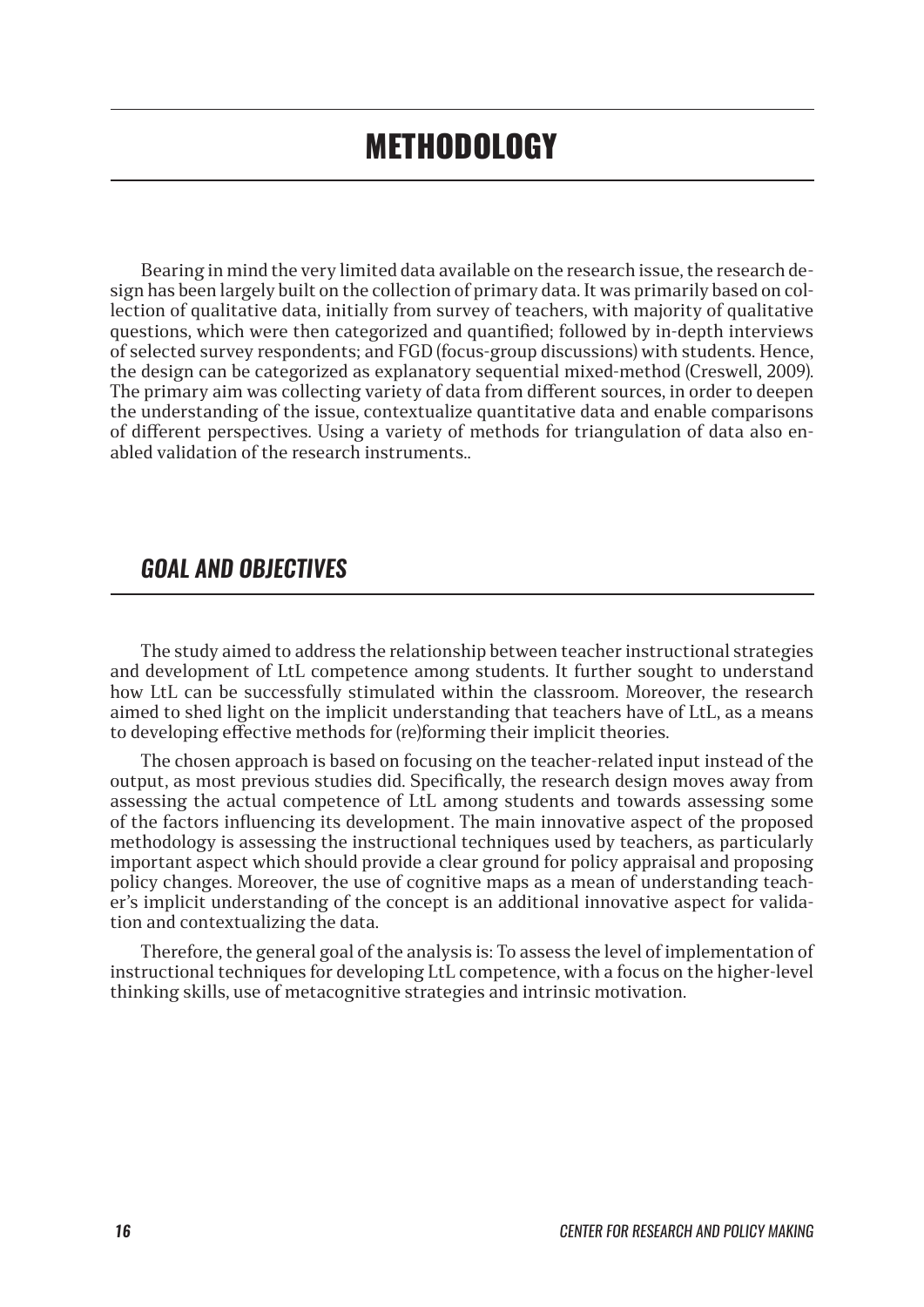# METHODOLOGY

Bearing in mind the very limited data available on the research issue, the research design has been largely built on the collection of primary data. It was primarily based on collection of qualitative data, initially from survey of teachers, with majority of qualitative questions, which were then categorized and quantified; followed by in-depth interviews of selected survey respondents; and FGD (focus-group discussions) with students. Hence, the design can be categorized as explanatory sequential mixed-method (Creswell, 2009). The primary aim was collecting variety of data from different sources, in order to deepen the understanding of the issue, contextualize quantitative data and enable comparisons of different perspectives. Using a variety of methods for triangulation of data also enabled validation of the research instruments..

## *GOAL AND OBJECTIVES*

The study aimed to address the relationship between teacher instructional strategies and development of LtL competence among students. It further sought to understand how LtL can be successfully stimulated within the classroom. Moreover, the research aimed to shed light on the implicit understanding that teachers have of LtL, as a means to developing effective methods for (re)forming their implicit theories.

The chosen approach is based on focusing on the teacher-related input instead of the output, as most previous studies did. Specifically, the research design moves away from assessing the actual competence of LtL among students and towards assessing some of the factors influencing its development. The main innovative aspect of the proposed methodology is assessing the instructional techniques used by teachers, as particularly important aspect which should provide a clear ground for policy appraisal and proposing policy changes. Moreover, the use of cognitive maps as a mean of understanding teacher's implicit understanding of the concept is an additional innovative aspect for validation and contextualizing the data.

Therefore, the general goal of the analysis is: To assess the level of implementation of instructional techniques for developing LtL competence, with a focus on the higher-level thinking skills, use of metacognitive strategies and intrinsic motivation.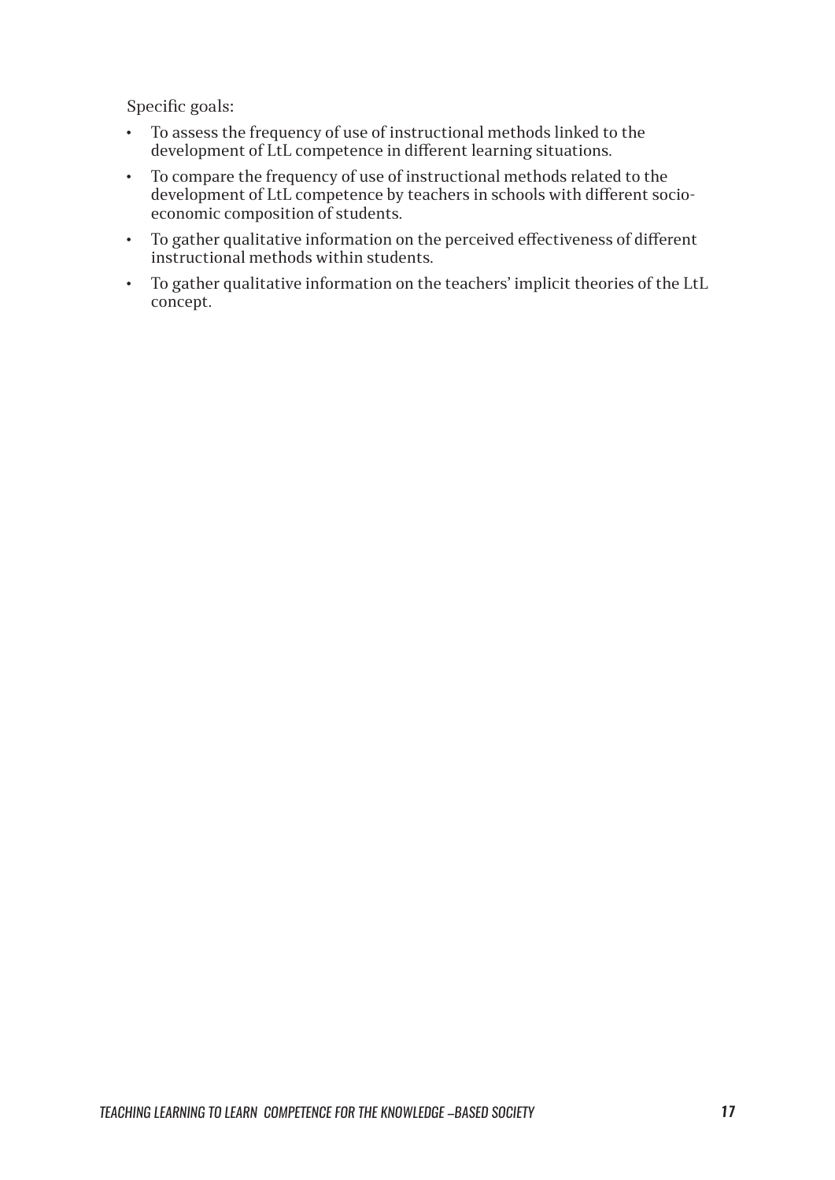Specific goals:

- To assess the frequency of use of instructional methods linked to the development of LtL competence in different learning situations.
- To compare the frequency of use of instructional methods related to the development of LtL competence by teachers in schools with different socio-economic composition of students.
- To gather qualitative information on the perceived effectiveness of different instructional methods within students.
- To gather qualitative information on the teachers' implicit theories of the LtL concept.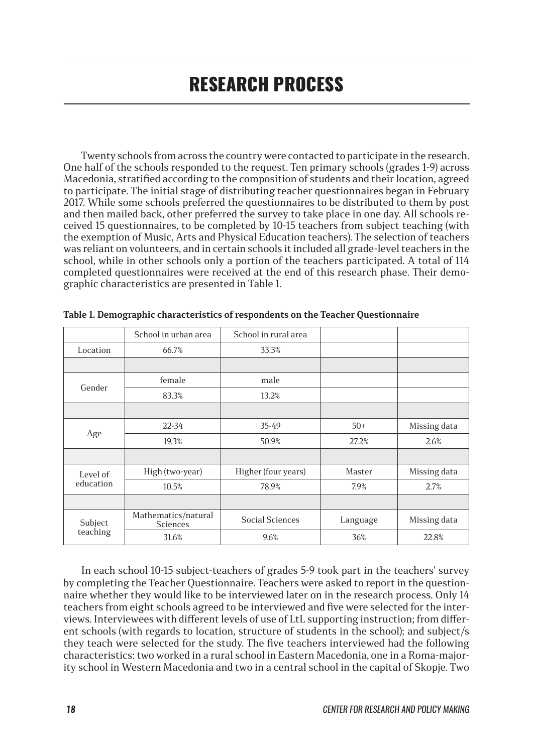# RESEARCH PROCESS

Twenty schools from across the country were contacted to participate in the research. One half of the schools responded to the request. Ten primary schools (grades 1-9) across Macedonia, stratified according to the composition of students and their location, agreed to participate. The initial stage of distributing teacher questionnaires began in February 2017. While some schools preferred the questionnaires to be distributed to them by post and then mailed back, other preferred the survey to take place in one day. All schools received 15 questionnaires, to be completed by 10-15 teachers from subject teaching (with the exemption of Music, Arts and Physical Education teachers). The selection of teachers was reliant on volunteers, and in certain schools it included all grade-level teachers in the school, while in other schools only a portion of the teachers participated. A total of 114 completed questionnaires were received at the end of this research phase. Their demographic characteristics are presented in Table 1.

**Table 1. Demographic characteristics of respondents on the Teacher Questionnaire**

| | School in urban area | School in rural area | | |
|---|---|---|---|---|
| Location | 66.7% | 33.3% | | |
| | | | | |
| Gender | female | male | | |
| | 83.3% | 13.2% | | |
| | | | | |
| Age | 22-34 | 35-49 | 50+ | Missing data |
| | 19.3% | 50.9% | 27.2% | 2.6% |
| | | | | |
| Level of education | High (two-year) | Higher (four years) | Master | Missing data |
| | 10.5% | 78.9% | 7.9% | 2.7% |
| | | | | |
| Subject teaching | Mathematics/natural Sciences | Social Sciences | Language | Missing data |
| | 31.6% | 9.6% | 36% | 22.8% |

In each school 10-15 subject-teachers of grades 5-9 took part in the teachers' survey by completing the Teacher Questionnaire. Teachers were asked to report in the questionnaire whether they would like to be interviewed later on in the research process. Only 14 teachers from eight schools agreed to be interviewed and five were selected for the interviews. Interviewees with different levels of use of LtL supporting instruction; from different schools (with regards to location, structure of students in the school); and subject/s they teach were selected for the study. The five teachers interviewed had the following characteristics: two worked in a rural school in Eastern Macedonia, one in a Roma-majority school in Western Macedonia and two in a central school in the capital of Skopje. Two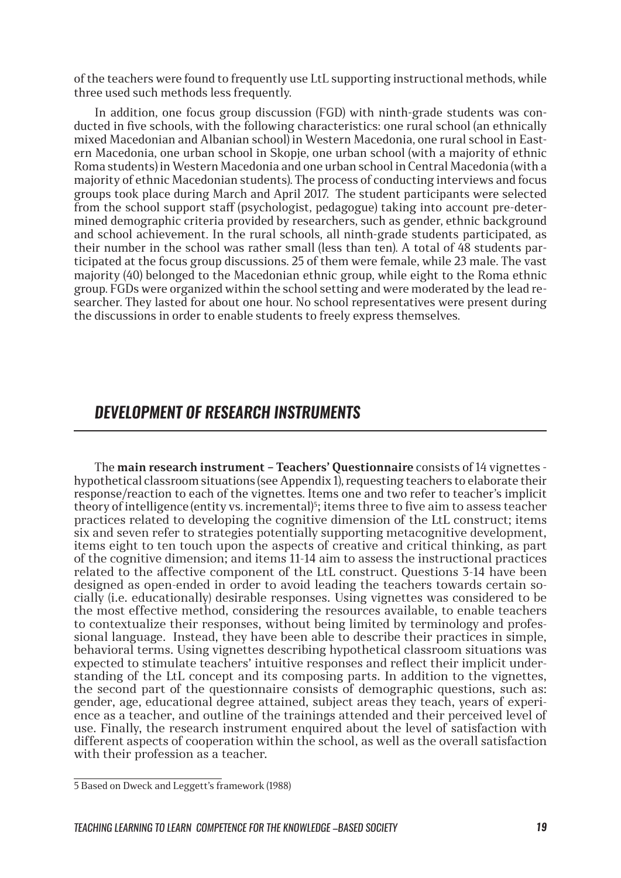of the teachers were found to frequently use LtL supporting instructional methods, while three used such methods less frequently.

In addition, one focus group discussion (FGD) with ninth-grade students was conducted in five schools, with the following characteristics: one rural school (an ethnically mixed Macedonian and Albanian school) in Western Macedonia, one rural school in Eastern Macedonia, one urban school in Skopje, one urban school (with a majority of ethnic Roma students) in Western Macedonia and one urban school in Central Macedonia (with a majority of ethnic Macedonian students). The process of conducting interviews and focus groups took place during March and April 2017. The student participants were selected from the school support staff (psychologist, pedagogue) taking into account pre-determined demographic criteria provided by researchers, such as gender, ethnic background and school achievement. In the rural schools, all ninth-grade students participated, as their number in the school was rather small (less than ten). A total of 48 students participated at the focus group discussions. 25 of them were female, while 23 male. The vast majority (40) belonged to the Macedonian ethnic group, while eight to the Roma ethnic group. FGDs were organized within the school setting and were moderated by the lead researcher. They lasted for about one hour. No school representatives were present during the discussions in order to enable students to freely express themselves.

## *DEVELOPMENT OF RESEARCH INSTRUMENTS*

The **main research instrument – Teachers' Questionnaire** consists of 14 vignettes - hypothetical classroom situations (see Appendix 1), requesting teachers to elaborate their response/reaction to each of the vignettes. Items one and two refer to teacher's implicit theory of intelligence (entity vs. incremental)[5]; items three to five aim to assess teacher practices related to developing the cognitive dimension of the LtL construct; items six and seven refer to strategies potentially supporting metacognitive development, items eight to ten touch upon the aspects of creative and critical thinking, as part of the cognitive dimension; and items 11-14 aim to assess the instructional practices related to the affective component of the LtL construct. Questions 3-14 have been designed as open-ended in order to avoid leading the teachers towards certain socially (i.e. educationally) desirable responses. Using vignettes was considered to be the most effective method, considering the resources available, to enable teachers to contextualize their responses, without being limited by terminology and professional language. Instead, they have been able to describe their practices in simple, behavioral terms. Using vignettes describing hypothetical classroom situations was expected to stimulate teachers' intuitive responses and reflect their implicit understanding of the LtL concept and its composing parts. In addition to the vignettes, the second part of the questionnaire consists of demographic questions, such as: gender, age, educational degree attained, subject areas they teach, years of experience as a teacher, and outline of the trainings attended and their perceived level of use. Finally, the research instrument enquired about the level of satisfaction with different aspects of cooperation within the school, as well as the overall satisfaction with their profession as a teacher.

---

5 Based on Dweck and Leggett's framework (1988)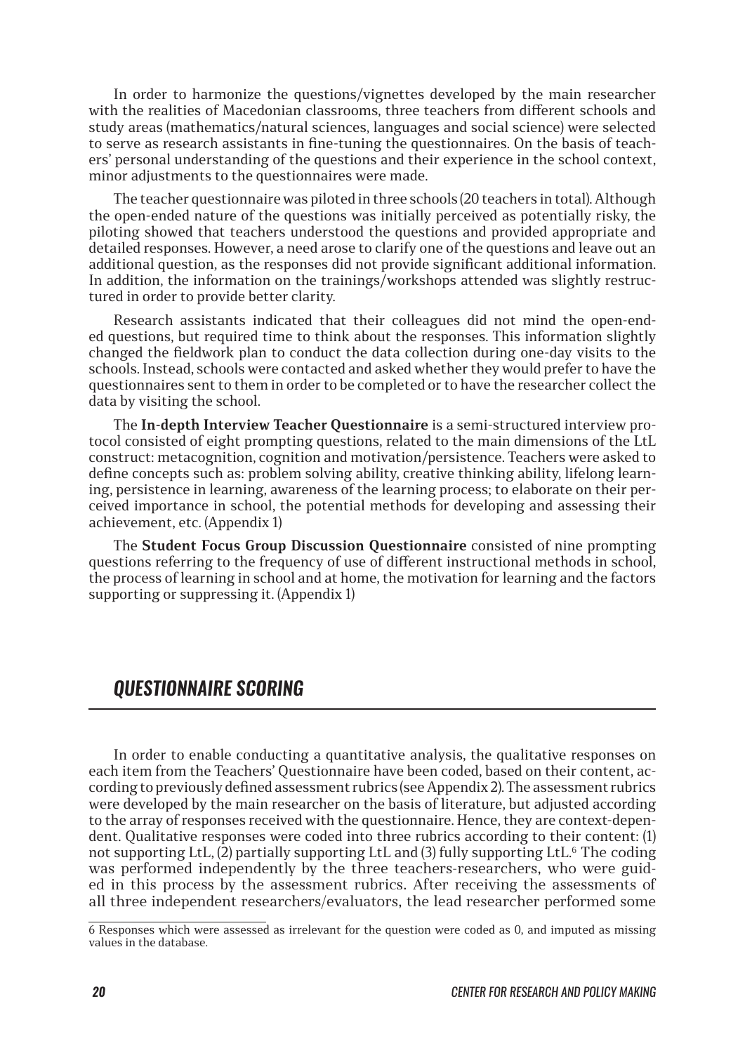In order to harmonize the questions/vignettes developed by the main researcher with the realities of Macedonian classrooms, three teachers from different schools and study areas (mathematics/natural sciences, languages and social science) were selected to serve as research assistants in fine-tuning the questionnaires. On the basis of teachers' personal understanding of the questions and their experience in the school context, minor adjustments to the questionnaires were made.

The teacher questionnaire was piloted in three schools (20 teachers in total). Although the open-ended nature of the questions was initially perceived as potentially risky, the piloting showed that teachers understood the questions and provided appropriate and detailed responses. However, a need arose to clarify one of the questions and leave out an additional question, as the responses did not provide significant additional information. In addition, the information on the trainings/workshops attended was slightly restructured in order to provide better clarity.

Research assistants indicated that their colleagues did not mind the open-ended questions, but required time to think about the responses. This information slightly changed the fieldwork plan to conduct the data collection during one-day visits to the schools. Instead, schools were contacted and asked whether they would prefer to have the questionnaires sent to them in order to be completed or to have the researcher collect the data by visiting the school.

The **In-depth Interview Teacher Questionnaire** is a semi-structured interview protocol consisted of eight prompting questions, related to the main dimensions of the LtL construct: metacognition, cognition and motivation/persistence. Teachers were asked to define concepts such as: problem solving ability, creative thinking ability, lifelong learning, persistence in learning, awareness of the learning process; to elaborate on their perceived importance in school, the potential methods for developing and assessing their achievement, etc. (Appendix 1)

The **Student Focus Group Discussion Questionnaire** consisted of nine prompting questions referring to the frequency of use of different instructional methods in school, the process of learning in school and at home, the motivation for learning and the factors supporting or suppressing it. (Appendix 1)

## *QUESTIONNAIRE SCORING*

In order to enable conducting a quantitative analysis, the qualitative responses on each item from the Teachers' Questionnaire have been coded, based on their content, according to previously defined assessment rubrics (see Appendix 2). The assessment rubrics were developed by the main researcher on the basis of literature, but adjusted according to the array of responses received with the questionnaire. Hence, they are context-dependent. Qualitative responses were coded into three rubrics according to their content: (1) not supporting LtL, (2) partially supporting LtL and (3) fully supporting LtL.[6] The coding was performed independently by the three teachers-researchers, who were guided in this process by the assessment rubrics. After receiving the assessments of all three independent researchers/evaluators, the lead researcher performed some

6 Responses which were assessed as irrelevant for the question were coded as 0, and imputed as missing values in the database.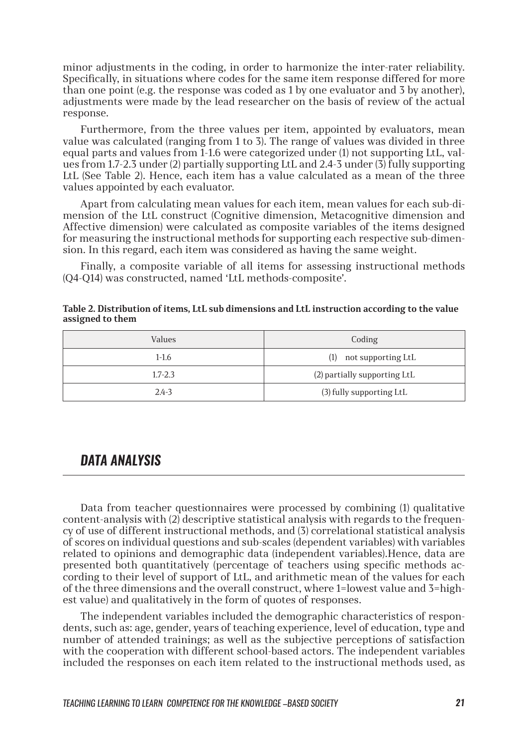minor adjustments in the coding, in order to harmonize the inter-rater reliability. Specifically, in situations where codes for the same item response differed for more than one point (e.g. the response was coded as 1 by one evaluator and 3 by another), adjustments were made by the lead researcher on the basis of review of the actual response.

Furthermore, from the three values per item, appointed by evaluators, mean value was calculated (ranging from 1 to 3). The range of values was divided in three equal parts and values from 1-1.6 were categorized under (1) not supporting LtL, values from 1.7-2.3 under (2) partially supporting LtL and 2.4-3 under (3) fully supporting LtL (See Table 2). Hence, each item has a value calculated as a mean of the three values appointed by each evaluator.

Apart from calculating mean values for each item, mean values for each sub-dimension of the LtL construct (Cognitive dimension, Metacognitive dimension and Affective dimension) were calculated as composite variables of the items designed for measuring the instructional methods for supporting each respective sub-dimension. In this regard, each item was considered as having the same weight.

Finally, a composite variable of all items for assessing instructional methods (Q4-Q14) was constructed, named 'LtL methods-composite'.

**Table 2. Distribution of items, LtL sub dimensions and LtL instruction according to the value assigned to them**

| Values | Coding |
|---|---|
| 1-1.6 | (1) not supporting LtL |
| 1.7-2.3 | (2) partially supporting LtL |
| 2.4-3 | (3) fully supporting LtL |

## *DATA ANALYSIS*

Data from teacher questionnaires were processed by combining (1) qualitative content-analysis with (2) descriptive statistical analysis with regards to the frequency of use of different instructional methods, and (3) correlational statistical analysis of scores on individual questions and sub-scales (dependent variables) with variables related to opinions and demographic data (independent variables).Hence, data are presented both quantitatively (percentage of teachers using specific methods according to their level of support of LtL, and arithmetic mean of the values for each of the three dimensions and the overall construct, where 1=lowest value and 3=highest value) and qualitatively in the form of quotes of responses.

The independent variables included the demographic characteristics of respondents, such as: age, gender, years of teaching experience, level of education, type and number of attended trainings; as well as the subjective perceptions of satisfaction with the cooperation with different school-based actors. The independent variables included the responses on each item related to the instructional methods used, as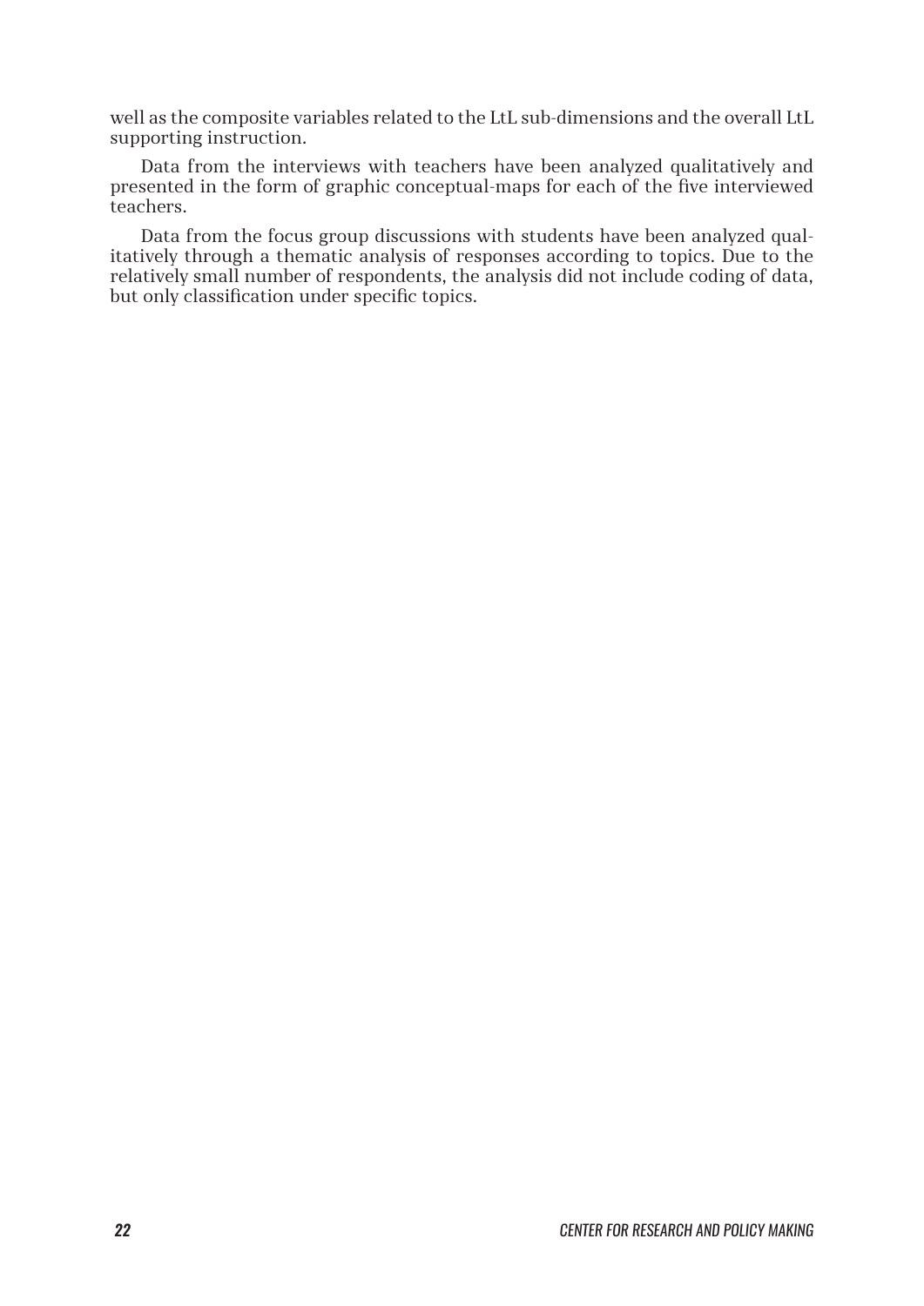well as the composite variables related to the LtL sub-dimensions and the overall LtL supporting instruction.

Data from the interviews with teachers have been analyzed qualitatively and presented in the form of graphic conceptual-maps for each of the five interviewed teachers.

Data from the focus group discussions with students have been analyzed qualitatively through a thematic analysis of responses according to topics. Due to the relatively small number of respondents, the analysis did not include coding of data, but only classification under specific topics.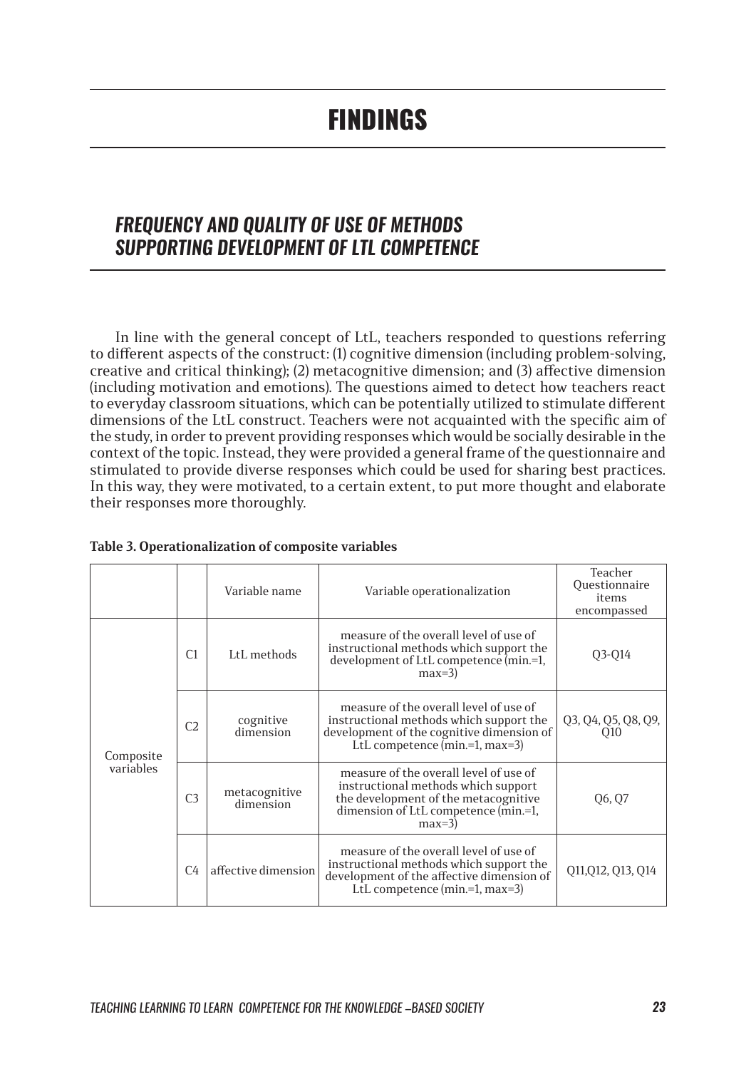# FINDINGS

## *FREQUENCY AND QUALITY OF USE OF METHODS SUPPORTING DEVELOPMENT OF LTL COMPETENCE*

In line with the general concept of LtL, teachers responded to questions referring to different aspects of the construct: (1) cognitive dimension (including problem-solving, creative and critical thinking); (2) metacognitive dimension; and (3) affective dimension (including motivation and emotions). The questions aimed to detect how teachers react to everyday classroom situations, which can be potentially utilized to stimulate different dimensions of the LtL construct. Teachers were not acquainted with the specific aim of the study, in order to prevent providing responses which would be socially desirable in the context of the topic. Instead, they were provided a general frame of the questionnaire and stimulated to provide diverse responses which could be used for sharing best practices. In this way, they were motivated, to a certain extent, to put more thought and elaborate their responses more thoroughly.

**Table 3. Operationalization of composite variables**

| | | Variable name | Variable operationalization | Teacher Questionnaire items encompassed |
|---|---|---|---|---|
| Composite variables | C1 | LtL methods | measure of the overall level of use of instructional methods which support the development of LtL competence (min.=1, max=3) | Q3-Q14 |
| | C2 | cognitive dimension | measure of the overall level of use of instructional methods which support the development of the cognitive dimension of LtL competence (min.=1, max=3) | Q3, Q4, Q5, Q8, Q9, Q10 |
| | C3 | metacognitive dimension | measure of the overall level of use of instructional methods which support the development of the metacognitive dimension of LtL competence (min.=1, max=3) | Q6, Q7 |
| | C4 | affective dimension | measure of the overall level of use of instructional methods which support the development of the affective dimension of LtL competence (min.=1, max=3) | Q11,Q12, Q13, Q14 |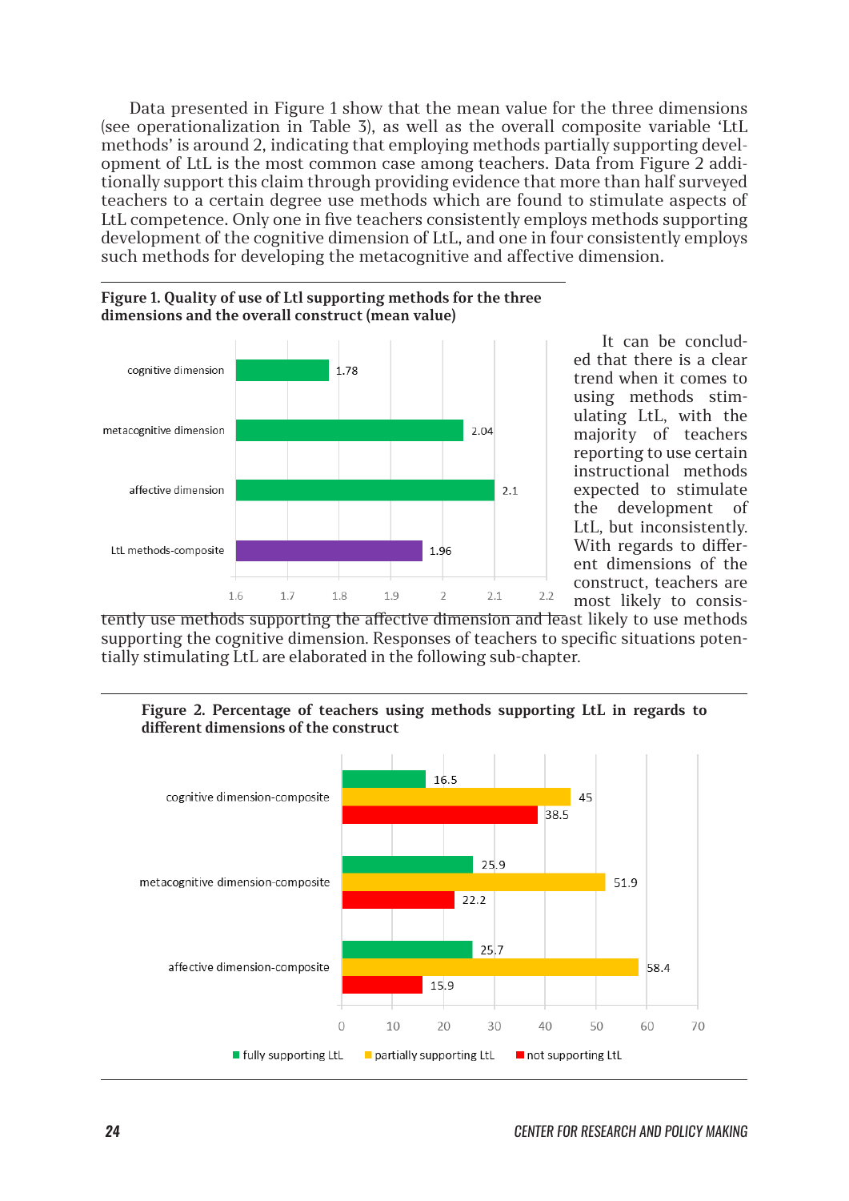Data presented in Figure 1 show that the mean value for the three dimensions (see operationalization in Table 3), as well as the overall composite variable 'LtL methods' is around 2, indicating that employing methods partially supporting development of LtL is the most common case among teachers. Data from Figure 2 additionally support this claim through providing evidence that more than half surveyed teachers to a certain degree use methods which are found to stimulate aspects of LtL competence. Only one in five teachers consistently employs methods supporting development of the cognitive dimension of LtL, and one in four consistently employs such methods for developing the metacognitive and affective dimension.

**Figure 1. Quality of use of Ltl supporting methods for the three dimensions and the overall construct (mean value)**

| | Mean value |
|---|---|
| cognitive dimension | 1.78 |
| metacognitive dimension | 2.04 |
| affective dimension | 2.1 |
| LtL methods-composite | 1.96 |

It can be concluded that there is a clear trend when it comes to using methods stimulating LtL, with the majority of teachers reporting to use certain instructional methods expected to stimulate the development of LtL, but inconsistently. With regards to different dimensions of the construct, teachers are most likely to consistently use methods supporting the affective dimension and least likely to use methods supporting the cognitive dimension. Responses of teachers to specific situations potentially stimulating LtL are elaborated in the following sub-chapter.

**Figure 2. Percentage of teachers using methods supporting LtL in regards to different dimensions of the construct**

| | fully supporting LtL | partially supporting LtL | not supporting LtL |
|---|---|---|---|
| cognitive dimension-composite | 16.5 | 45 | 38.5 |
| metacognitive dimension-composite | 25.9 | 51.9 | 22.2 |
| affective dimension-composite | 25.7 | 58.4 | 15.9 |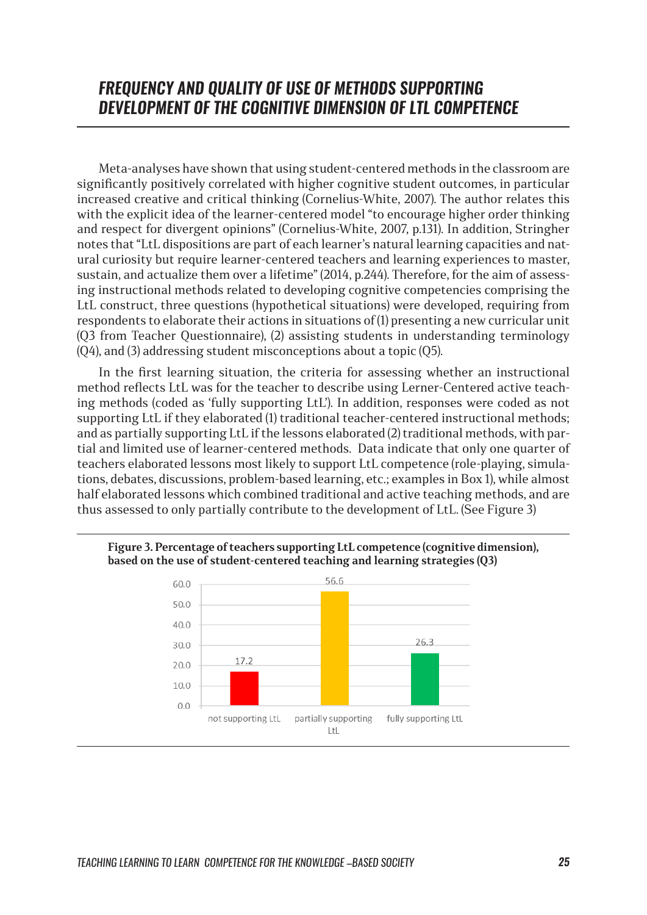## FREQUENCY AND QUALITY OF USE OF METHODS SUPPORTING DEVELOPMENT OF THE COGNITIVE DIMENSION OF LTL COMPETENCE

Meta-analyses have shown that using student-centered methods in the classroom are significantly positively correlated with higher cognitive student outcomes, in particular increased creative and critical thinking (Cornelius-White, 2007). The author relates this with the explicit idea of the learner-centered model "to encourage higher order thinking and respect for divergent opinions" (Cornelius-White, 2007, p.131). In addition, Stringher notes that "LtL dispositions are part of each learner's natural learning capacities and natural curiosity but require learner-centered teachers and learning experiences to master, sustain, and actualize them over a lifetime" (2014, p.244). Therefore, for the aim of assessing instructional methods related to developing cognitive competencies comprising the LtL construct, three questions (hypothetical situations) were developed, requiring from respondents to elaborate their actions in situations of (1) presenting a new curricular unit (Q3 from Teacher Questionnaire), (2) assisting students in understanding terminology (Q4), and (3) addressing student misconceptions about a topic (Q5).

In the first learning situation, the criteria for assessing whether an instructional method reflects LtL was for the teacher to describe using Lerner-Centered active teaching methods (coded as 'fully supporting LtL'). In addition, responses were coded as not supporting LtL if they elaborated (1) traditional teacher-centered instructional methods; and as partially supporting LtL if the lessons elaborated (2) traditional methods, with partial and limited use of learner-centered methods. Data indicate that only one quarter of teachers elaborated lessons most likely to support LtL competence (role-playing, simulations, debates, discussions, problem-based learning, etc.; examples in Box 1), while almost half elaborated lessons which combined traditional and active teaching methods, and are thus assessed to only partially contribute to the development of LtL. (See Figure 3)

**Figure 3. Percentage of teachers supporting LtL competence (cognitive dimension), based on the use of student-centered teaching and learning strategies (Q3)**

| not supporting LtL | partially supporting LtL | fully supporting LtL |
|---|---|---|
| 17.2 | 56.6 | 26.3 |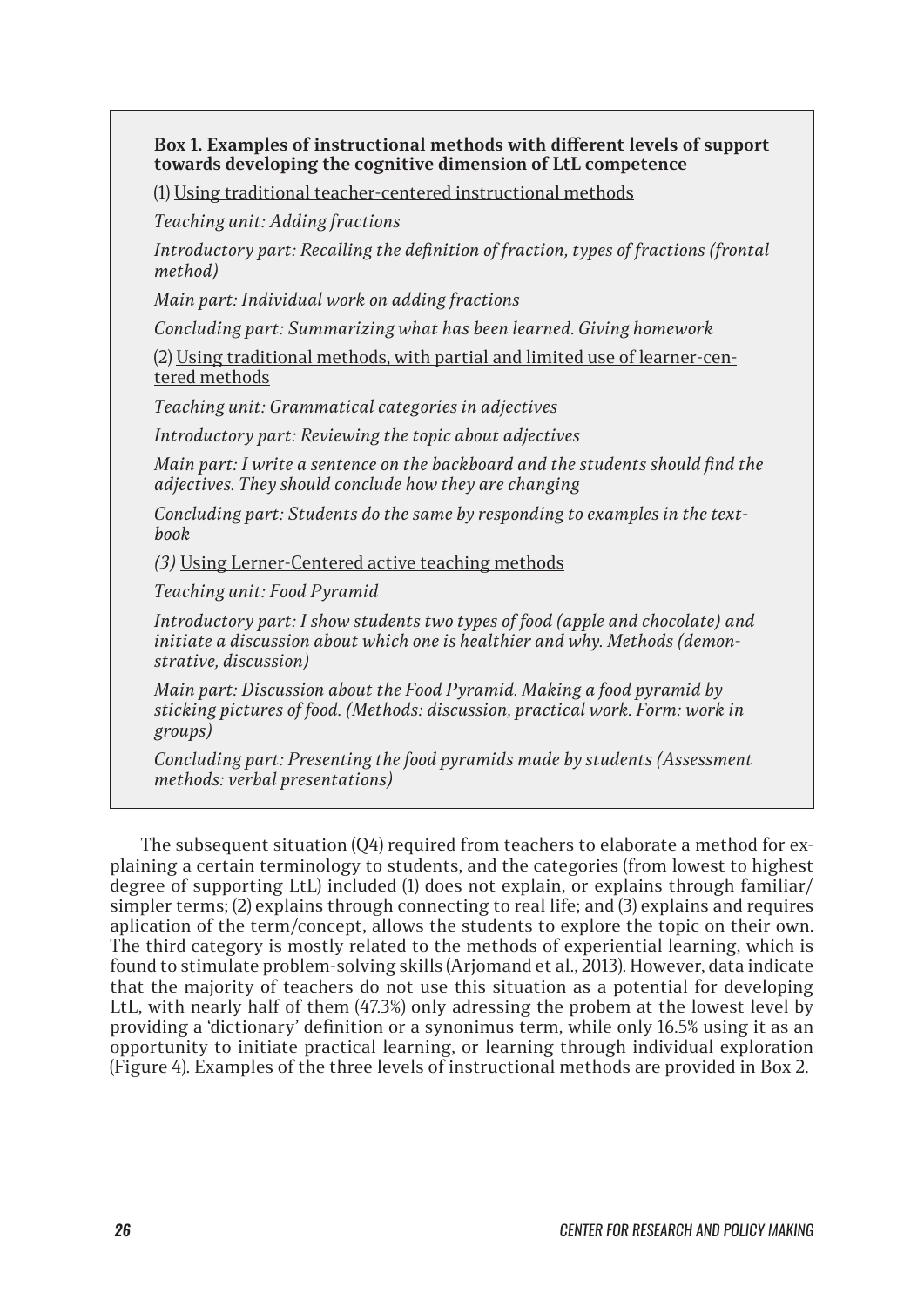**Box 1. Examples of instructional methods with different levels of support towards developing the cognitive dimension of LtL competence**

(1) Using traditional teacher-centered instructional methods

*Teaching unit: Adding fractions*

*Introductory part: Recalling the definition of fraction, types of fractions (frontal method)*

*Main part: Individual work on adding fractions*

*Concluding part: Summarizing what has been learned. Giving homework*

(2) Using traditional methods, with partial and limited use of learner-centered methods

*Teaching unit: Grammatical categories in adjectives*

*Introductory part: Reviewing the topic about adjectives*

*Main part: I write a sentence on the backboard and the students should find the adjectives. They should conclude how they are changing*

*Concluding part: Students do the same by responding to examples in the textbook*

*(3)* Using Lerner-Centered active teaching methods

*Teaching unit: Food Pyramid*

*Introductory part: I show students two types of food (apple and chocolate) and initiate a discussion about which one is healthier and why. Methods (demonstrative, discussion)*

*Main part: Discussion about the Food Pyramid. Making a food pyramid by sticking pictures of food. (Methods: discussion, practical work. Form: work in groups)*

*Concluding part: Presenting the food pyramids made by students (Assessment methods: verbal presentations)*

The subsequent situation (Q4) required from teachers to elaborate a method for explaining a certain terminology to students, and the categories (from lowest to highest degree of supporting LtL) included (1) does not explain, or explains through familiar/simpler terms; (2) explains through connecting to real life; and (3) explains and requires aplication of the term/concept, allows the students to explore the topic on their own. The third category is mostly related to the methods of experiential learning, which is found to stimulate problem-solving skills (Arjomand et al., 2013). However, data indicate that the majority of teachers do not use this situation as a potential for developing LtL, with nearly half of them (47.3%) only adressing the probem at the lowest level by providing a 'dictionary' definition or a synonimus term, while only 16.5% using it as an opportunity to initiate practical learning, or learning through individual exploration (Figure 4). Examples of the three levels of instructional methods are provided in Box 2.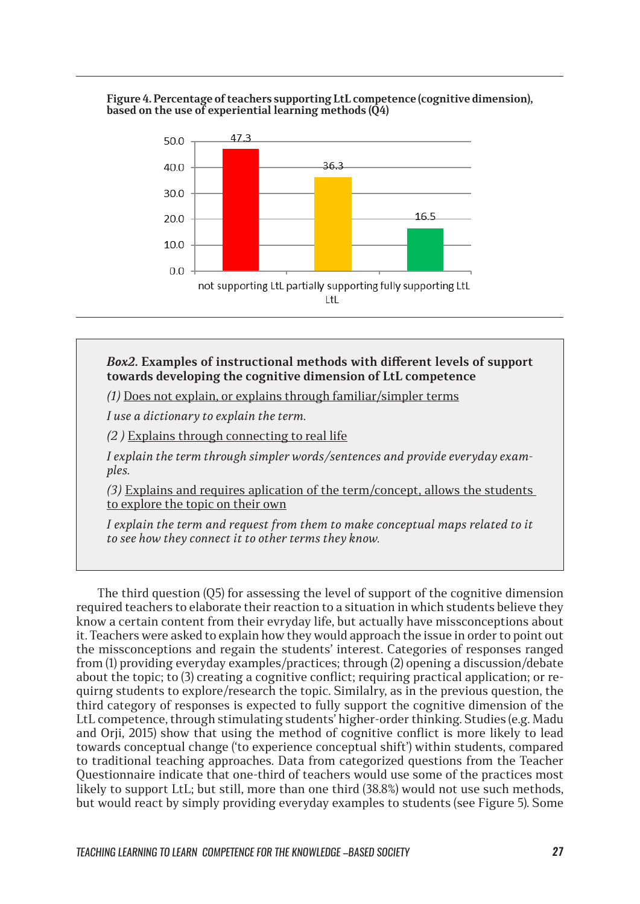**Figure 4. Percentage of teachers supporting LtL competence (cognitive dimension), based on the use of experiential learning methods (Q4)**

| Category | % |
|---|---|
| not supporting LtL | 47.3 |
| partially supporting LtL | 36.3 |
| fully supporting LtL | 16.5 |

> ***Box2.* Examples of instructional methods with different levels of support towards developing the cognitive dimension of LtL competence**
>
> *(1)* Does not explain, or explains through familiar/simpler terms
>
> *I use a dictionary to explain the term.*
>
> *(2 )* Explains through connecting to real life
>
> *I explain the term through simpler words/sentences and provide everyday examples.*
>
> *(3)* Explains and requires aplication of the term/concept, allows the students to explore the topic on their own
>
> *I explain the term and request from them to make conceptual maps related to it to see how they connect it to other terms they know.*

The third question (Q5) for assessing the level of support of the cognitive dimension required teachers to elaborate their reaction to a situation in which students believe they know a certain content from their evryday life, but actually have missconceptions about it. Teachers were asked to explain how they would approach the issue in order to point out the missconceptions and regain the students' interest. Categories of responses ranged from (1) providing everyday examples/practices; through (2) opening a discussion/debate about the topic; to (3) creating a cognitive conflict; requiring practical application; or requirng students to explore/research the topic. Similalry, as in the previous question, the third category of responses is expected to fully support the cognitive dimension of the LtL competence, through stimulating students' higher-order thinking. Studies (e.g. Madu and Orji, 2015) show that using the method of cognitive conflict is more likely to lead towards conceptual change ('to experience conceptual shift') within students, compared to traditional teaching approaches. Data from categorized questions from the Teacher Questionnaire indicate that one-third of teachers would use some of the practices most likely to support LtL; but still, more than one third (38.8%) would not use such methods, but would react by simply providing everyday examples to students (see Figure 5). Some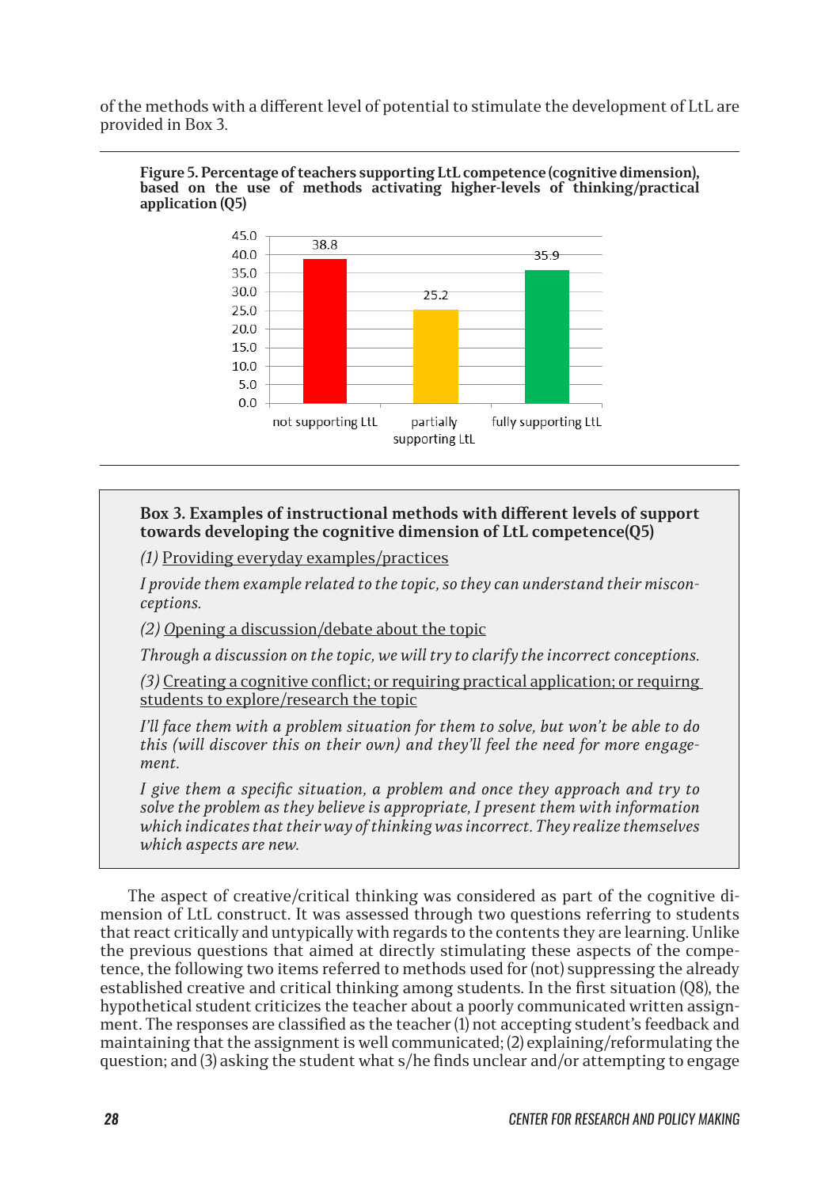of the methods with a different level of potential to stimulate the development of LtL are provided in Box 3.

**Figure 5. Percentage of teachers supporting LtL competence (cognitive dimension), based on the use of methods activating higher-levels of thinking/practical application (Q5)**

| Category | Percentage |
|---|---|
| not supporting LtL | 38.8 |
| partially supporting LtL | 25.2 |
| fully supporting LtL | 35.9 |

**Box 3. Examples of instructional methods with different levels of support towards developing the cognitive dimension of LtL competence(Q5)**

*(1)* Providing everyday examples/practices

*I provide them example related to the topic, so they can understand their misconceptions.*

*(2)* Opening a discussion/debate about the topic

*Through a discussion on the topic, we will try to clarify the incorrect conceptions.*

*(3)* Creating a cognitive conflict; or requiring practical application; or requirng students to explore/research the topic

*I'll face them with a problem situation for them to solve, but won't be able to do this (will discover this on their own) and they'll feel the need for more engagement.*

*I give them a specific situation, a problem and once they approach and try to solve the problem as they believe is appropriate, I present them with information which indicates that their way of thinking was incorrect. They realize themselves which aspects are new.*

The aspect of creative/critical thinking was considered as part of the cognitive dimension of LtL construct. It was assessed through two questions referring to students that react critically and untypically with regards to the contents they are learning. Unlike the previous questions that aimed at directly stimulating these aspects of the competence, the following two items referred to methods used for (not) suppressing the already established creative and critical thinking among students. In the first situation (Q8), the hypothetical student criticizes the teacher about a poorly communicated written assignment. The responses are classified as the teacher (1) not accepting student's feedback and maintaining that the assignment is well communicated; (2) explaining/reformulating the question; and (3) asking the student what s/he finds unclear and/or attempting to engage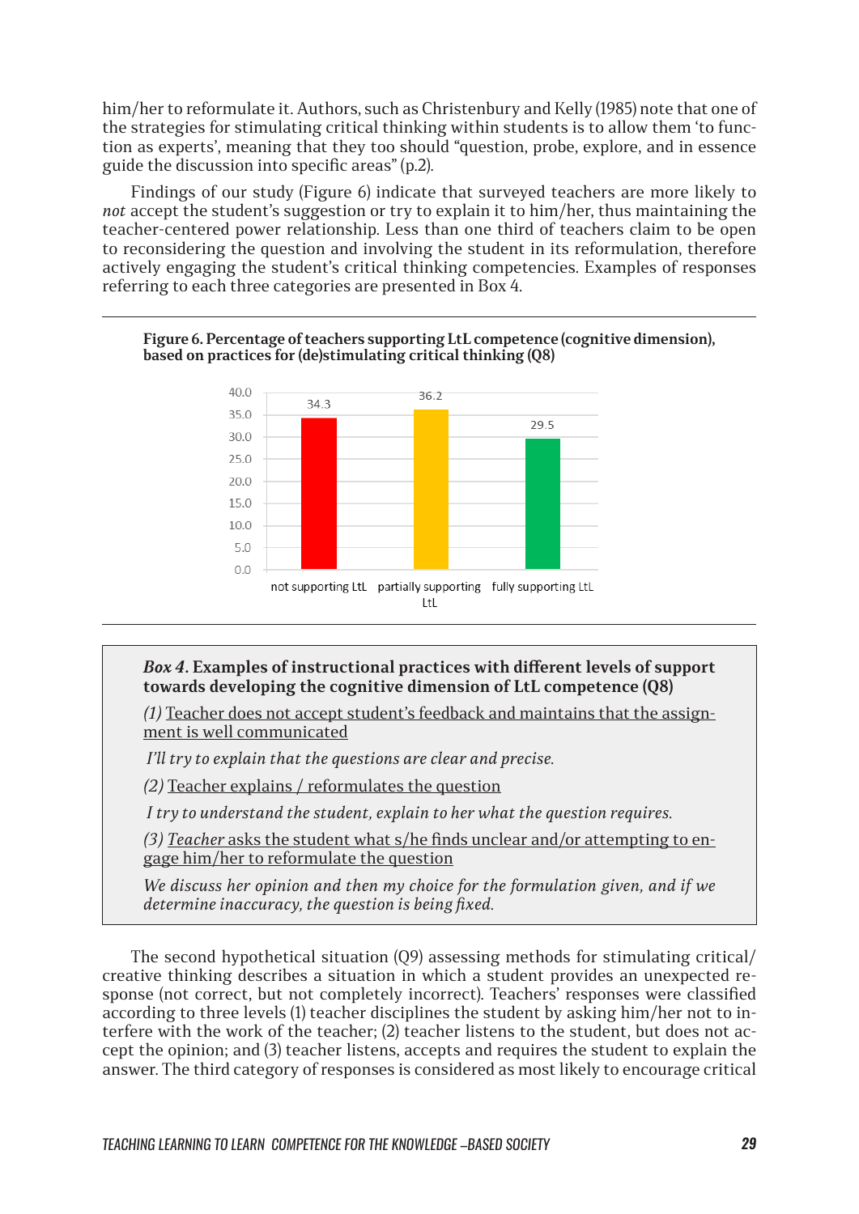him/her to reformulate it. Authors, such as Christenbury and Kelly (1985) note that one of the strategies for stimulating critical thinking within students is to allow them 'to function as experts', meaning that they too should "question, probe, explore, and in essence guide the discussion into specific areas" (p.2).

Findings of our study (Figure 6) indicate that surveyed teachers are more likely to *not* accept the student's suggestion or try to explain it to him/her, thus maintaining the teacher-centered power relationship. Less than one third of teachers claim to be open to reconsidering the question and involving the student in its reformulation, therefore actively engaging the student's critical thinking competencies. Examples of responses referring to each three categories are presented in Box 4.

**Figure 6. Percentage of teachers supporting LtL competence (cognitive dimension), based on practices for (de)stimulating critical thinking (Q8)**

| Category | Percentage |
|---|---|
| not supporting LtL | 34.3 |
| partially supporting LtL | 36.2 |
| fully supporting LtL | 29.5 |

> ***Box 4*. Examples of instructional practices with different levels of support towards developing the cognitive dimension of LtL competence (Q8)**
>
> *(1)* Teacher does not accept student's feedback and maintains that the assignment is well communicated
>
> *I'll try to explain that the questions are clear and precise.*
>
> *(2)* Teacher explains / reformulates the question
>
> *I try to understand the student, explain to her what the question requires.*
>
> *(3) Teacher* asks the student what s/he finds unclear and/or attempting to engage him/her to reformulate the question
>
> *We discuss her opinion and then my choice for the formulation given, and if we determine inaccuracy, the question is being fixed.*

The second hypothetical situation (Q9) assessing methods for stimulating critical/creative thinking describes a situation in which a student provides an unexpected response (not correct, but not completely incorrect). Teachers' responses were classified according to three levels (1) teacher disciplines the student by asking him/her not to interfere with the work of the teacher; (2) teacher listens to the student, but does not accept the opinion; and (3) teacher listens, accepts and requires the student to explain the answer. The third category of responses is considered as most likely to encourage critical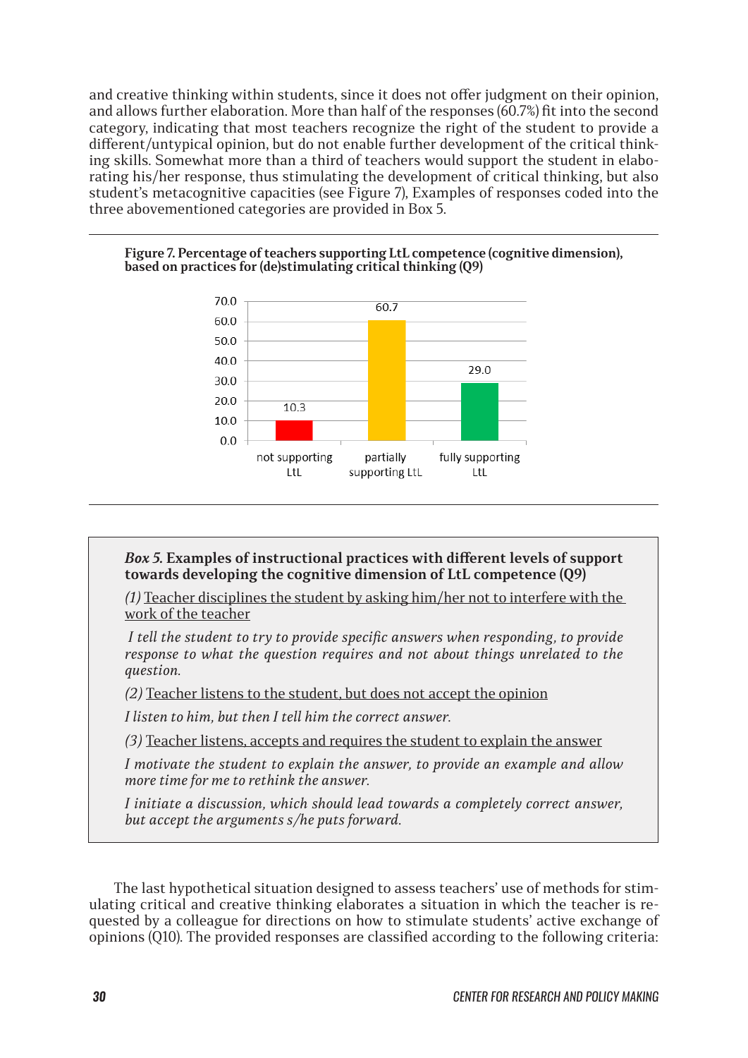and creative thinking within students, since it does not offer judgment on their opinion, and allows further elaboration. More than half of the responses (60.7%) fit into the second category, indicating that most teachers recognize the right of the student to provide a different/untypical opinion, but do not enable further development of the critical thinking skills. Somewhat more than a third of teachers would support the student in elaborating his/her response, thus stimulating the development of critical thinking, but also student's metacognitive capacities (see Figure 7), Examples of responses coded into the three abovementioned categories are provided in Box 5.

**Figure 7. Percentage of teachers supporting LtL competence (cognitive dimension), based on practices for (de)stimulating critical thinking (Q9)**

| Category | Percentage |
|---|---|
| not supporting LtL | 10.3 |
| partially supporting LtL | 60.7 |
| fully supporting LtL | 29.0 |

> ***Box 5.*** **Examples of instructional practices with different levels of support towards developing the cognitive dimension of LtL competence (Q9)**
>
> *(1)* Teacher disciplines the student by asking him/her not to interfere with the work of the teacher
>
> *I tell the student to try to provide specific answers when responding, to provide response to what the question requires and not about things unrelated to the question.*
>
> *(2)* Teacher listens to the student, but does not accept the opinion
>
> *I listen to him, but then I tell him the correct answer.*
>
> *(3)* Teacher listens, accepts and requires the student to explain the answer
>
> *I motivate the student to explain the answer, to provide an example and allow more time for me to rethink the answer.*
>
> *I initiate a discussion, which should lead towards a completely correct answer, but accept the arguments s/he puts forward.*

The last hypothetical situation designed to assess teachers' use of methods for stimulating critical and creative thinking elaborates a situation in which the teacher is requested by a colleague for directions on how to stimulate students' active exchange of opinions (Q10). The provided responses are classified according to the following criteria: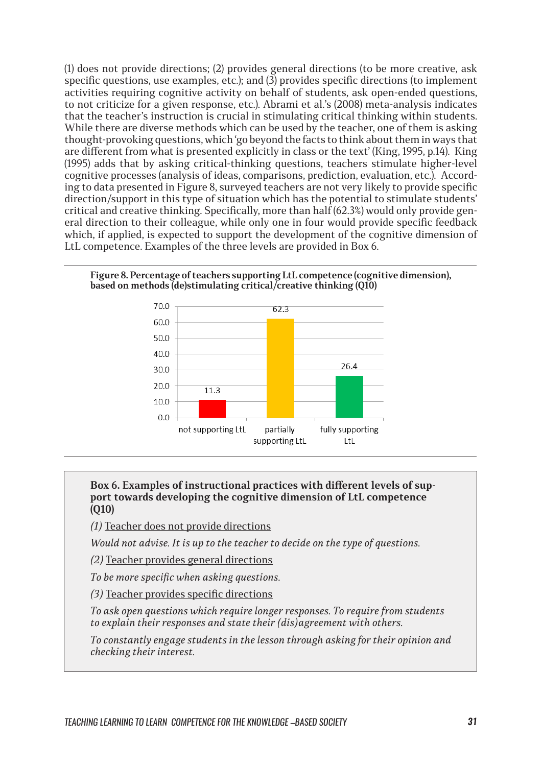(1) does not provide directions; (2) provides general directions (to be more creative, ask specific questions, use examples, etc.); and (3) provides specific directions (to implement activities requiring cognitive activity on behalf of students, ask open-ended questions, to not criticize for a given response, etc.). Abrami et al.'s (2008) meta-analysis indicates that the teacher's instruction is crucial in stimulating critical thinking within students. While there are diverse methods which can be used by the teacher, one of them is asking thought-provoking questions, which 'go beyond the facts to think about them in ways that are different from what is presented explicitly in class or the text' (King, 1995, p.14). King (1995) adds that by asking critical-thinking questions, teachers stimulate higher-level cognitive processes (analysis of ideas, comparisons, prediction, evaluation, etc.). According to data presented in Figure 8, surveyed teachers are not very likely to provide specific direction/support in this type of situation which has the potential to stimulate students' critical and creative thinking. Specifically, more than half (62.3%) would only provide general direction to their colleague, while only one in four would provide specific feedback which, if applied, is expected to support the development of the cognitive dimension of LtL competence. Examples of the three levels are provided in Box 6.

**Figure 8. Percentage of teachers supporting LtL competence (cognitive dimension), based on methods (de)stimulating critical/creative thinking (Q10)**

| | Percentage |
|---|---|
| not supporting LtL | 11.3 |
| partially supporting LtL | 62.3 |
| fully supporting LtL | 26.4 |

**Box 6. Examples of instructional practices with different levels of support towards developing the cognitive dimension of LtL competence (Q10)**

*(1)* Teacher does not provide directions

*Would not advise. It is up to the teacher to decide on the type of questions.*

*(2)* Teacher provides general directions

*To be more specific when asking questions.*

*(3)* Teacher provides specific directions

*To ask open questions which require longer responses. To require from students to explain their responses and state their (dis)agreement with others.*

*To constantly engage students in the lesson through asking for their opinion and checking their interest.*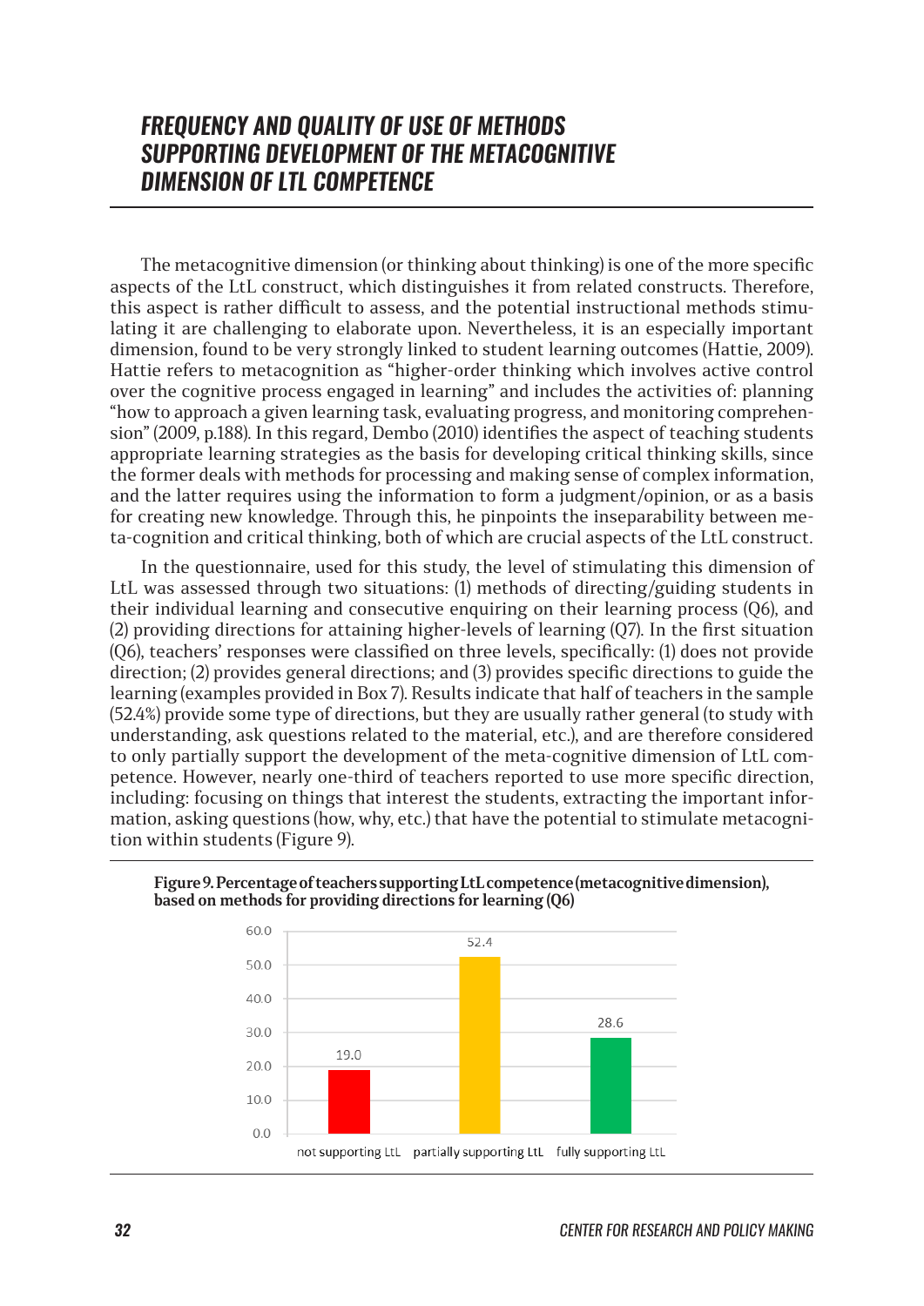## FREQUENCY AND QUALITY OF USE OF METHODS SUPPORTING DEVELOPMENT OF THE METACOGNITIVE DIMENSION OF LTL COMPETENCE

The metacognitive dimension (or thinking about thinking) is one of the more specific aspects of the LtL construct, which distinguishes it from related constructs. Therefore, this aspect is rather difficult to assess, and the potential instructional methods stimulating it are challenging to elaborate upon. Nevertheless, it is an especially important dimension, found to be very strongly linked to student learning outcomes (Hattie, 2009). Hattie refers to metacognition as "higher-order thinking which involves active control over the cognitive process engaged in learning" and includes the activities of: planning "how to approach a given learning task, evaluating progress, and monitoring comprehension" (2009, p.188). In this regard, Dembo (2010) identifies the aspect of teaching students appropriate learning strategies as the basis for developing critical thinking skills, since the former deals with methods for processing and making sense of complex information, and the latter requires using the information to form a judgment/opinion, or as a basis for creating new knowledge. Through this, he pinpoints the inseparability between meta-cognition and critical thinking, both of which are crucial aspects of the LtL construct.

In the questionnaire, used for this study, the level of stimulating this dimension of LtL was assessed through two situations: (1) methods of directing/guiding students in their individual learning and consecutive enquiring on their learning process (Q6), and (2) providing directions for attaining higher-levels of learning (Q7). In the first situation (Q6), teachers' responses were classified on three levels, specifically: (1) does not provide direction; (2) provides general directions; and (3) provides specific directions to guide the learning (examples provided in Box 7). Results indicate that half of teachers in the sample (52.4%) provide some type of directions, but they are usually rather general (to study with understanding, ask questions related to the material, etc.), and are therefore considered to only partially support the development of the meta-cognitive dimension of LtL competence. However, nearly one-third of teachers reported to use more specific direction, including: focusing on things that interest the students, extracting the important information, asking questions (how, why, etc.) that have the potential to stimulate metacognition within students (Figure 9).

**Figure 9. Percentage of teachers supporting LtL competence (metacognitive dimension), based on methods for providing directions for learning (Q6)**

| Category | Percentage |
|---|---|
| not supporting LtL | 19.0 |
| partially supporting LtL | 52.4 |
| fully supporting LtL | 28.6 |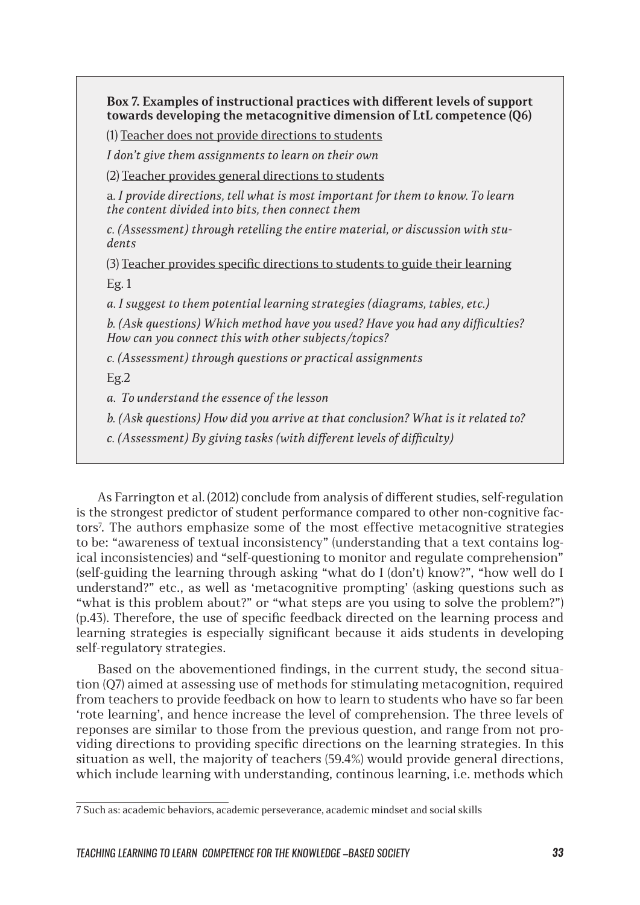**Box 7. Examples of instructional practices with different levels of support towards developing the metacognitive dimension of LtL competence (Q6)**

(1) Teacher does not provide directions to students

*I don't give them assignments to learn on their own*

(2) Teacher provides general directions to students

a. *I provide directions, tell what is most important for them to know. To learn the content divided into bits, then connect them*

*c. (Assessment) through retelling the entire material, or discussion with students*

(3) Teacher provides specific directions to students to guide their learning

Eg. 1

*a. I suggest to them potential learning strategies (diagrams, tables, etc.)*

*b. (Ask questions) Which method have you used? Have you had any difficulties? How can you connect this with other subjects/topics?*

*c. (Assessment) through questions or practical assignments*

Eg.2

*a. To understand the essence of the lesson*

*b. (Ask questions) How did you arrive at that conclusion? What is it related to?*

*c. (Assessment) By giving tasks (with different levels of difficulty)*

As Farrington et al. (2012) conclude from analysis of different studies, self-regulation is the strongest predictor of student performance compared to other non-cognitive factors[7]. The authors emphasize some of the most effective metacognitive strategies to be: "awareness of textual inconsistency" (understanding that a text contains logical inconsistencies) and "self-questioning to monitor and regulate comprehension" (self-guiding the learning through asking "what do I (don't) know?", "how well do I understand?" etc., as well as 'metacognitive prompting' (asking questions such as "what is this problem about?" or "what steps are you using to solve the problem?") (p.43). Therefore, the use of specific feedback directed on the learning process and learning strategies is especially significant because it aids students in developing self-regulatory strategies.

Based on the abovementioned findings, in the current study, the second situation (Q7) aimed at assessing use of methods for stimulating metacognition, required from teachers to provide feedback on how to learn to students who have so far been 'rote learning', and hence increase the level of comprehension. The three levels of reponses are similar to those from the previous question, and range from not providing directions to providing specific directions on the learning strategies. In this situation as well, the majority of teachers (59.4%) would provide general directions, which include learning with understanding, continous learning, i.e. methods which

7 Such as: academic behaviors, academic perseverance, academic mindset and social skills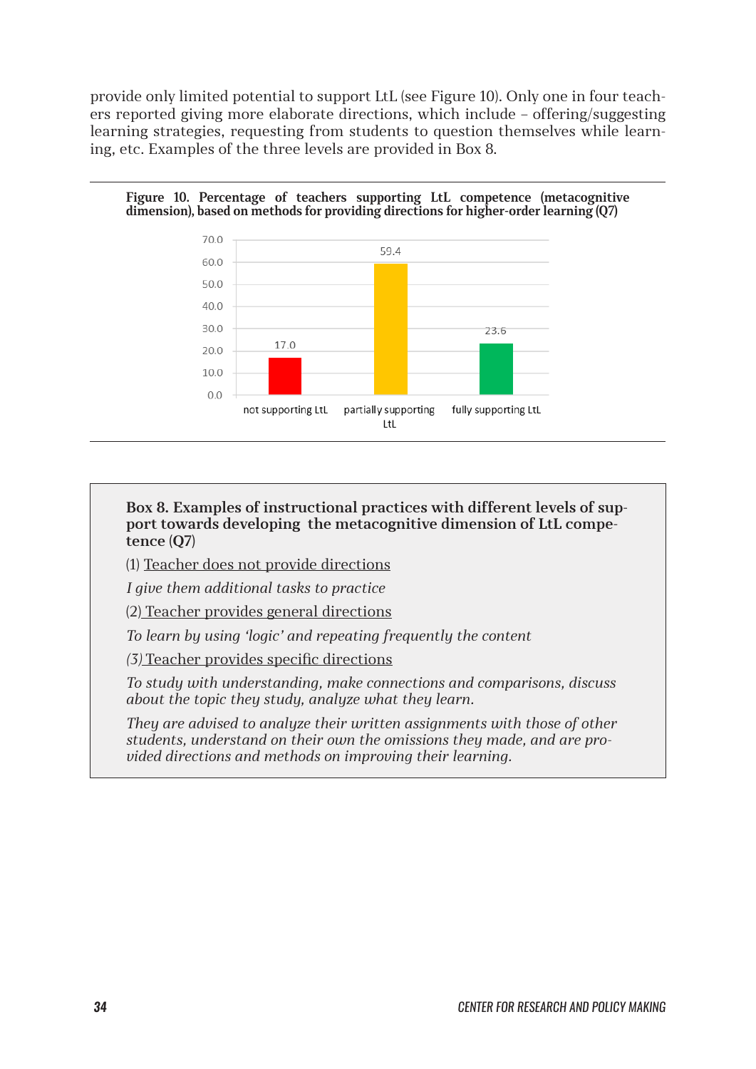provide only limited potential to support LtL (see Figure 10). Only one in four teachers reported giving more elaborate directions, which include – offering/suggesting learning strategies, requesting from students to question themselves while learning, etc. Examples of the three levels are provided in Box 8.

**Figure 10. Percentage of teachers supporting LtL competence (metacognitive dimension), based on methods for providing directions for higher-order learning (Q7)**

| | not supporting LtL | partially supporting LtL | fully supporting LtL |
|---|---|---|---|
| % | 17.0 | 59.4 | 23.6 |

**Box 8. Examples of instructional practices with different levels of support towards developing the metacognitive dimension of LtL competence (Q7)**

(1) Teacher does not provide directions

*I give them additional tasks to practice*

(2) Teacher provides general directions

*To learn by using 'logic' and repeating frequently the content*

*(3)* Teacher provides specific directions

*To study with understanding, make connections and comparisons, discuss about the topic they study, analyze what they learn.*

*They are advised to analyze their written assignments with those of other students, understand on their own the omissions they made, and are provided directions and methods on improving their learning.*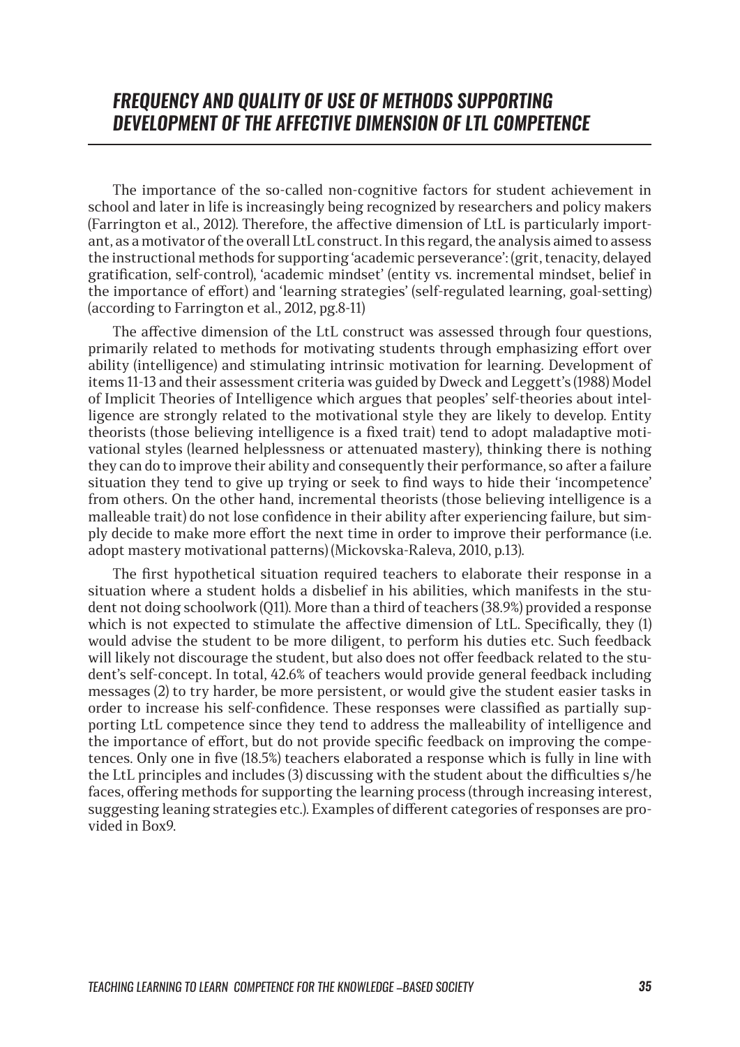## FREQUENCY AND QUALITY OF USE OF METHODS SUPPORTING DEVELOPMENT OF THE AFFECTIVE DIMENSION OF LTL COMPETENCE

The importance of the so-called non-cognitive factors for student achievement in school and later in life is increasingly being recognized by researchers and policy makers (Farrington et al., 2012). Therefore, the affective dimension of LtL is particularly important, as a motivator of the overall LtL construct. In this regard, the analysis aimed to assess the instructional methods for supporting 'academic perseverance': (grit, tenacity, delayed gratification, self-control), 'academic mindset' (entity vs. incremental mindset, belief in the importance of effort) and 'learning strategies' (self-regulated learning, goal-setting) (according to Farrington et al., 2012, pg.8-11)

The affective dimension of the LtL construct was assessed through four questions, primarily related to methods for motivating students through emphasizing effort over ability (intelligence) and stimulating intrinsic motivation for learning. Development of items 11-13 and their assessment criteria was guided by Dweck and Leggett's (1988) Model of Implicit Theories of Intelligence which argues that peoples' self-theories about intelligence are strongly related to the motivational style they are likely to develop. Entity theorists (those believing intelligence is a fixed trait) tend to adopt maladaptive motivational styles (learned helplessness or attenuated mastery), thinking there is nothing they can do to improve their ability and consequently their performance, so after a failure situation they tend to give up trying or seek to find ways to hide their 'incompetence' from others. On the other hand, incremental theorists (those believing intelligence is a malleable trait) do not lose confidence in their ability after experiencing failure, but simply decide to make more effort the next time in order to improve their performance (i.e. adopt mastery motivational patterns) (Mickovska-Raleva, 2010, p.13).

The first hypothetical situation required teachers to elaborate their response in a situation where a student holds a disbelief in his abilities, which manifests in the student not doing schoolwork (Q11). More than a third of teachers (38.9%) provided a response which is not expected to stimulate the affective dimension of LtL. Specifically, they (1) would advise the student to be more diligent, to perform his duties etc. Such feedback will likely not discourage the student, but also does not offer feedback related to the student's self-concept. In total, 42.6% of teachers would provide general feedback including messages (2) to try harder, be more persistent, or would give the student easier tasks in order to increase his self-confidence. These responses were classified as partially supporting LtL competence since they tend to address the malleability of intelligence and the importance of effort, but do not provide specific feedback on improving the competences. Only one in five (18.5%) teachers elaborated a response which is fully in line with the LtL principles and includes (3) discussing with the student about the difficulties s/he faces, offering methods for supporting the learning process (through increasing interest, suggesting leaning strategies etc.). Examples of different categories of responses are provided in Box9.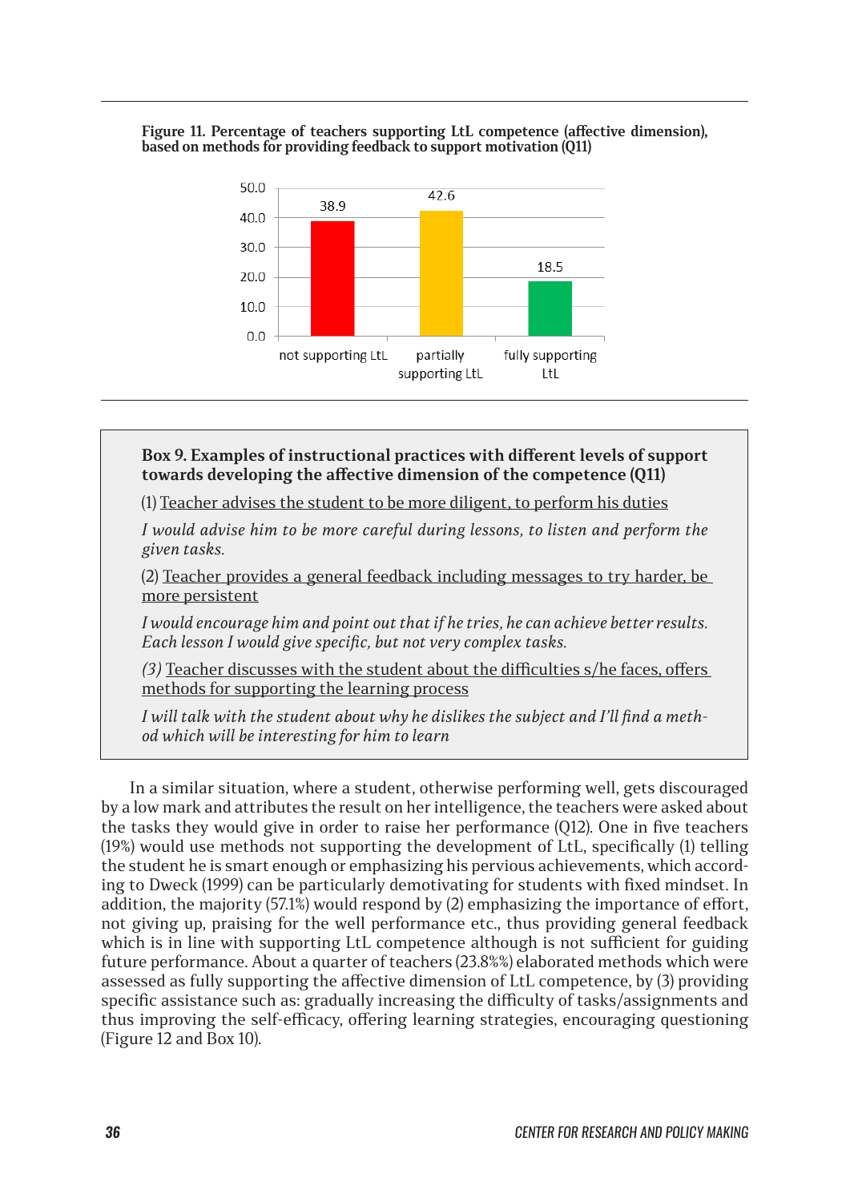**Figure 11. Percentage of teachers supporting LtL competence (affective dimension), based on methods for providing feedback to support motivation (Q11)**

| | not supporting LtL | partially supporting LtL | fully supporting LtL |
|---|---|---|---|
| % | 38.9 | 42.6 | 18.5 |

> **Box 9. Examples of instructional practices with different levels of support towards developing the affective dimension of the competence (Q11)**
>
> (1) Teacher advises the student to be more diligent, to perform his duties
>
> *I would advise him to be more careful during lessons, to listen and perform the given tasks.*
>
> (2) Teacher provides a general feedback including messages to try harder, be more persistent
>
> *I would encourage him and point out that if he tries, he can achieve better results. Each lesson I would give specific, but not very complex tasks.*
>
> *(3)* Teacher discusses with the student about the difficulties s/he faces, offers methods for supporting the learning process
>
> *I will talk with the student about why he dislikes the subject and I'll find a method which will be interesting for him to learn*

In a similar situation, where a student, otherwise performing well, gets discouraged by a low mark and attributes the result on her intelligence, the teachers were asked about the tasks they would give in order to raise her performance (Q12). One in five teachers (19%) would use methods not supporting the development of LtL, specifically (1) telling the student he is smart enough or emphasizing his pervious achievements, which according to Dweck (1999) can be particularly demotivating for students with fixed mindset. In addition, the majority (57.1%) would respond by (2) emphasizing the importance of effort, not giving up, praising for the well performance etc., thus providing general feedback which is in line with supporting LtL competence although is not sufficient for guiding future performance. About a quarter of teachers (23.8%%) elaborated methods which were assessed as fully supporting the affective dimension of LtL competence, by (3) providing specific assistance such as: gradually increasing the difficulty of tasks/assignments and thus improving the self-efficacy, offering learning strategies, encouraging questioning (Figure 12 and Box 10).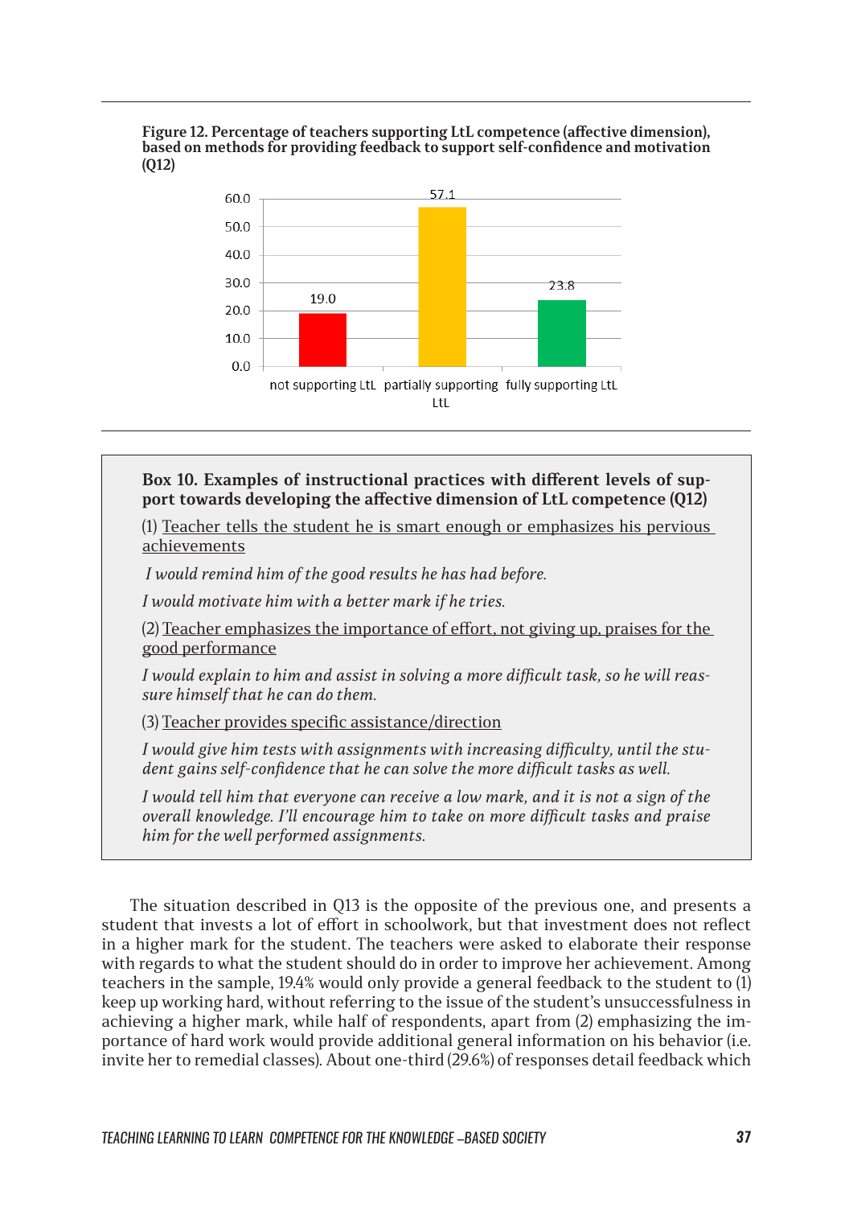**Figure 12. Percentage of teachers supporting LtL competence (affective dimension), based on methods for providing feedback to support self-confidence and motivation (Q12)**

| | Percentage |
|---|---|
| not supporting LtL | 19.0 |
| partially supporting LtL | 57.1 |
| fully supporting LtL | 23.8 |

**Box 10. Examples of instructional practices with different levels of support towards developing the affective dimension of LtL competence (Q12)**

(1) Teacher tells the student he is smart enough or emphasizes his pervious achievements

*I would remind him of the good results he has had before.*

*I would motivate him with a better mark if he tries.*

(2) Teacher emphasizes the importance of effort, not giving up, praises for the good performance

*I would explain to him and assist in solving a more difficult task, so he will reassure himself that he can do them.*

(3) Teacher provides specific assistance/direction

*I would give him tests with assignments with increasing difficulty, until the student gains self-confidence that he can solve the more difficult tasks as well.*

*I would tell him that everyone can receive a low mark, and it is not a sign of the overall knowledge. I'll encourage him to take on more difficult tasks and praise him for the well performed assignments.*

The situation described in Q13 is the opposite of the previous one, and presents a student that invests a lot of effort in schoolwork, but that investment does not reflect in a higher mark for the student. The teachers were asked to elaborate their response with regards to what the student should do in order to improve her achievement. Among teachers in the sample, 19.4% would only provide a general feedback to the student to (1) keep up working hard, without referring to the issue of the student's unsuccessfulness in achieving a higher mark, while half of respondents, apart from (2) emphasizing the importance of hard work would provide additional general information on his behavior (i.e. invite her to remedial classes). About one-third (29.6%) of responses detail feedback which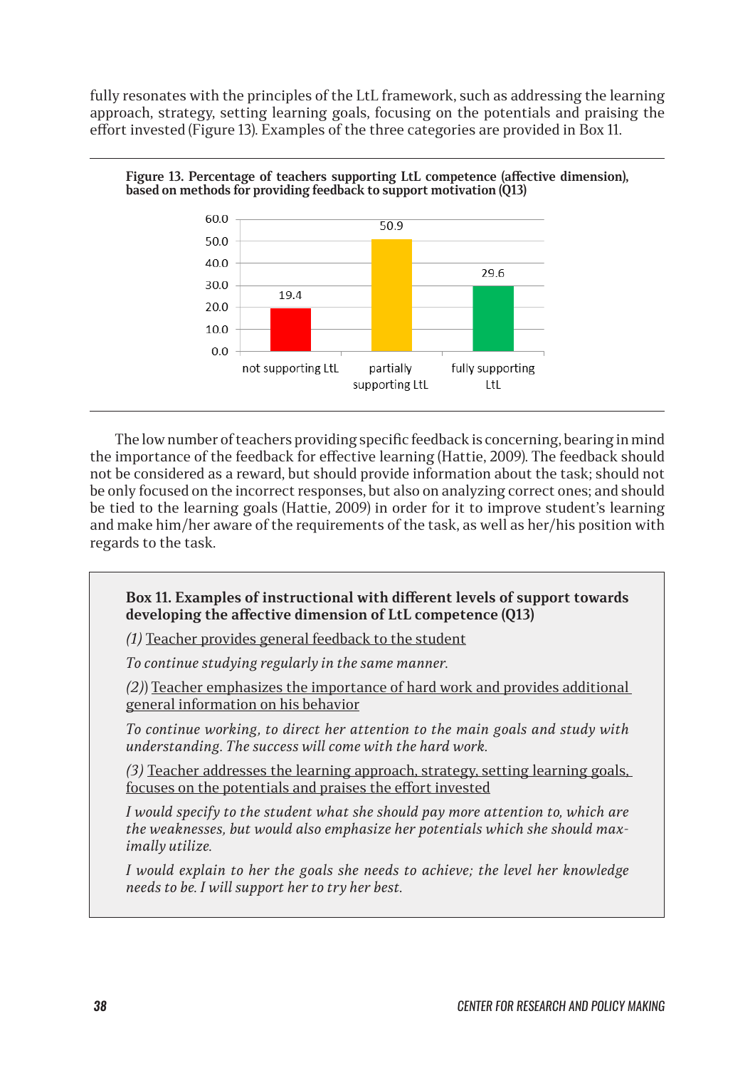fully resonates with the principles of the LtL framework, such as addressing the learning approach, strategy, setting learning goals, focusing on the potentials and praising the effort invested (Figure 13). Examples of the three categories are provided in Box 11.

**Figure 13. Percentage of teachers supporting LtL competence (affective dimension), based on methods for providing feedback to support motivation (Q13)**

| Category | Percentage |
|---|---|
| not supporting LtL | 19.4 |
| partially supporting LtL | 50.9 |
| fully supporting LtL | 29.6 |

The low number of teachers providing specific feedback is concerning, bearing in mind the importance of the feedback for effective learning (Hattie, 2009). The feedback should not be considered as a reward, but should provide information about the task; should not be only focused on the incorrect responses, but also on analyzing correct ones; and should be tied to the learning goals (Hattie, 2009) in order for it to improve student's learning and make him/her aware of the requirements of the task, as well as her/his position with regards to the task.

> **Box 11. Examples of instructional with different levels of support towards developing the affective dimension of LtL competence (Q13)**
>
> *(1)* Teacher provides general feedback to the student
>
> *To continue studying regularly in the same manner.*
>
> *(2))* Teacher emphasizes the importance of hard work and provides additional general information on his behavior
>
> *To continue working, to direct her attention to the main goals and study with understanding. The success will come with the hard work.*
>
> *(3)* Teacher addresses the learning approach, strategy, setting learning goals, focuses on the potentials and praises the effort invested
>
> *I would specify to the student what she should pay more attention to, which are the weaknesses, but would also emphasize her potentials which she should maximally utilize.*
>
> *I would explain to her the goals she needs to achieve; the level her knowledge needs to be. I will support her to try her best.*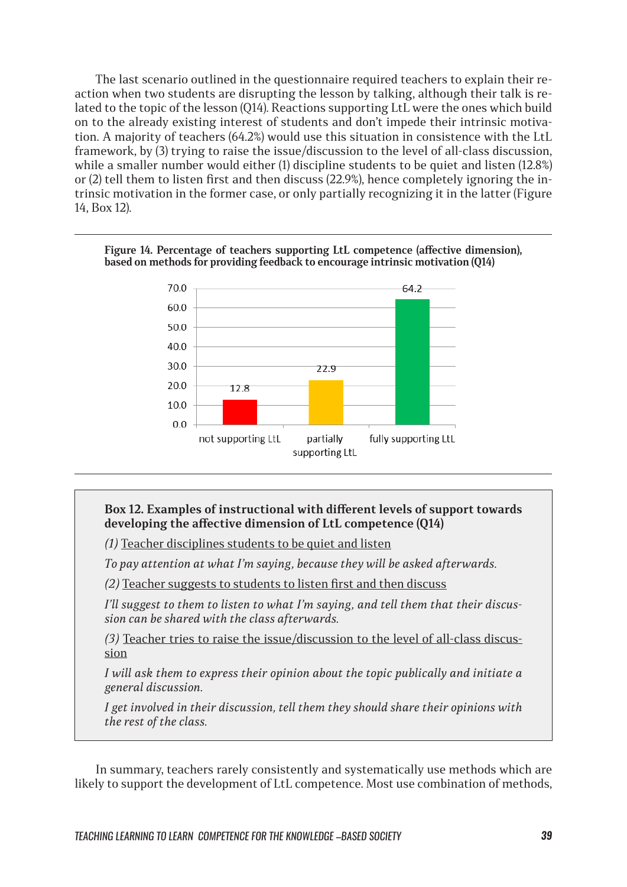The last scenario outlined in the questionnaire required teachers to explain their reaction when two students are disrupting the lesson by talking, although their talk is related to the topic of the lesson (Q14). Reactions supporting LtL were the ones which build on to the already existing interest of students and don't impede their intrinsic motivation. A majority of teachers (64.2%) would use this situation in consistence with the LtL framework, by (3) trying to raise the issue/discussion to the level of all-class discussion, while a smaller number would either (1) discipline students to be quiet and listen (12.8%) or (2) tell them to listen first and then discuss (22.9%), hence completely ignoring the intrinsic motivation in the former case, or only partially recognizing it in the latter (Figure 14, Box 12).

**Figure 14. Percentage of teachers supporting LtL competence (affective dimension), based on methods for providing feedback to encourage intrinsic motivation (Q14)**

| | Percentage |
|---|---|
| not supporting LtL | 12.8 |
| partially supporting LtL | 22.9 |
| fully supporting LtL | 64.2 |

**Box 12. Examples of instructional with different levels of support towards developing the affective dimension of LtL competence (Q14)**

*(1)* Teacher disciplines students to be quiet and listen

*To pay attention at what I'm saying, because they will be asked afterwards.*

*(2)* Teacher suggests to students to listen first and then discuss

*I'll suggest to them to listen to what I'm saying, and tell them that their discussion can be shared with the class afterwards.*

*(3)* Teacher tries to raise the issue/discussion to the level of all-class discussion

*I will ask them to express their opinion about the topic publically and initiate a general discussion.*

*I get involved in their discussion, tell them they should share their opinions with the rest of the class.*

In summary, teachers rarely consistently and systematically use methods which are likely to support the development of LtL competence. Most use combination of methods,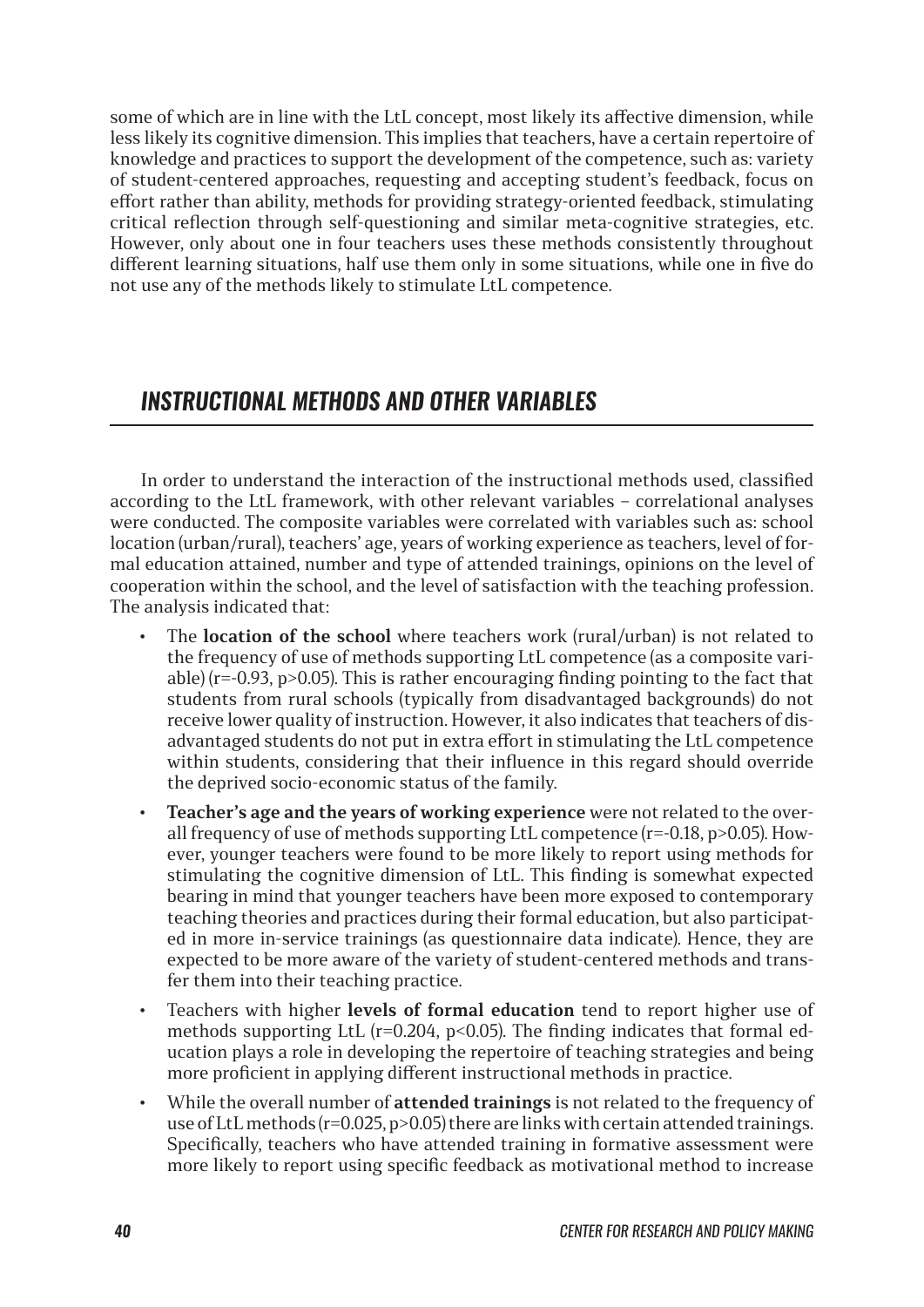some of which are in line with the LtL concept, most likely its affective dimension, while less likely its cognitive dimension. This implies that teachers, have a certain repertoire of knowledge and practices to support the development of the competence, such as: variety of student-centered approaches, requesting and accepting student's feedback, focus on effort rather than ability, methods for providing strategy-oriented feedback, stimulating critical reflection through self-questioning and similar meta-cognitive strategies, etc. However, only about one in four teachers uses these methods consistently throughout different learning situations, half use them only in some situations, while one in five do not use any of the methods likely to stimulate LtL competence.

## *INSTRUCTIONAL METHODS AND OTHER VARIABLES*

In order to understand the interaction of the instructional methods used, classified according to the LtL framework, with other relevant variables – correlational analyses were conducted. The composite variables were correlated with variables such as: school location (urban/rural), teachers' age, years of working experience as teachers, level of formal education attained, number and type of attended trainings, opinions on the level of cooperation within the school, and the level of satisfaction with the teaching profession. The analysis indicated that:

- The **location of the school** where teachers work (rural/urban) is not related to the frequency of use of methods supporting LtL competence (as a composite variable) ($r=-0.93$, $p>0.05$). This is rather encouraging finding pointing to the fact that students from rural schools (typically from disadvantaged backgrounds) do not receive lower quality of instruction. However, it also indicates that teachers of disadvantaged students do not put in extra effort in stimulating the LtL competence within students, considering that their influence in this regard should override the deprived socio-economic status of the family.
- **Teacher's age and the years of working experience** were not related to the overall frequency of use of methods supporting LtL competence ($r=-0.18$, $p>0.05$). However, younger teachers were found to be more likely to report using methods for stimulating the cognitive dimension of LtL. This finding is somewhat expected bearing in mind that younger teachers have been more exposed to contemporary teaching theories and practices during their formal education, but also participated in more in-service trainings (as questionnaire data indicate). Hence, they are expected to be more aware of the variety of student-centered methods and transfer them into their teaching practice.
- Teachers with higher **levels of formal education** tend to report higher use of methods supporting LtL ($r=0.204$, $p<0.05$). The finding indicates that formal education plays a role in developing the repertoire of teaching strategies and being more proficient in applying different instructional methods in practice.
- While the overall number of **attended trainings** is not related to the frequency of use of LtL methods ($r=0.025$, $p>0.05$) there are links with certain attended trainings. Specifically, teachers who have attended training in formative assessment were more likely to report using specific feedback as motivational method to increase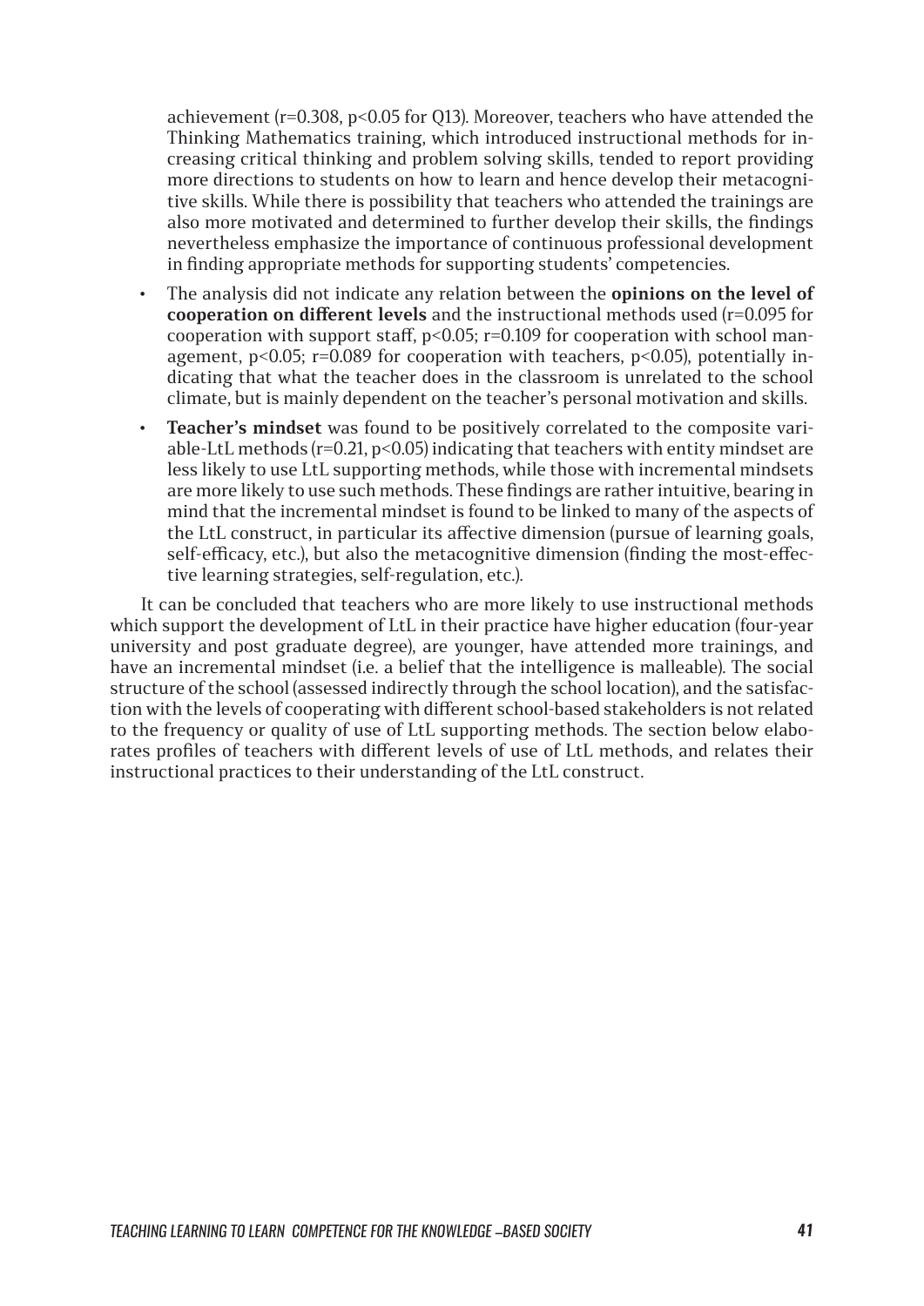achievement ($r=0.308$, $p<0.05$ for Q13). Moreover, teachers who have attended the Thinking Mathematics training, which introduced instructional methods for increasing critical thinking and problem solving skills, tended to report providing more directions to students on how to learn and hence develop their metacognitive skills. While there is possibility that teachers who attended the trainings are also more motivated and determined to further develop their skills, the findings nevertheless emphasize the importance of continuous professional development in finding appropriate methods for supporting students' competencies.

- The analysis did not indicate any relation between the **opinions on the level of cooperation on different levels** and the instructional methods used ($r=0.095$ for cooperation with support staff, $p<0.05$; $r=0.109$ for cooperation with school management, $p<0.05$; $r=0.089$ for cooperation with teachers, $p<0.05$), potentially indicating that what the teacher does in the classroom is unrelated to the school climate, but is mainly dependent on the teacher's personal motivation and skills.
- **Teacher's mindset** was found to be positively correlated to the composite variable-LtL methods ($r=0.21$, $p<0.05$) indicating that teachers with entity mindset are less likely to use LtL supporting methods, while those with incremental mindsets are more likely to use such methods. These findings are rather intuitive, bearing in mind that the incremental mindset is found to be linked to many of the aspects of the LtL construct, in particular its affective dimension (pursue of learning goals, self-efficacy, etc.), but also the metacognitive dimension (finding the most-effective learning strategies, self-regulation, etc.).

It can be concluded that teachers who are more likely to use instructional methods which support the development of LtL in their practice have higher education (four-year university and post graduate degree), are younger, have attended more trainings, and have an incremental mindset (i.e. a belief that the intelligence is malleable). The social structure of the school (assessed indirectly through the school location), and the satisfaction with the levels of cooperating with different school-based stakeholders is not related to the frequency or quality of use of LtL supporting methods. The section below elaborates profiles of teachers with different levels of use of LtL methods, and relates their instructional practices to their understanding of the LtL construct.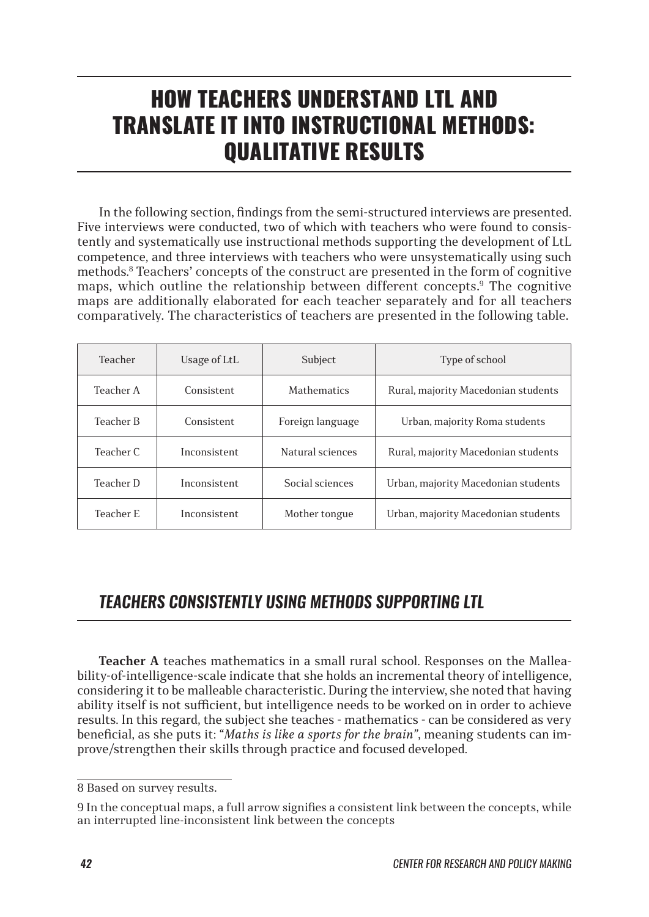# HOW TEACHERS UNDERSTAND LTL AND TRANSLATE IT INTO INSTRUCTIONAL METHODS: QUALITATIVE RESULTS

In the following section, findings from the semi-structured interviews are presented. Five interviews were conducted, two of which with teachers who were found to consistently and systematically use instructional methods supporting the development of LtL competence, and three interviews with teachers who were unsystematically using such methods.[8] Teachers' concepts of the construct are presented in the form of cognitive maps, which outline the relationship between different concepts.[9] The cognitive maps are additionally elaborated for each teacher separately and for all teachers comparatively. The characteristics of teachers are presented in the following table.

| Teacher | Usage of LtL | Subject | Type of school |
|---|---|---|---|
| Teacher A | Consistent | Mathematics | Rural, majority Macedonian students |
| Teacher B | Consistent | Foreign language | Urban, majority Roma students |
| Teacher C | Inconsistent | Natural sciences | Rural, majority Macedonian students |
| Teacher D | Inconsistent | Social sciences | Urban, majority Macedonian students |
| Teacher E | Inconsistent | Mother tongue | Urban, majority Macedonian students |

## *TEACHERS CONSISTENTLY USING METHODS SUPPORTING LTL*

**Teacher A** teaches mathematics in a small rural school. Responses on the Malleability-of-intelligence-scale indicate that she holds an incremental theory of intelligence, considering it to be malleable characteristic. During the interview, she noted that having ability itself is not sufficient, but intelligence needs to be worked on in order to achieve results. In this regard, the subject she teaches - mathematics - can be considered as very beneficial, as she puts it: "*Maths is like a sports for the brain*", meaning students can improve/strengthen their skills through practice and focused developed.

---

8 Based on survey results.

9 In the conceptual maps, a full arrow signifies a consistent link between the concepts, while an interrupted line-inconsistent link between the concepts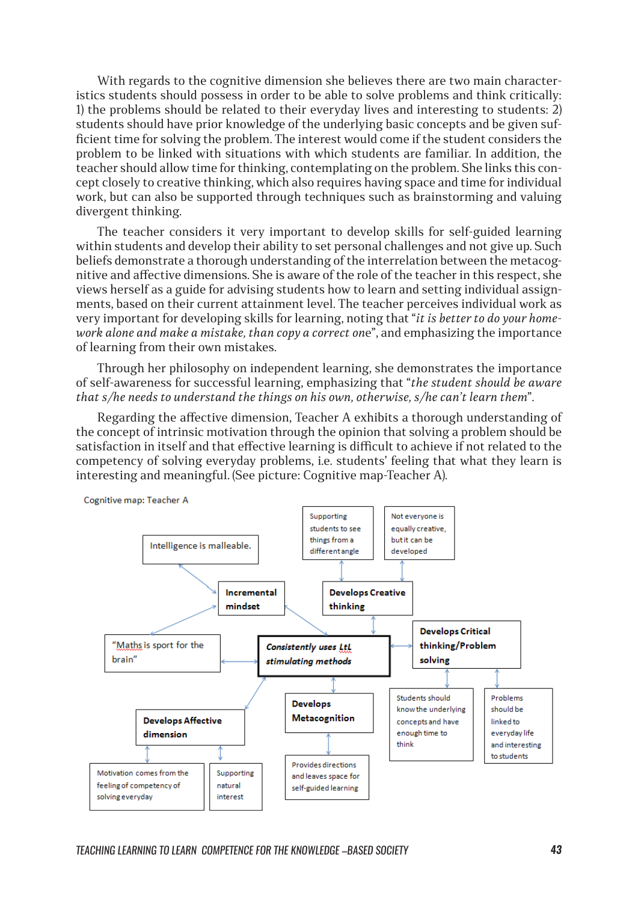With regards to the cognitive dimension she believes there are two main characteristics students should possess in order to be able to solve problems and think critically: 1) the problems should be related to their everyday lives and interesting to students: 2) students should have prior knowledge of the underlying basic concepts and be given sufficient time for solving the problem. The interest would come if the student considers the problem to be linked with situations with which students are familiar. In addition, the teacher should allow time for thinking, contemplating on the problem. She links this concept closely to creative thinking, which also requires having space and time for individual work, but can also be supported through techniques such as brainstorming and valuing divergent thinking.

The teacher considers it very important to develop skills for self-guided learning within students and develop their ability to set personal challenges and not give up. Such beliefs demonstrate a thorough understanding of the interrelation between the metacognitive and affective dimensions. She is aware of the role of the teacher in this respect, she views herself as a guide for advising students how to learn and setting individual assignments, based on their current attainment level. The teacher perceives individual work as very important for developing skills for learning, noting that "*it is better to do your homework alone and make a mistake, than copy a correct one*", and emphasizing the importance of learning from their own mistakes.

Through her philosophy on independent learning, she demonstrates the importance of self-awareness for successful learning, emphasizing that "*the student should be aware that s/he needs to understand the things on his own, otherwise, s/he can't learn them*".

Regarding the affective dimension, Teacher A exhibits a thorough understanding of the concept of intrinsic motivation through the opinion that solving a problem should be satisfaction in itself and that effective learning is difficult to achieve if not related to the competency of solving everyday problems, i.e. students' feeling that what they learn is interesting and meaningful. (See picture: Cognitive map-Teacher A).

Cognitive map: Teacher A

- **Consistently uses LtL stimulating methods**
  - **Incremental mindset**
    - Intelligence is malleable.
    - "Maths is sport for the brain"
  - "Maths is sport for the brain"
  - **Develops Creative thinking**
    - Supporting students to see things from a different angle
    - Not everyone is equally creative, but it can be developed
  - **Develops Critical thinking/Problem solving**
    - Students should know the underlying concepts and have enough time to think
    - Problems should be linked to everyday life and interesting to students
  - **Develops Metacognition**
    - Provides directions and leaves space for self-guided learning
  - **Develops Affective dimension**
    - Motivation comes from the feeling of competency of solving everyday
    - Supporting natural interest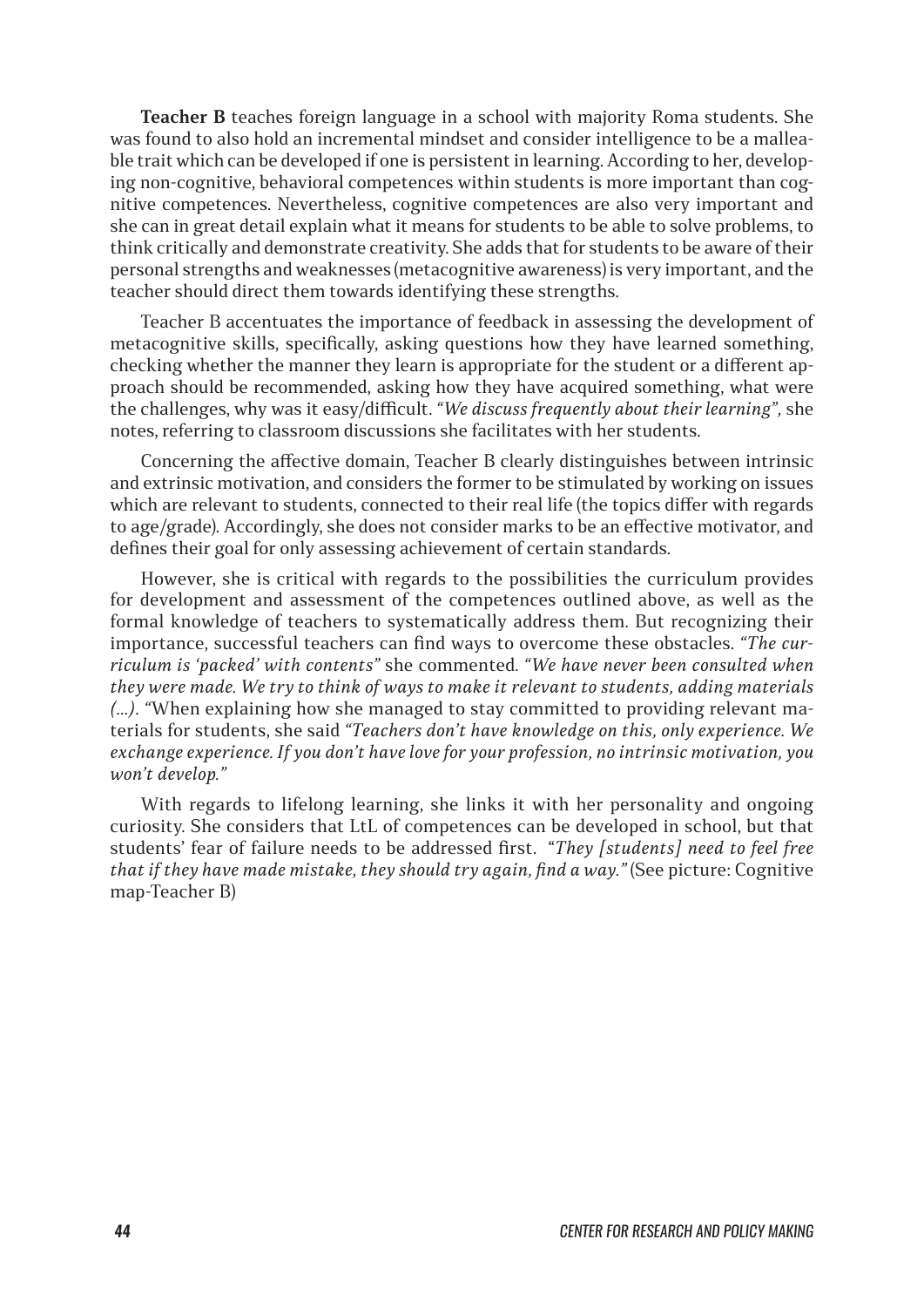**Teacher B** teaches foreign language in a school with majority Roma students. She was found to also hold an incremental mindset and consider intelligence to be a malleable trait which can be developed if one is persistent in learning. According to her, developing non-cognitive, behavioral competences within students is more important than cognitive competences. Nevertheless, cognitive competences are also very important and she can in great detail explain what it means for students to be able to solve problems, to think critically and demonstrate creativity. She adds that for students to be aware of their personal strengths and weaknesses (metacognitive awareness) is very important, and the teacher should direct them towards identifying these strengths.

Teacher B accentuates the importance of feedback in assessing the development of metacognitive skills, specifically, asking questions how they have learned something, checking whether the manner they learn is appropriate for the student or a different approach should be recommended, asking how they have acquired something, what were the challenges, why was it easy/difficult. *"We discuss frequently about their learning",* she notes, referring to classroom discussions she facilitates with her students.

Concerning the affective domain, Teacher B clearly distinguishes between intrinsic and extrinsic motivation, and considers the former to be stimulated by working on issues which are relevant to students, connected to their real life (the topics differ with regards to age/grade). Accordingly, she does not consider marks to be an effective motivator, and defines their goal for only assessing achievement of certain standards.

However, she is critical with regards to the possibilities the curriculum provides for development and assessment of the competences outlined above, as well as the formal knowledge of teachers to systematically address them. But recognizing their importance, successful teachers can find ways to overcome these obstacles. *"The curriculum is 'packed' with contents"* she commented. *"We have never been consulted when they were made. We try to think of ways to make it relevant to students, adding materials (...).* "When explaining how she managed to stay committed to providing relevant materials for students, she said *"Teachers don't have knowledge on this, only experience. We exchange experience. If you don't have love for your profession, no intrinsic motivation, you won't develop."*

With regards to lifelong learning, she links it with her personality and ongoing curiosity. She considers that LtL of competences can be developed in school, but that students' fear of failure needs to be addressed first. *"They [students] need to feel free that if they have made mistake, they should try again, find a way."* (See picture: Cognitive map-Teacher B)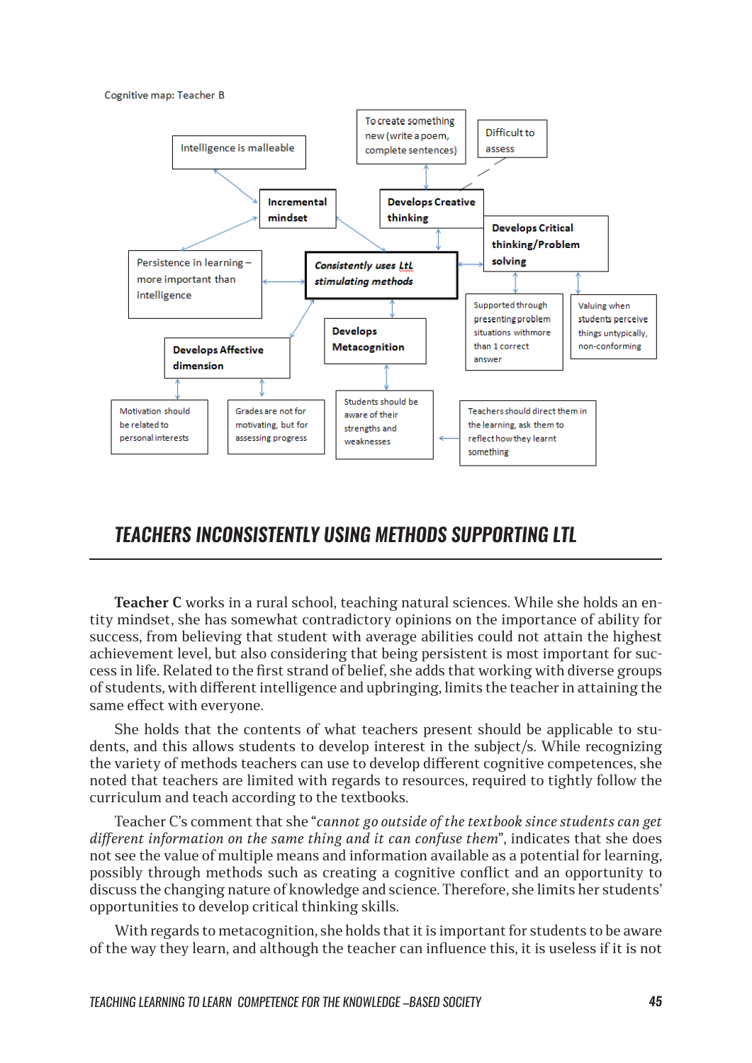Cognitive map: Teacher B

Intelligence is malleable

Incremental mindset

Persistence in learning – more important than intelligence

To create something new (write a poem, complete sentences)

Difficult to assess

Develops Creative thinking

Develops Critical thinking/Problem solving

***Consistently uses LtL stimulating methods***

Supported through presenting problem situations with more than 1 correct answer

Valuing when students perceive things untypically, non-conforming

Develops Affective dimension

Develops Metacognition

Motivation should be related to personal interests

Grades are not for motivating, but for assessing progress

Students should be aware of their strengths and weaknesses

Teachers should direct them in the learning, ask them to reflect how they learnt something

## TEACHERS INCONSISTENTLY USING METHODS SUPPORTING LTL

**Teacher C** works in a rural school, teaching natural sciences. While she holds an entity mindset, she has somewhat contradictory opinions on the importance of ability for success, from believing that student with average abilities could not attain the highest achievement level, but also considering that being persistent is most important for success in life. Related to the first strand of belief, she adds that working with diverse groups of students, with different intelligence and upbringing, limits the teacher in attaining the same effect with everyone.

She holds that the contents of what teachers present should be applicable to students, and this allows students to develop interest in the subject/s. While recognizing the variety of methods teachers can use to develop different cognitive competences, she noted that teachers are limited with regards to resources, required to tightly follow the curriculum and teach according to the textbooks.

Teacher C's comment that she "*cannot go outside of the textbook since students can get different information on the same thing and it can confuse them*", indicates that she does not see the value of multiple means and information available as a potential for learning, possibly through methods such as creating a cognitive conflict and an opportunity to discuss the changing nature of knowledge and science. Therefore, she limits her students' opportunities to develop critical thinking skills.

With regards to metacognition, she holds that it is important for students to be aware of the way they learn, and although the teacher can influence this, it is useless if it is not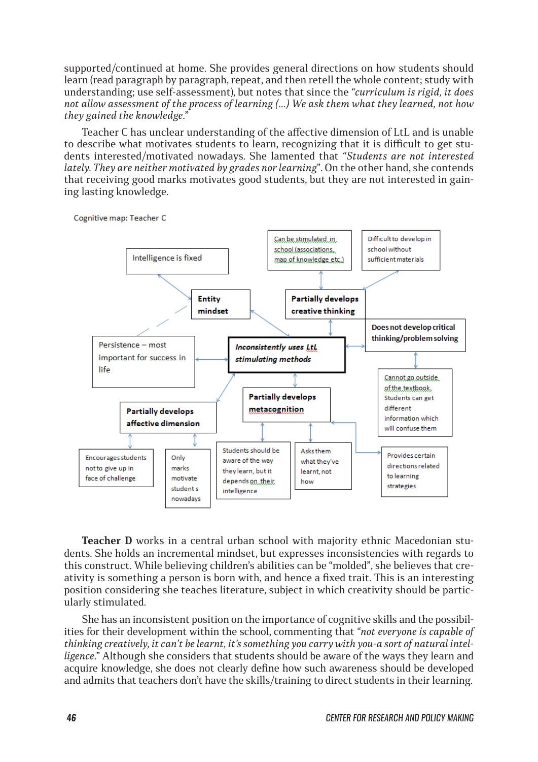supported/continued at home. She provides general directions on how students should learn (read paragraph by paragraph, repeat, and then retell the whole content; study with understanding; use self-assessment), but notes that since the *"curriculum is rigid, it does not allow assessment of the process of learning (...) We ask them what they learned, not how they gained the knowledge."*

Teacher C has unclear understanding of the affective dimension of LtL and is unable to describe what motivates students to learn, recognizing that it is difficult to get students interested/motivated nowadays. She lamented that *"Students are not interested lately. They are neither motivated by grades nor learning"*. On the other hand, she contends that receiving good marks motivates good students, but they are not interested in gaining lasting knowledge.

Cognitive map: Teacher C

- Intelligence is fixed
- Can be stimulated in school (associations, map of knowledge etc.)
- Difficult to develop in school without sufficient materials
- **Entity mindset**
- **Partially develops creative thinking**
- **Does not develop critical thinking/problem solving**
- Persistence – most important for success in life
- ***Inconsistently uses LtL stimulating methods***
- Cannot go outside of the textbook. Students can get different information which will confuse them
- **Partially develops affective dimension**
- **Partially develops metacognition**
- Encourages students not to give up in face of challenge
- Only marks motivate students nowadays
- Students should be aware of the way they learn, but it depends on their intelligence
- Asks them what they've learnt, not how
- Provides certain directions related to learning strategies

**Teacher D** works in a central urban school with majority ethnic Macedonian students. She holds an incremental mindset, but expresses inconsistencies with regards to this construct. While believing children's abilities can be "molded", she believes that creativity is something a person is born with, and hence a fixed trait. This is an interesting position considering she teaches literature, subject in which creativity should be particularly stimulated.

She has an inconsistent position on the importance of cognitive skills and the possibilities for their development within the school, commenting that *"not everyone is capable of thinking creatively, it can't be learnt, it's something you carry with you-a sort of natural intelligence."* Although she considers that students should be aware of the ways they learn and acquire knowledge, she does not clearly define how such awareness should be developed and admits that teachers don't have the skills/training to direct students in their learning.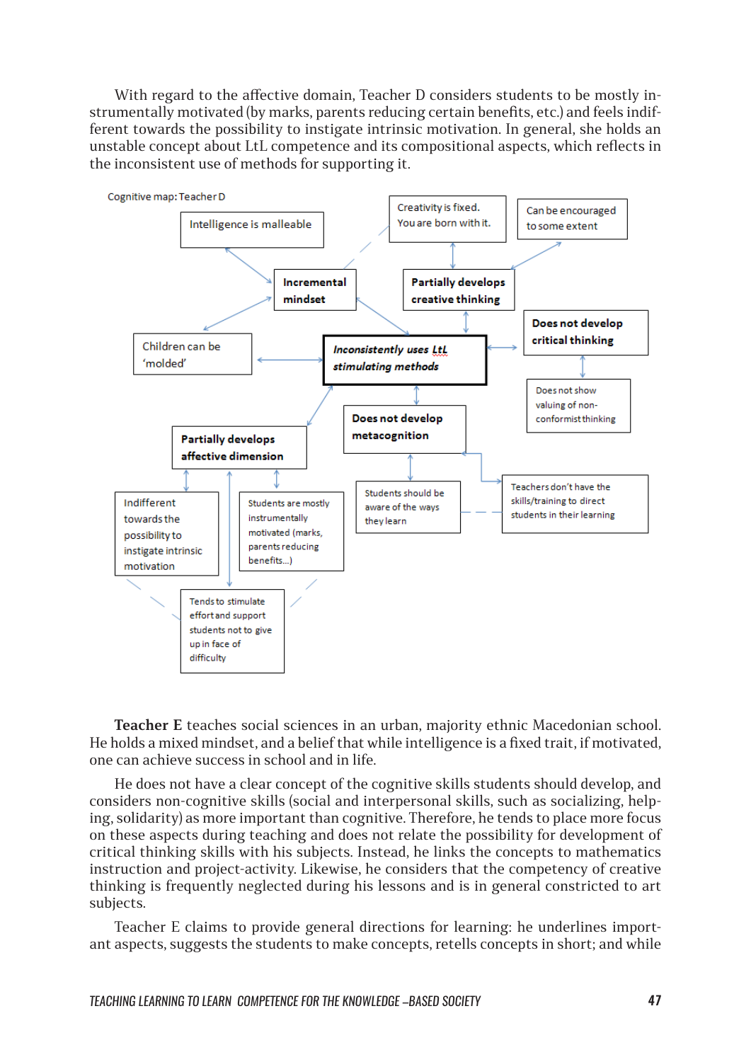With regard to the affective domain, Teacher D considers students to be mostly instrumentally motivated (by marks, parents reducing certain benefits, etc.) and feels indifferent towards the possibility to instigate intrinsic motivation. In general, she holds an unstable concept about LtL competence and its compositional aspects, which reflects in the inconsistent use of methods for supporting it.

Cognitive map: Teacher D

- Intelligence is malleable
- Creativity is fixed. You are born with it.
- Can be encouraged to some extent
- **Incremental mindset**
- **Partially develops creative thinking**
- Children can be 'molded'
- ***Inconsistently uses LtL stimulating methods***
- **Does not develop critical thinking**
- Does not show valuing of non-conformist thinking
- **Partially develops affective dimension**
- **Does not develop metacognition**
- Indifferent towards the possibility to instigate intrinsic motivation
- Students are mostly instrumentally motivated (marks, parents reducing benefits...)
- Students should be aware of the ways they learn
- Teachers don't have the skills/training to direct students in their learning
- Tends to stimulate effort and support students not to give up in face of difficulty

**Teacher E** teaches social sciences in an urban, majority ethnic Macedonian school. He holds a mixed mindset, and a belief that while intelligence is a fixed trait, if motivated, one can achieve success in school and in life.

He does not have a clear concept of the cognitive skills students should develop, and considers non-cognitive skills (social and interpersonal skills, such as socializing, helping, solidarity) as more important than cognitive. Therefore, he tends to place more focus on these aspects during teaching and does not relate the possibility for development of critical thinking skills with his subjects. Instead, he links the concepts to mathematics instruction and project-activity. Likewise, he considers that the competency of creative thinking is frequently neglected during his lessons and is in general constricted to art subjects.

Teacher E claims to provide general directions for learning: he underlines important aspects, suggests the students to make concepts, retells concepts in short; and while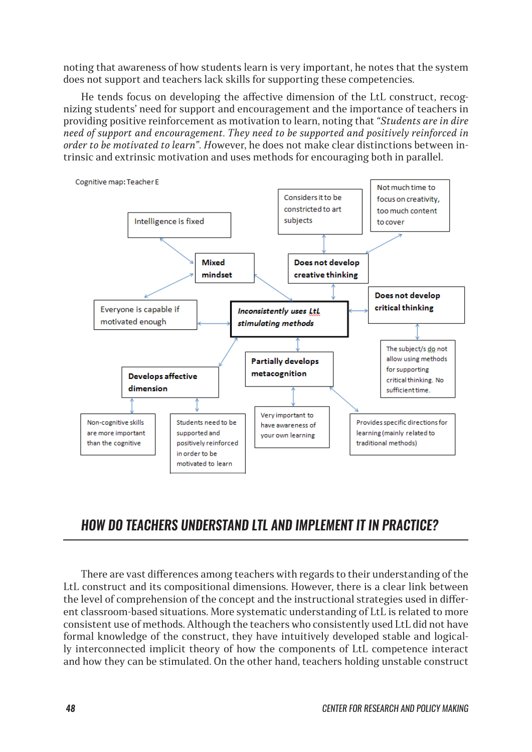noting that awareness of how students learn is very important, he notes that the system does not support and teachers lack skills for supporting these competencies.

He tends focus on developing the affective dimension of the LtL construct, recognizing students' need for support and encouragement and the importance of teachers in providing positive reinforcement as motivation to learn, noting that *"Students are in dire need of support and encouragement. They need to be supported and positively reinforced in order to be motivated to learn".* However, he does not make clear distinctions between intrinsic and extrinsic motivation and uses methods for encouraging both in parallel.

Cognitive map: Teacher E

Intelligence is fixed

Mixed mindset

Everyone is capable if motivated enough

Considers it to be constricted to art subjects

Not much time to focus on creativity, too much content to cover

Does not develop creative thinking

Inconsistently uses LtL stimulating methods

Does not develop critical thinking

The subject/s do not allow using methods for supporting critical thinking. No sufficient time.

Develops affective dimension

Partially develops metacognition

Non-cognitive skills are more important than the cognitive

Students need to be supported and positively reinforced in order to be motivated to learn

Very important to have awareness of your own learning

Provides specific directions for learning (mainly related to traditional methods)

## HOW DO TEACHERS UNDERSTAND LTL AND IMPLEMENT IT IN PRACTICE?

There are vast differences among teachers with regards to their understanding of the LtL construct and its compositional dimensions. However, there is a clear link between the level of comprehension of the concept and the instructional strategies used in different classroom-based situations. More systematic understanding of LtL is related to more consistent use of methods. Although the teachers who consistently used LtL did not have formal knowledge of the construct, they have intuitively developed stable and logically interconnected implicit theory of how the components of LtL competence interact and how they can be stimulated. On the other hand, teachers holding unstable construct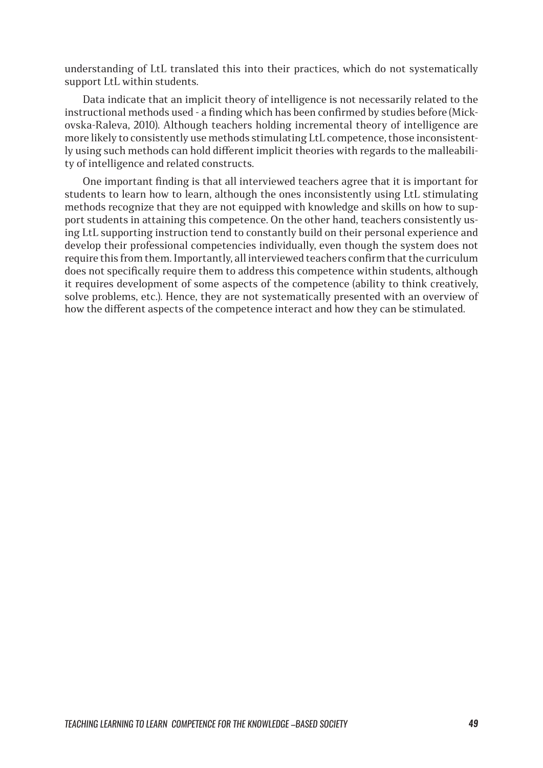understanding of LtL translated this into their practices, which do not systematically support LtL within students.

Data indicate that an implicit theory of intelligence is not necessarily related to the instructional methods used - a finding which has been confirmed by studies before (Mickovska-Raleva, 2010). Although teachers holding incremental theory of intelligence are more likely to consistently use methods stimulating LtL competence, those inconsistently using such methods can hold different implicit theories with regards to the malleability of intelligence and related constructs.

One important finding is that all interviewed teachers agree that it is important for students to learn how to learn, although the ones inconsistently using LtL stimulating methods recognize that they are not equipped with knowledge and skills on how to support students in attaining this competence. On the other hand, teachers consistently using LtL supporting instruction tend to constantly build on their personal experience and develop their professional competencies individually, even though the system does not require this from them. Importantly, all interviewed teachers confirm that the curriculum does not specifically require them to address this competence within students, although it requires development of some aspects of the competence (ability to think creatively, solve problems, etc.). Hence, they are not systematically presented with an overview of how the different aspects of the competence interact and how they can be stimulated.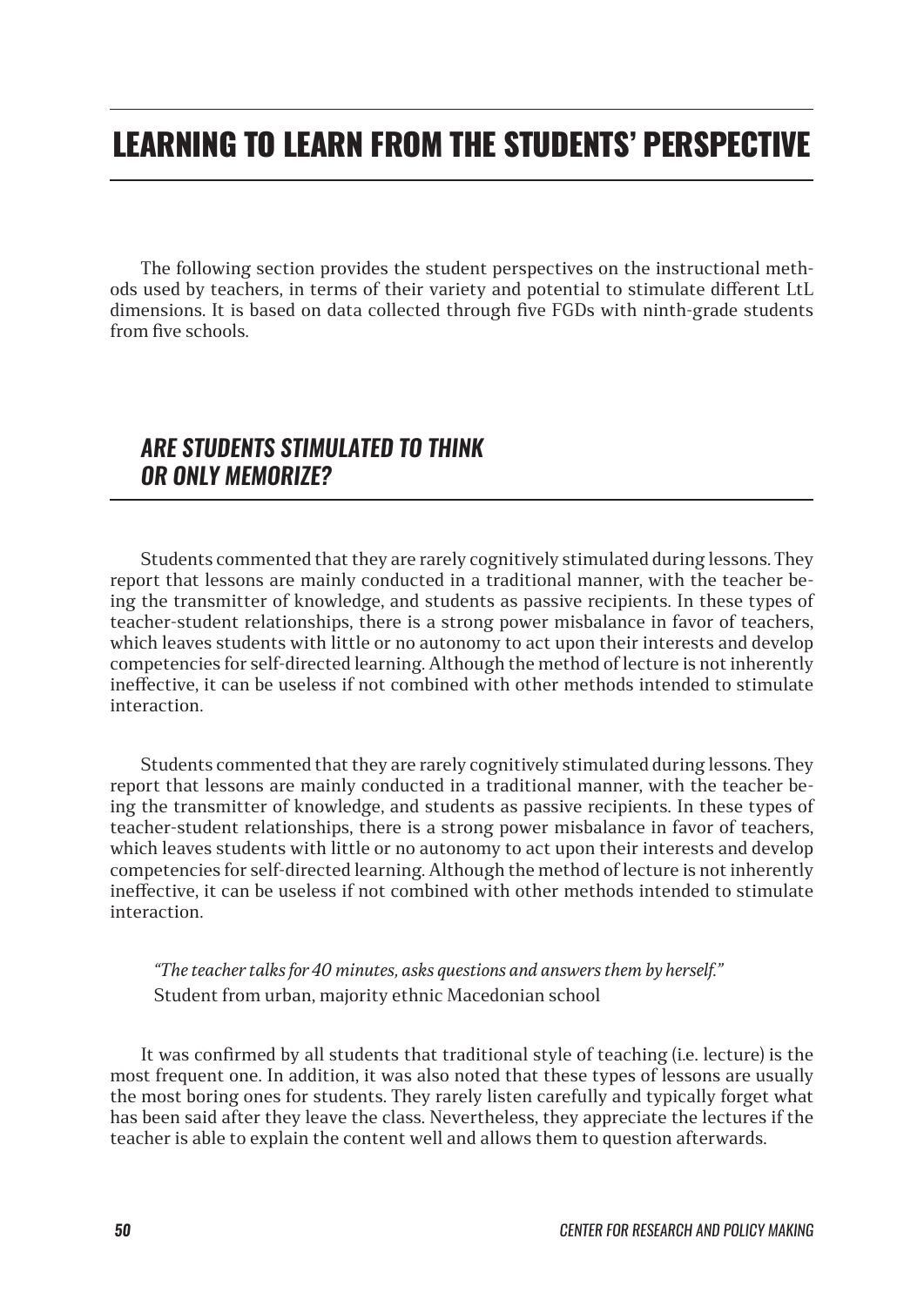# LEARNING TO LEARN FROM THE STUDENTS' PERSPECTIVE

The following section provides the student perspectives on the instructional methods used by teachers, in terms of their variety and potential to stimulate different LtL dimensions. It is based on data collected through five FGDs with ninth-grade students from five schools.

## *ARE STUDENTS STIMULATED TO THINK OR ONLY MEMORIZE?*

Students commented that they are rarely cognitively stimulated during lessons. They report that lessons are mainly conducted in a traditional manner, with the teacher being the transmitter of knowledge, and students as passive recipients. In these types of teacher-student relationships, there is a strong power misbalance in favor of teachers, which leaves students with little or no autonomy to act upon their interests and develop competencies for self-directed learning. Although the method of lecture is not inherently ineffective, it can be useless if not combined with other methods intended to stimulate interaction.

Students commented that they are rarely cognitively stimulated during lessons. They report that lessons are mainly conducted in a traditional manner, with the teacher being the transmitter of knowledge, and students as passive recipients. In these types of teacher-student relationships, there is a strong power misbalance in favor of teachers, which leaves students with little or no autonomy to act upon their interests and develop competencies for self-directed learning. Although the method of lecture is not inherently ineffective, it can be useless if not combined with other methods intended to stimulate interaction.

> *"The teacher talks for 40 minutes, asks questions and answers them by herself."*
> Student from urban, majority ethnic Macedonian school

It was confirmed by all students that traditional style of teaching (i.e. lecture) is the most frequent one. In addition, it was also noted that these types of lessons are usually the most boring ones for students. They rarely listen carefully and typically forget what has been said after they leave the class. Nevertheless, they appreciate the lectures if the teacher is able to explain the content well and allows them to question afterwards.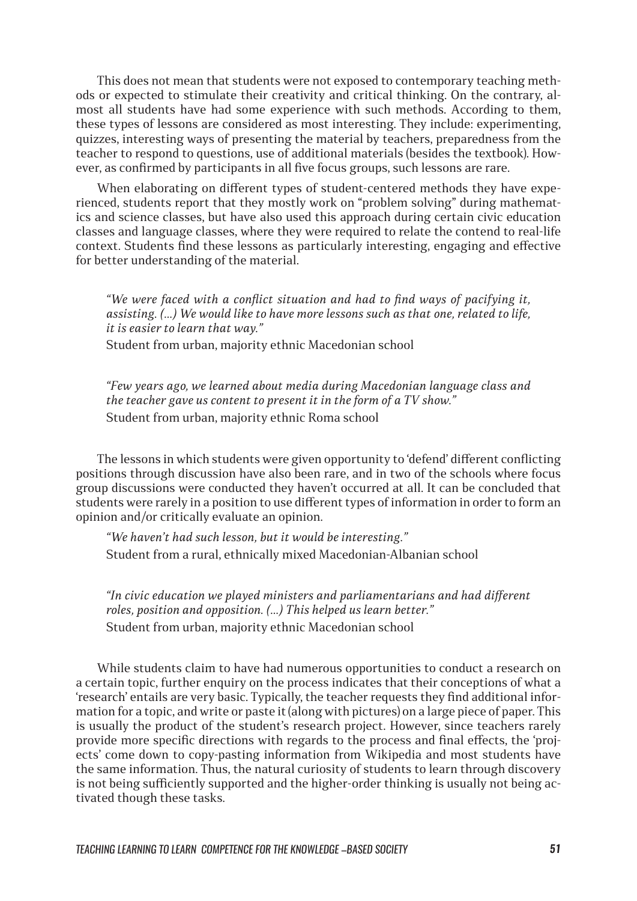This does not mean that students were not exposed to contemporary teaching methods or expected to stimulate their creativity and critical thinking. On the contrary, almost all students have had some experience with such methods. According to them, these types of lessons are considered as most interesting. They include: experimenting, quizzes, interesting ways of presenting the material by teachers, preparedness from the teacher to respond to questions, use of additional materials (besides the textbook). However, as confirmed by participants in all five focus groups, such lessons are rare.

When elaborating on different types of student-centered methods they have experienced, students report that they mostly work on "problem solving" during mathematics and science classes, but have also used this approach during certain civic education classes and language classes, where they were required to relate the contend to real-life context. Students find these lessons as particularly interesting, engaging and effective for better understanding of the material.

> *"We were faced with a conflict situation and had to find ways of pacifying it, assisting. (...) We would like to have more lessons such as that one, related to life, it is easier to learn that way."*
>
> Student from urban, majority ethnic Macedonian school

> *"Few years ago, we learned about media during Macedonian language class and the teacher gave us content to present it in the form of a TV show."*
>
> Student from urban, majority ethnic Roma school

The lessons in which students were given opportunity to 'defend' different conflicting positions through discussion have also been rare, and in two of the schools where focus group discussions were conducted they haven't occurred at all. It can be concluded that students were rarely in a position to use different types of information in order to form an opinion and/or critically evaluate an opinion.

> *"We haven't had such lesson, but it would be interesting."*
>
> Student from a rural, ethnically mixed Macedonian-Albanian school

> *"In civic education we played ministers and parliamentarians and had different roles, position and opposition. (...) This helped us learn better."*
>
> Student from urban, majority ethnic Macedonian school

While students claim to have had numerous opportunities to conduct a research on a certain topic, further enquiry on the process indicates that their conceptions of what a 'research' entails are very basic. Typically, the teacher requests they find additional information for a topic, and write or paste it (along with pictures) on a large piece of paper. This is usually the product of the student's research project. However, since teachers rarely provide more specific directions with regards to the process and final effects, the 'projects' come down to copy-pasting information from Wikipedia and most students have the same information. Thus, the natural curiosity of students to learn through discovery is not being sufficiently supported and the higher-order thinking is usually not being activated though these tasks.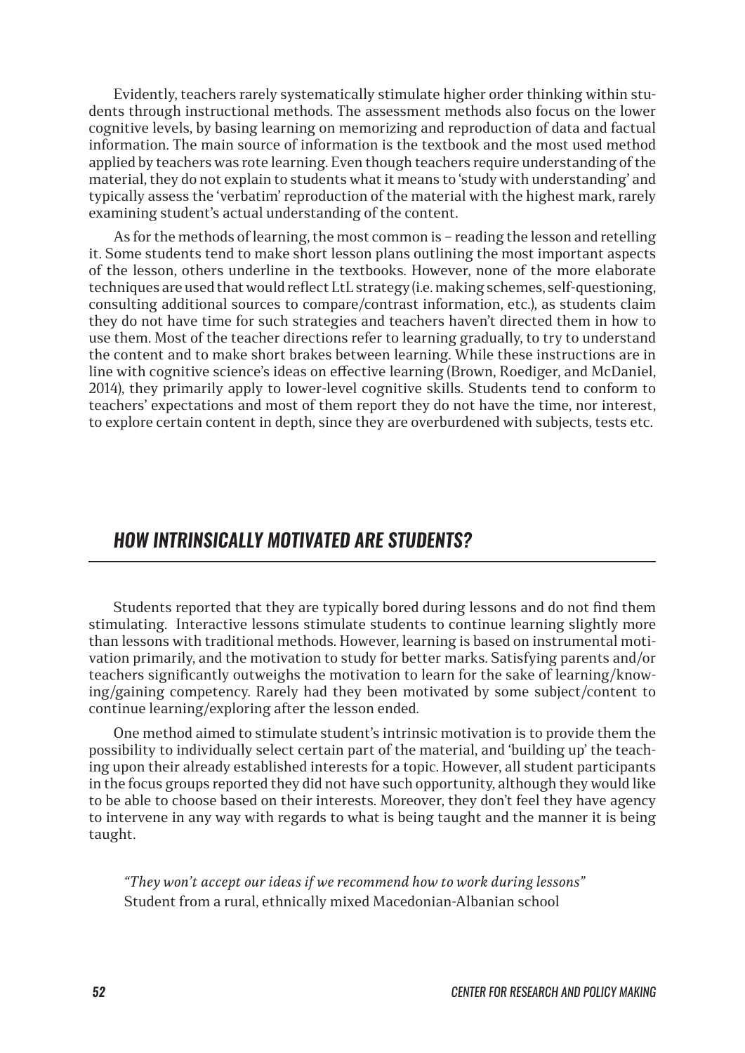Evidently, teachers rarely systematically stimulate higher order thinking within students through instructional methods. The assessment methods also focus on the lower cognitive levels, by basing learning on memorizing and reproduction of data and factual information. The main source of information is the textbook and the most used method applied by teachers was rote learning. Even though teachers require understanding of the material, they do not explain to students what it means to 'study with understanding' and typically assess the 'verbatim' reproduction of the material with the highest mark, rarely examining student's actual understanding of the content.

As for the methods of learning, the most common is – reading the lesson and retelling it. Some students tend to make short lesson plans outlining the most important aspects of the lesson, others underline in the textbooks. However, none of the more elaborate techniques are used that would reflect LtL strategy (i.e. making schemes, self-questioning, consulting additional sources to compare/contrast information, etc.), as students claim they do not have time for such strategies and teachers haven't directed them in how to use them. Most of the teacher directions refer to learning gradually, to try to understand the content and to make short brakes between learning. While these instructions are in line with cognitive science's ideas on effective learning (Brown, Roediger, and McDaniel, 2014), they primarily apply to lower-level cognitive skills. Students tend to conform to teachers' expectations and most of them report they do not have the time, nor interest, to explore certain content in depth, since they are overburdened with subjects, tests etc.

## *HOW INTRINSICALLY MOTIVATED ARE STUDENTS?*

Students reported that they are typically bored during lessons and do not find them stimulating. Interactive lessons stimulate students to continue learning slightly more than lessons with traditional methods. However, learning is based on instrumental motivation primarily, and the motivation to study for better marks. Satisfying parents and/or teachers significantly outweighs the motivation to learn for the sake of learning/knowing/gaining competency. Rarely had they been motivated by some subject/content to continue learning/exploring after the lesson ended.

One method aimed to stimulate student's intrinsic motivation is to provide them the possibility to individually select certain part of the material, and 'building up' the teaching upon their already established interests for a topic. However, all student participants in the focus groups reported they did not have such opportunity, although they would like to be able to choose based on their interests. Moreover, they don't feel they have agency to intervene in any way with regards to what is being taught and the manner it is being taught.

> *"They won't accept our ideas if we recommend how to work during lessons"*
> Student from a rural, ethnically mixed Macedonian-Albanian school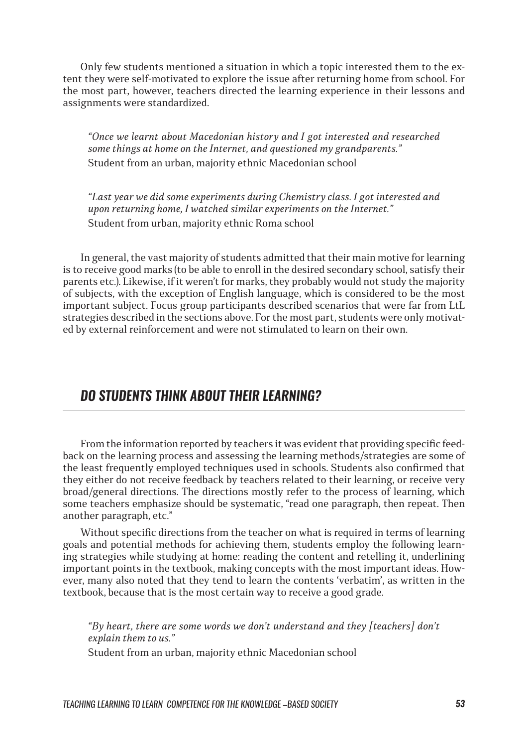Only few students mentioned a situation in which a topic interested them to the extent they were self-motivated to explore the issue after returning home from school. For the most part, however, teachers directed the learning experience in their lessons and assignments were standardized.

> *"Once we learnt about Macedonian history and I got interested and researched some things at home on the Internet, and questioned my grandparents."*
> Student from an urban, majority ethnic Macedonian school

> *"Last year we did some experiments during Chemistry class. I got interested and upon returning home, I watched similar experiments on the Internet."*
> Student from urban, majority ethnic Roma school

In general, the vast majority of students admitted that their main motive for learning is to receive good marks (to be able to enroll in the desired secondary school, satisfy their parents etc.). Likewise, if it weren't for marks, they probably would not study the majority of subjects, with the exception of English language, which is considered to be the most important subject. Focus group participants described scenarios that were far from LtL strategies described in the sections above. For the most part, students were only motivated by external reinforcement and were not stimulated to learn on their own.

## *DO STUDENTS THINK ABOUT THEIR LEARNING?*

From the information reported by teachers it was evident that providing specific feedback on the learning process and assessing the learning methods/strategies are some of the least frequently employed techniques used in schools. Students also confirmed that they either do not receive feedback by teachers related to their learning, or receive very broad/general directions. The directions mostly refer to the process of learning, which some teachers emphasize should be systematic, "read one paragraph, then repeat. Then another paragraph, etc."

Without specific directions from the teacher on what is required in terms of learning goals and potential methods for achieving them, students employ the following learning strategies while studying at home: reading the content and retelling it, underlining important points in the textbook, making concepts with the most important ideas. However, many also noted that they tend to learn the contents 'verbatim', as written in the textbook, because that is the most certain way to receive a good grade.

> *"By heart, there are some words we don't understand and they [teachers] don't explain them to us."*
> Student from an urban, majority ethnic Macedonian school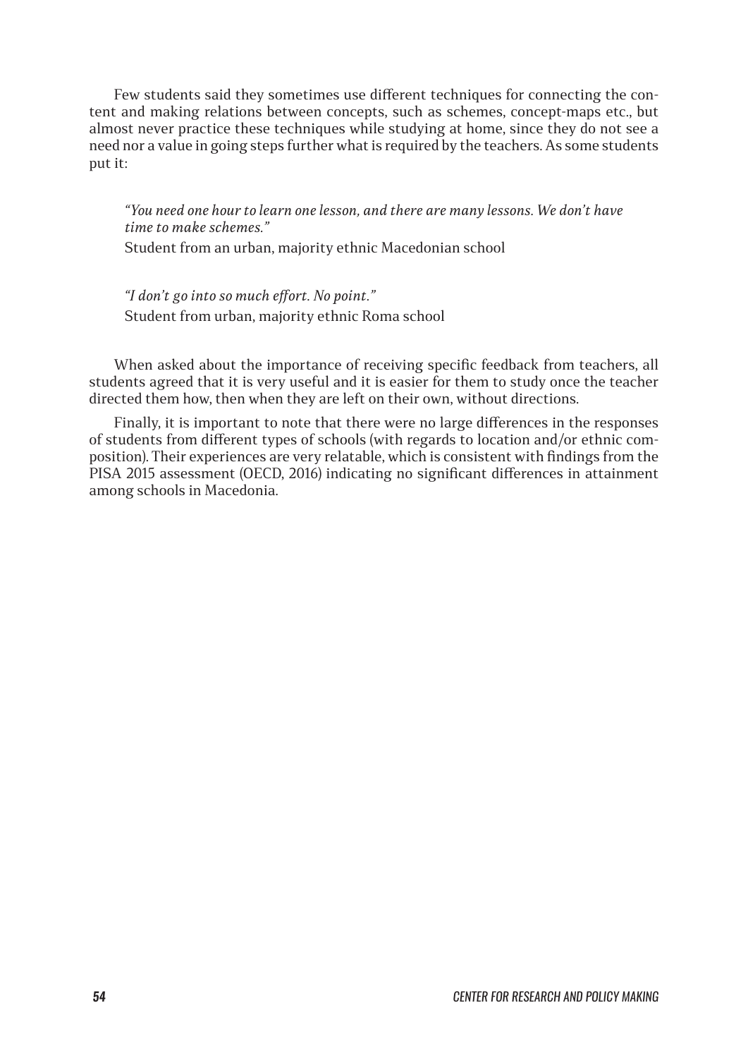Few students said they sometimes use different techniques for connecting the content and making relations between concepts, such as schemes, concept-maps etc., but almost never practice these techniques while studying at home, since they do not see a need nor a value in going steps further what is required by the teachers. As some students put it:

> *"You need one hour to learn one lesson, and there are many lessons. We don't have time to make schemes."*
>
> Student from an urban, majority ethnic Macedonian school

> *"I don't go into so much effort. No point."*
>
> Student from urban, majority ethnic Roma school

When asked about the importance of receiving specific feedback from teachers, all students agreed that it is very useful and it is easier for them to study once the teacher directed them how, then when they are left on their own, without directions.

Finally, it is important to note that there were no large differences in the responses of students from different types of schools (with regards to location and/or ethnic composition). Their experiences are very relatable, which is consistent with findings from the PISA 2015 assessment (OECD, 2016) indicating no significant differences in attainment among schools in Macedonia.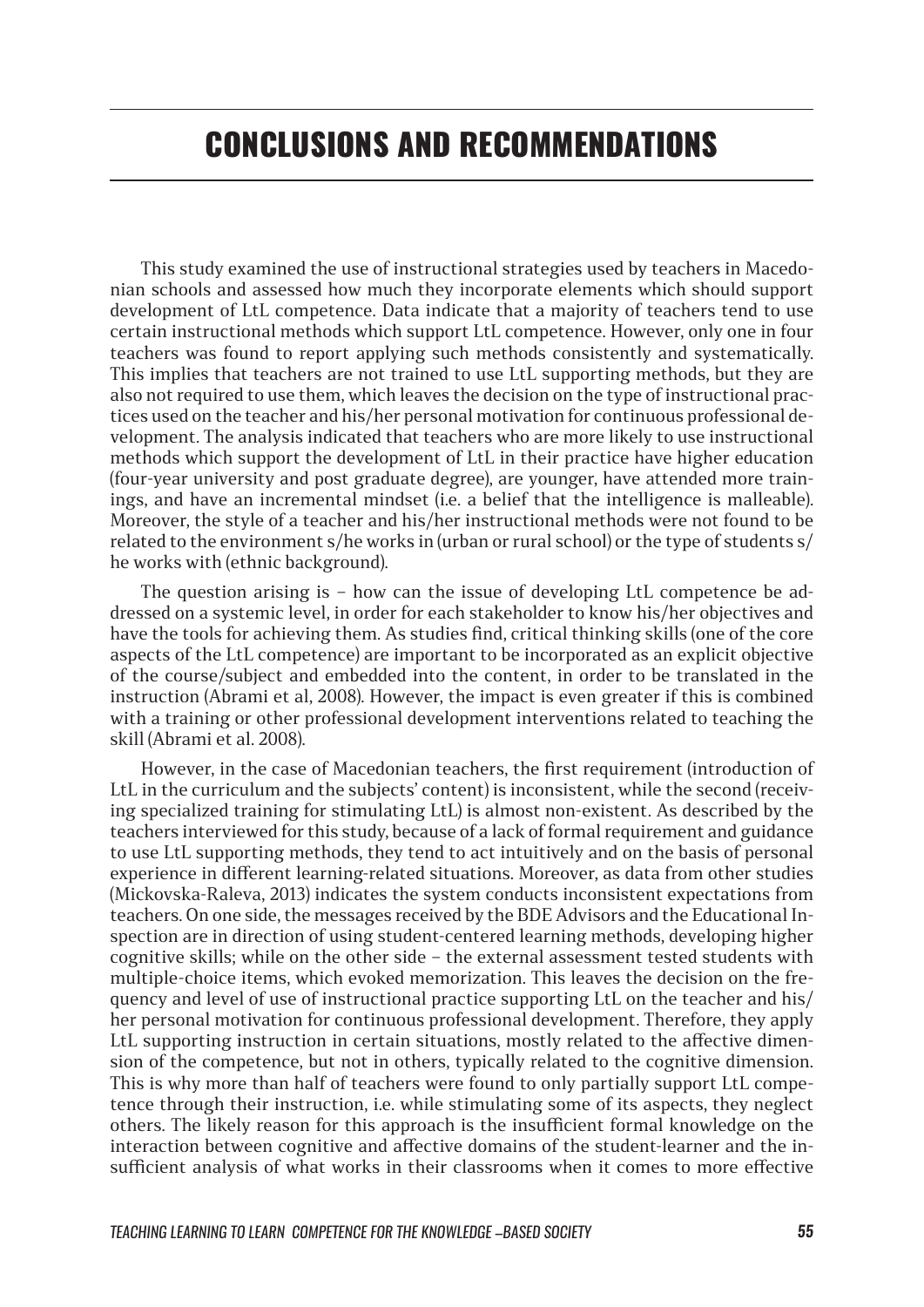# CONCLUSIONS AND RECOMMENDATIONS

This study examined the use of instructional strategies used by teachers in Macedonian schools and assessed how much they incorporate elements which should support development of LtL competence. Data indicate that a majority of teachers tend to use certain instructional methods which support LtL competence. However, only one in four teachers was found to report applying such methods consistently and systematically. This implies that teachers are not trained to use LtL supporting methods, but they are also not required to use them, which leaves the decision on the type of instructional practices used on the teacher and his/her personal motivation for continuous professional development. The analysis indicated that teachers who are more likely to use instructional methods which support the development of LtL in their practice have higher education (four-year university and post graduate degree), are younger, have attended more trainings, and have an incremental mindset (i.e. a belief that the intelligence is malleable). Moreover, the style of a teacher and his/her instructional methods were not found to be related to the environment s/he works in (urban or rural school) or the type of students s/he works with (ethnic background).

The question arising is – how can the issue of developing LtL competence be addressed on a systemic level, in order for each stakeholder to know his/her objectives and have the tools for achieving them. As studies find, critical thinking skills (one of the core aspects of the LtL competence) are important to be incorporated as an explicit objective of the course/subject and embedded into the content, in order to be translated in the instruction (Abrami et al, 2008). However, the impact is even greater if this is combined with a training or other professional development interventions related to teaching the skill (Abrami et al. 2008).

However, in the case of Macedonian teachers, the first requirement (introduction of LtL in the curriculum and the subjects' content) is inconsistent, while the second (receiving specialized training for stimulating LtL) is almost non-existent. As described by the teachers interviewed for this study, because of a lack of formal requirement and guidance to use LtL supporting methods, they tend to act intuitively and on the basis of personal experience in different learning-related situations. Moreover, as data from other studies (Mickovska-Raleva, 2013) indicates the system conducts inconsistent expectations from teachers. On one side, the messages received by the BDE Advisors and the Educational Inspection are in direction of using student-centered learning methods, developing higher cognitive skills; while on the other side – the external assessment tested students with multiple-choice items, which evoked memorization. This leaves the decision on the frequency and level of use of instructional practice supporting LtL on the teacher and his/her personal motivation for continuous professional development. Therefore, they apply LtL supporting instruction in certain situations, mostly related to the affective dimension of the competence, but not in others, typically related to the cognitive dimension. This is why more than half of teachers were found to only partially support LtL competence through their instruction, i.e. while stimulating some of its aspects, they neglect others. The likely reason for this approach is the insufficient formal knowledge on the interaction between cognitive and affective domains of the student-learner and the insufficient analysis of what works in their classrooms when it comes to more effective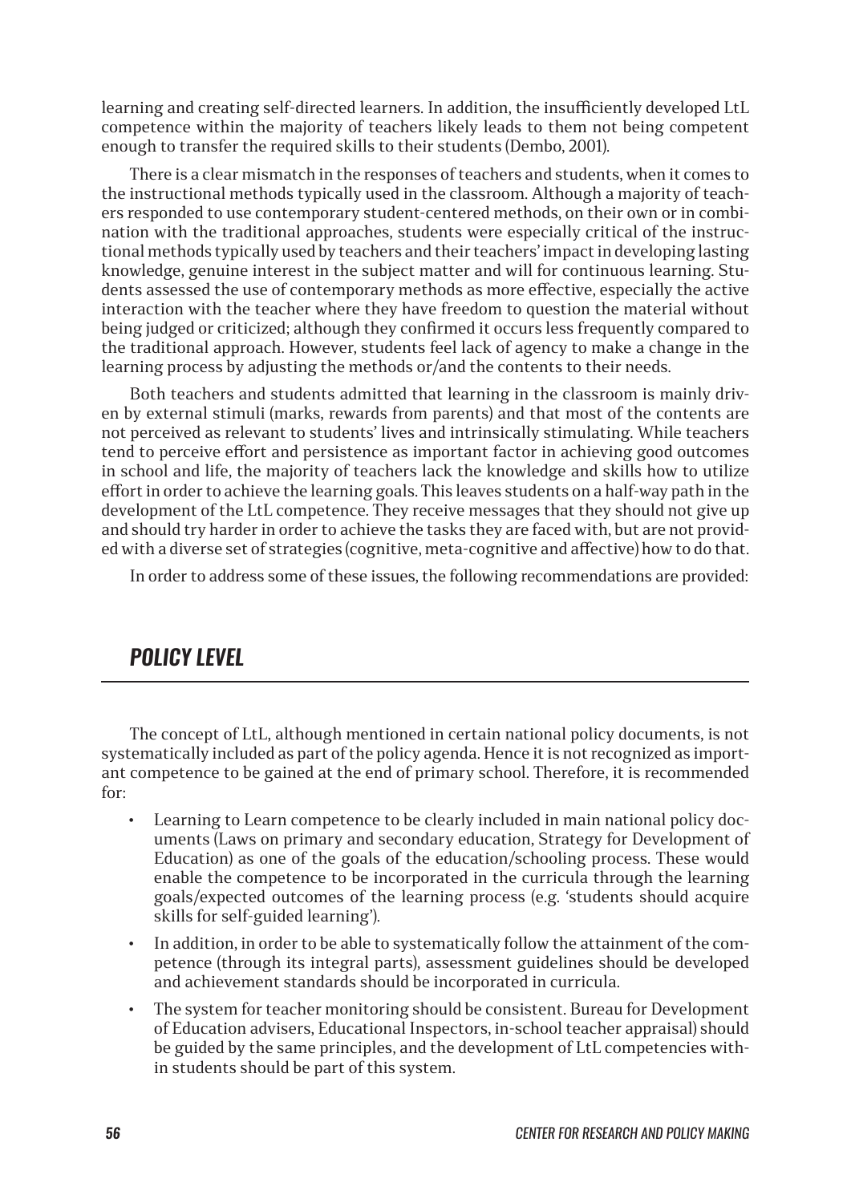learning and creating self-directed learners. In addition, the insufficiently developed LtL competence within the majority of teachers likely leads to them not being competent enough to transfer the required skills to their students (Dembo, 2001).

There is a clear mismatch in the responses of teachers and students, when it comes to the instructional methods typically used in the classroom. Although a majority of teachers responded to use contemporary student-centered methods, on their own or in combination with the traditional approaches, students were especially critical of the instructional methods typically used by teachers and their teachers' impact in developing lasting knowledge, genuine interest in the subject matter and will for continuous learning. Students assessed the use of contemporary methods as more effective, especially the active interaction with the teacher where they have freedom to question the material without being judged or criticized; although they confirmed it occurs less frequently compared to the traditional approach. However, students feel lack of agency to make a change in the learning process by adjusting the methods or/and the contents to their needs.

Both teachers and students admitted that learning in the classroom is mainly driven by external stimuli (marks, rewards from parents) and that most of the contents are not perceived as relevant to students' lives and intrinsically stimulating. While teachers tend to perceive effort and persistence as important factor in achieving good outcomes in school and life, the majority of teachers lack the knowledge and skills how to utilize effort in order to achieve the learning goals. This leaves students on a half-way path in the development of the LtL competence. They receive messages that they should not give up and should try harder in order to achieve the tasks they are faced with, but are not provided with a diverse set of strategies (cognitive, meta-cognitive and affective) how to do that.

In order to address some of these issues, the following recommendations are provided:

## *POLICY LEVEL*

The concept of LtL, although mentioned in certain national policy documents, is not systematically included as part of the policy agenda. Hence it is not recognized as important competence to be gained at the end of primary school. Therefore, it is recommended for:

- Learning to Learn competence to be clearly included in main national policy documents (Laws on primary and secondary education, Strategy for Development of Education) as one of the goals of the education/schooling process. These would enable the competence to be incorporated in the curricula through the learning goals/expected outcomes of the learning process (e.g. 'students should acquire skills for self-guided learning').
- In addition, in order to be able to systematically follow the attainment of the competence (through its integral parts), assessment guidelines should be developed and achievement standards should be incorporated in curricula.
- The system for teacher monitoring should be consistent. Bureau for Development of Education advisers, Educational Inspectors, in-school teacher appraisal) should be guided by the same principles, and the development of LtL competencies within students should be part of this system.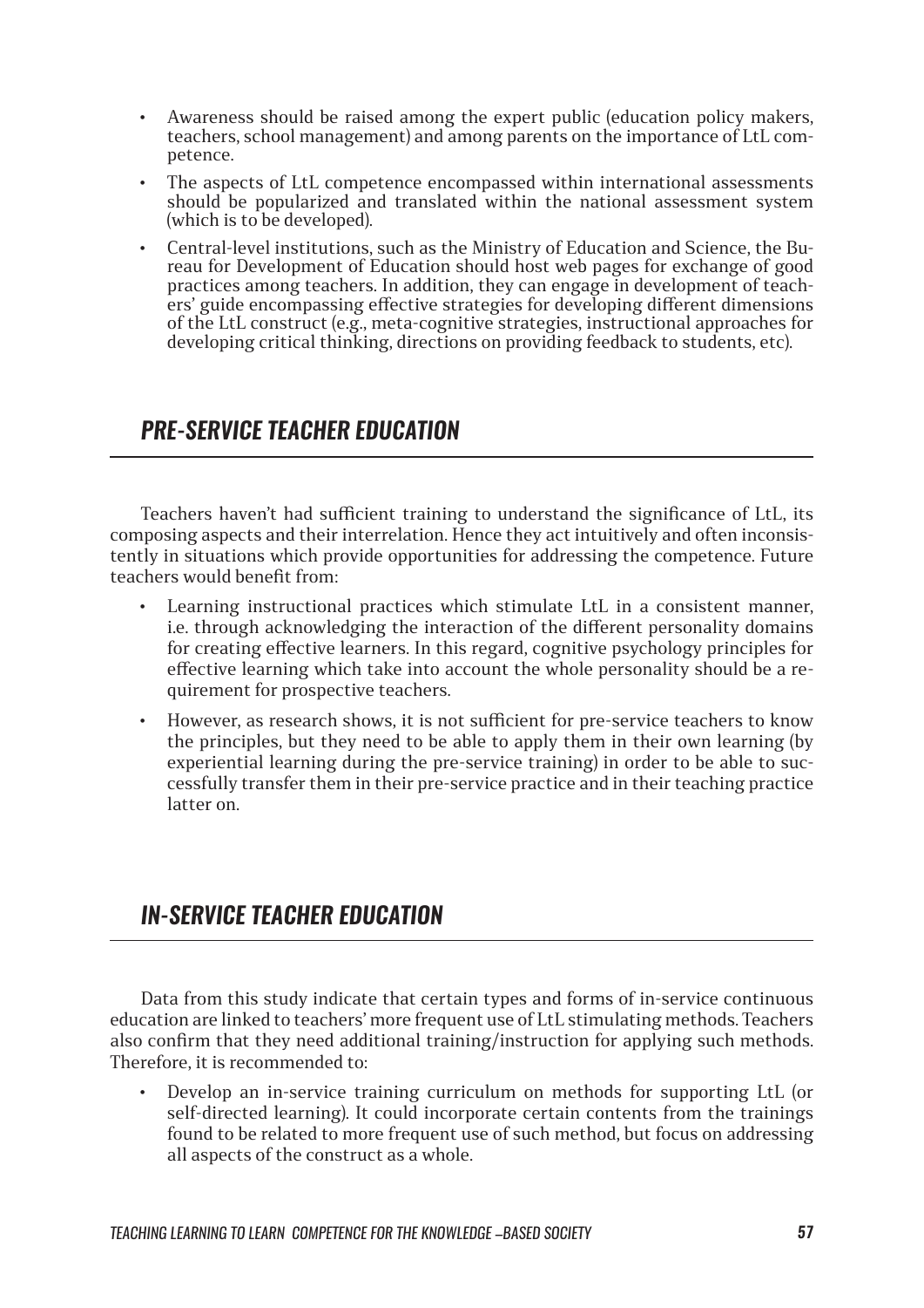- Awareness should be raised among the expert public (education policy makers, teachers, school management) and among parents on the importance of LtL competence.
- The aspects of LtL competence encompassed within international assessments should be popularized and translated within the national assessment system (which is to be developed).
- Central-level institutions, such as the Ministry of Education and Science, the Bureau for Development of Education should host web pages for exchange of good practices among teachers. In addition, they can engage in development of teachers' guide encompassing effective strategies for developing different dimensions of the LtL construct (e.g., meta-cognitive strategies, instructional approaches for developing critical thinking, directions on providing feedback to students, etc).

## *PRE-SERVICE TEACHER EDUCATION*

Teachers haven't had sufficient training to understand the significance of LtL, its composing aspects and their interrelation. Hence they act intuitively and often inconsistently in situations which provide opportunities for addressing the competence. Future teachers would benefit from:

- Learning instructional practices which stimulate LtL in a consistent manner, i.e. through acknowledging the interaction of the different personality domains for creating effective learners. In this regard, cognitive psychology principles for effective learning which take into account the whole personality should be a requirement for prospective teachers.
- However, as research shows, it is not sufficient for pre-service teachers to know the principles, but they need to be able to apply them in their own learning (by experiential learning during the pre-service training) in order to be able to successfully transfer them in their pre-service practice and in their teaching practice latter on.

## *IN-SERVICE TEACHER EDUCATION*

Data from this study indicate that certain types and forms of in-service continuous education are linked to teachers' more frequent use of LtL stimulating methods. Teachers also confirm that they need additional training/instruction for applying such methods. Therefore, it is recommended to:

- Develop an in-service training curriculum on methods for supporting LtL (or self-directed learning). It could incorporate certain contents from the trainings found to be related to more frequent use of such method, but focus on addressing all aspects of the construct as a whole.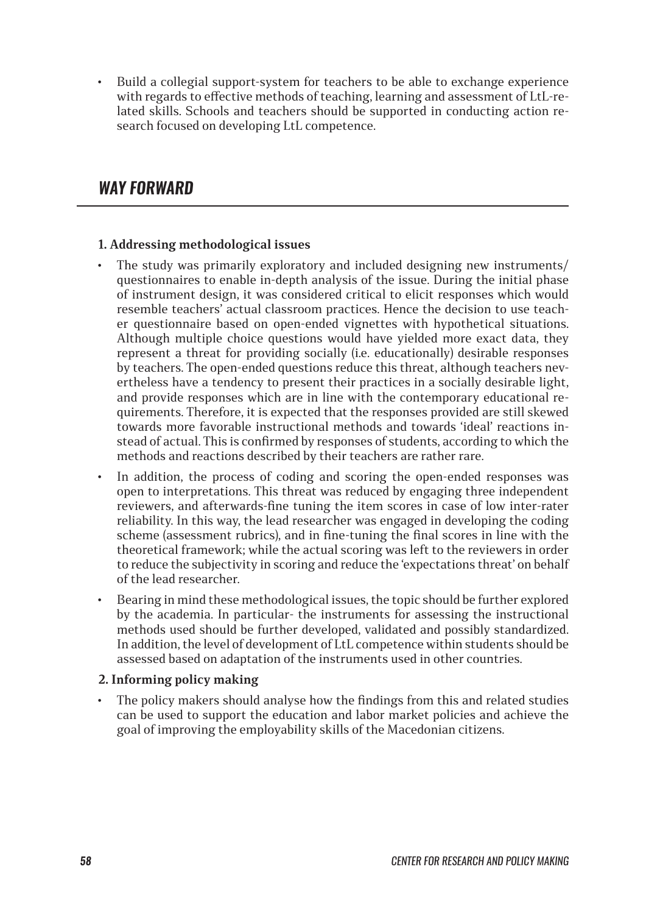- Build a collegial support-system for teachers to be able to exchange experience with regards to effective methods of teaching, learning and assessment of LtL-related skills. Schools and teachers should be supported in conducting action research focused on developing LtL competence.

## *WAY FORWARD*

**1. Addressing methodological issues**

- The study was primarily exploratory and included designing new instruments/questionnaires to enable in-depth analysis of the issue. During the initial phase of instrument design, it was considered critical to elicit responses which would resemble teachers' actual classroom practices. Hence the decision to use teacher questionnaire based on open-ended vignettes with hypothetical situations. Although multiple choice questions would have yielded more exact data, they represent a threat for providing socially (i.e. educationally) desirable responses by teachers. The open-ended questions reduce this threat, although teachers nevertheless have a tendency to present their practices in a socially desirable light, and provide responses which are in line with the contemporary educational requirements. Therefore, it is expected that the responses provided are still skewed towards more favorable instructional methods and towards 'ideal' reactions instead of actual. This is confirmed by responses of students, according to which the methods and reactions described by their teachers are rather rare.
- In addition, the process of coding and scoring the open-ended responses was open to interpretations. This threat was reduced by engaging three independent reviewers, and afterwards-fine tuning the item scores in case of low inter-rater reliability. In this way, the lead researcher was engaged in developing the coding scheme (assessment rubrics), and in fine-tuning the final scores in line with the theoretical framework; while the actual scoring was left to the reviewers in order to reduce the subjectivity in scoring and reduce the 'expectations threat' on behalf of the lead researcher.
- Bearing in mind these methodological issues, the topic should be further explored by the academia. In particular- the instruments for assessing the instructional methods used should be further developed, validated and possibly standardized. In addition, the level of development of LtL competence within students should be assessed based on adaptation of the instruments used in other countries.

**2. Informing policy making**

- The policy makers should analyse how the findings from this and related studies can be used to support the education and labor market policies and achieve the goal of improving the employability skills of the Macedonian citizens.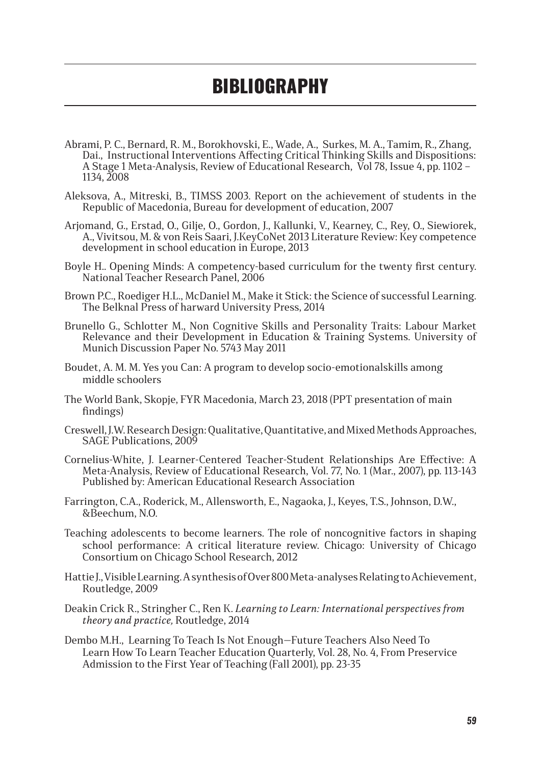# BIBLIOGRAPHY

Abrami, P. C., Bernard, R. M., Borokhovski, E., Wade, A., Surkes, M. A., Tamim, R., Zhang, Dai., Instructional Interventions Affecting Critical Thinking Skills and Dispositions: A Stage 1 Meta-Analysis, Review of Educational Research, Vol 78, Issue 4, pp. 1102 – 1134, 2008

Aleksova, A., Mitreski, B., TIMSS 2003. Report on the achievement of students in the Republic of Macedonia, Bureau for development of education, 2007

Arjomand, G., Erstad, O., Gilje, O., Gordon, J., Kallunki, V., Kearney, C., Rey, O., Siewiorek, A., Vivitsou, M. & von Reis Saari, J.KeyCoNet 2013 Literature Review: Key competence development in school education in Europe, 2013

Boyle H.. Opening Minds: A competency-based curriculum for the twenty first century. National Teacher Research Panel, 2006

Brown P.C., Roediger H.L., McDaniel M., Make it Stick: the Science of successful Learning. The Belknal Press of harward University Press, 2014

Brunello G., Schlotter M., Non Cognitive Skills and Personality Traits: Labour Market Relevance and their Development in Education & Training Systems. University of Munich Discussion Paper No. 5743 May 2011

Boudet, A. M. M. Yes you Can: A program to develop socio-emotionalskills among middle schoolers

The World Bank, Skopje, FYR Macedonia, March 23, 2018 (PPT presentation of main findings)

Creswell, J.W. Research Design: Qualitative, Quantitative, and Mixed Methods Approaches, SAGE Publications, 2009

Cornelius-White, J. Learner-Centered Teacher-Student Relationships Are Effective: A Meta-Analysis, Review of Educational Research, Vol. 77, No. 1 (Mar., 2007), pp. 113-143 Published by: American Educational Research Association

Farrington, C.A., Roderick, M., Allensworth, E., Nagaoka, J., Keyes, T.S., Johnson, D.W., &Beechum, N.O.

Teaching adolescents to become learners. The role of noncognitive factors in shaping school performance: A critical literature review. Chicago: University of Chicago Consortium on Chicago School Research, 2012

Hattie J., Visible Learning. A synthesis of Over 800 Meta-analyses Relating to Achievement, Routledge, 2009

Deakin Crick R., Stringher C., Ren K. *Learning to Learn: International perspectives from theory and practice,* Routledge, 2014

Dembo M.H., Learning To Teach Is Not Enough—Future Teachers Also Need To Learn How To Learn Teacher Education Quarterly, Vol. 28, No. 4, From Preservice Admission to the First Year of Teaching (Fall 2001), pp. 23-35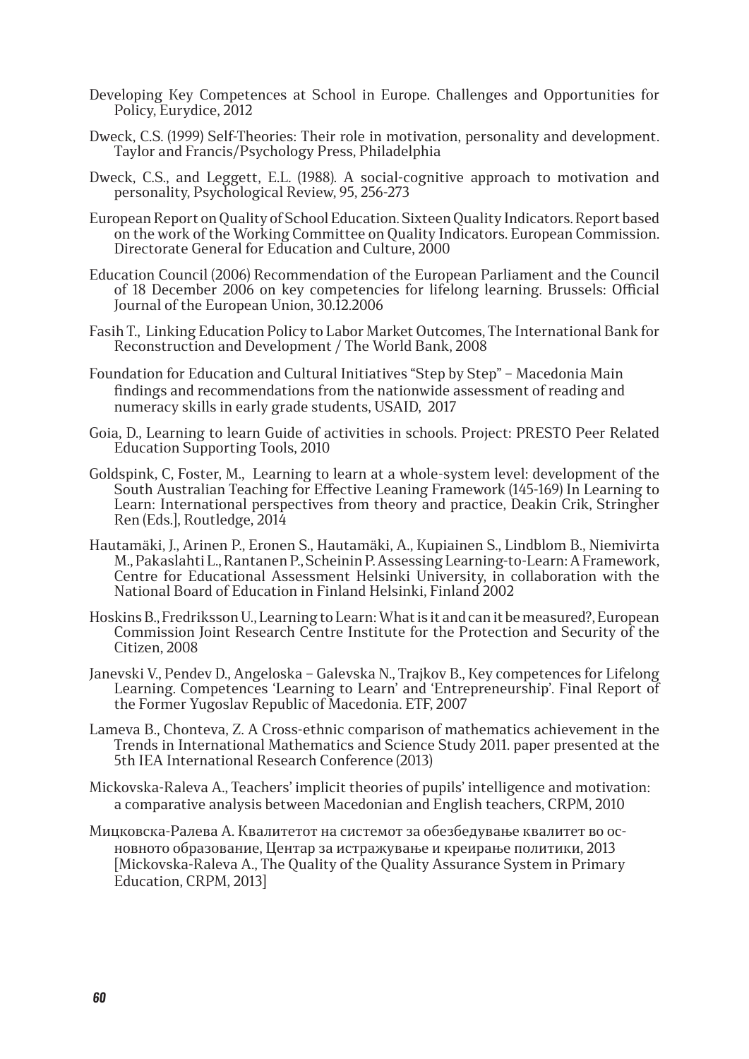Developing Key Competences at School in Europe. Challenges and Opportunities for Policy, Eurydice, 2012

Dweck, C.S. (1999) Self-Theories: Their role in motivation, personality and development. Taylor and Francis/Psychology Press, Philadelphia

Dweck, C.S., and Leggett, E.L. (1988). A social-cognitive approach to motivation and personality, Psychological Review, 95, 256-273

European Report on Quality of School Education. Sixteen Quality Indicators. Report based on the work of the Working Committee on Quality Indicators. European Commission. Directorate General for Education and Culture, 2000

Education Council (2006) Recommendation of the European Parliament and the Council of 18 December 2006 on key competencies for lifelong learning. Brussels: Official Journal of the European Union, 30.12.2006

Fasih T., Linking Education Policy to Labor Market Outcomes, The International Bank for Reconstruction and Development / The World Bank, 2008

Foundation for Education and Cultural Initiatives "Step by Step" – Macedonia Main findings and recommendations from the nationwide assessment of reading and numeracy skills in early grade students, USAID, 2017

Goia, D., Learning to learn Guide of activities in schools. Project: PRESTO Peer Related Education Supporting Tools, 2010

Goldspink, C, Foster, M., Learning to learn at a whole-system level: development of the South Australian Teaching for Effective Leaning Framework (145-169) In Learning to Learn: International perspectives from theory and practice, Deakin Crik, Stringher Ren (Eds.], Routledge, 2014

Hautamäki, J., Arinen P., Eronen S., Hautamäki, A., Kupiainen S., Lindblom B., Niemivirta M., Pakaslahti L., Rantanen P., Scheinin P. Assessing Learning-to-Learn: A Framework, Centre for Educational Assessment Helsinki University, in collaboration with the National Board of Education in Finland Helsinki, Finland 2002

Hoskins B., Fredriksson U., Learning to Learn: What is it and can it be measured?, European Commission Joint Research Centre Institute for the Protection and Security of the Citizen, 2008

Janevski V., Pendev D., Angeloska – Galevska N., Trajkov B., Key competences for Lifelong Learning. Competences 'Learning to Learn' and 'Entrepreneurship'. Final Report of the Former Yugoslav Republic of Macedonia. ETF, 2007

Lameva B., Chonteva, Z. A Cross-ethnic comparison of mathematics achievement in the Trends in International Mathematics and Science Study 2011. paper presented at the 5th IEA International Research Conference (2013)

Mickovska-Raleva A., Teachers' implicit theories of pupils' intelligence and motivation: a comparative analysis between Macedonian and English teachers, CRPM, 2010

Мицковска-Ралева А. Квалитетот на системот за обезбедување квалитет во основното образование, Центар за истражување и креирање политики, 2013 [Mickovska-Raleva A., The Quality of the Quality Assurance System in Primary Education, CRPM, 2013]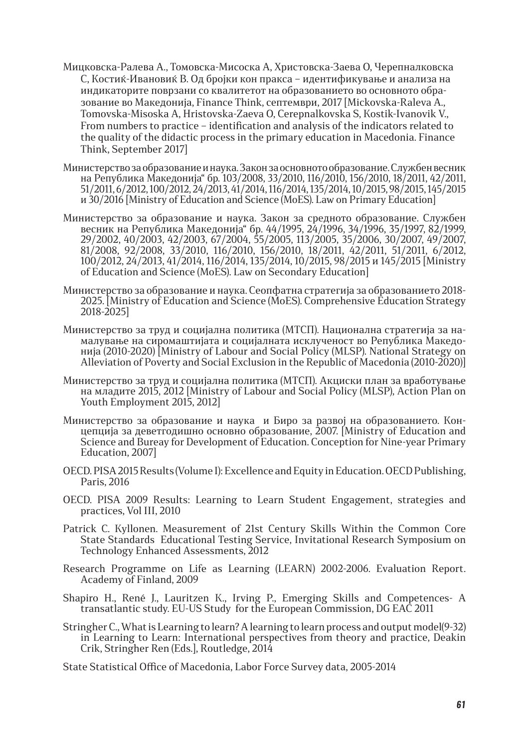Мицковска-Ралева А., Томовска-Мисоска А, Христовска-Заева О, Черепналковска С, Костиќ-Ивановиќ В. Од бројки кон пракса – идентификување и анализа на индикаторите поврзани со квалитетот на образованието во основното образование во Македонија, Finance Think, септември, 2017 [Mickovska-Raleva A., Tomovska-Misoska A, Hristovska-Zaeva O, Cerepnalkovska S, Kostik-Ivanovik V., From numbers to practice – identification and analysis of the indicators related to the quality of the didactic process in the primary education in Macedonia. Finance Think, September 2017]

Министерство за образование и наука. Закон за основното образование. Службен весник на Република Македонија" бр. 103/2008, 33/2010, 116/2010, 156/2010, 18/2011, 42/2011, 51/2011, 6/2012, 100/2012, 24/2013, 41/2014, 116/2014, 135/2014, 10/2015, 98/2015, 145/2015 и 30/2016 [Ministry of Education and Science (MoES). Law on Primary Education]

Министерство за образование и наука. Закон за средното образование. Службен весник на Република Македонија" бр. 44/1995, 24/1996, 34/1996, 35/1997, 82/1999, 29/2002, 40/2003, 42/2003, 67/2004, 55/2005, 113/2005, 35/2006, 30/2007, 49/2007, 81/2008, 92/2008, 33/2010, 116/2010, 156/2010, 18/2011, 42/2011, 51/2011, 6/2012, 100/2012, 24/2013, 41/2014, 116/2014, 135/2014, 10/2015, 98/2015 и 145/2015 [Ministry of Education and Science (MoES). Law on Secondary Education]

Министерство за образование и наука. Сеопфатна стратегија за образованието 2018-2025. [Ministry of Education and Science (MoES). Comprehensive Education Strategy 2018-2025]

Министерство за труд и социјална политика (МТСП). Национална стратегија за намалување на сиромаштијата и социјалната исклученост во Република Македонија (2010-2020) [Ministry of Labour and Social Policy (MLSP). National Strategy on Alleviation of Poverty and Social Exclusion in the Republic of Macedonia (2010-2020)]

Министерство за труд и социјална политика (МТСП). Акциски план за вработување на младите 2015, 2012 [Ministry of Labour and Social Policy (MLSP), Action Plan on Youth Employment 2015, 2012]

Министерство за образование и наука и Биро за развој на образованието. Концепција за деветгодишно основно образование, 2007. [Ministry of Education and Science and Bureay for Development of Education. Conception for Nine-year Primary Education, 2007]

OECD. PISA 2015 Results (Volume I): Excellence and Equity in Education. OECD Publishing, Paris, 2016

OECD. PISA 2009 Results: Learning to Learn Student Engagement, strategies and practices, Vol III, 2010

Patrick C. Kyllonen. Measurement of 21st Century Skills Within the Common Core State Standards Educational Testing Service, Invitational Research Symposium on Technology Enhanced Assessments, 2012

Research Programme on Life as Learning (LEARN) 2002-2006. Evaluation Report. Academy of Finland, 2009

Shapiro H., René J., Lauritzen K., Irving P., Emerging Skills and Competences- A transatlantic study. EU-US Study for the European Commission, DG EAC 2011

Stringher C., What is Learning to learn? A learning to learn process and output model(9-32) in Learning to Learn: International perspectives from theory and practice, Deakin Crik, Stringher Ren (Eds.], Routledge, 2014

State Statistical Office of Macedonia, Labor Force Survey data, 2005-2014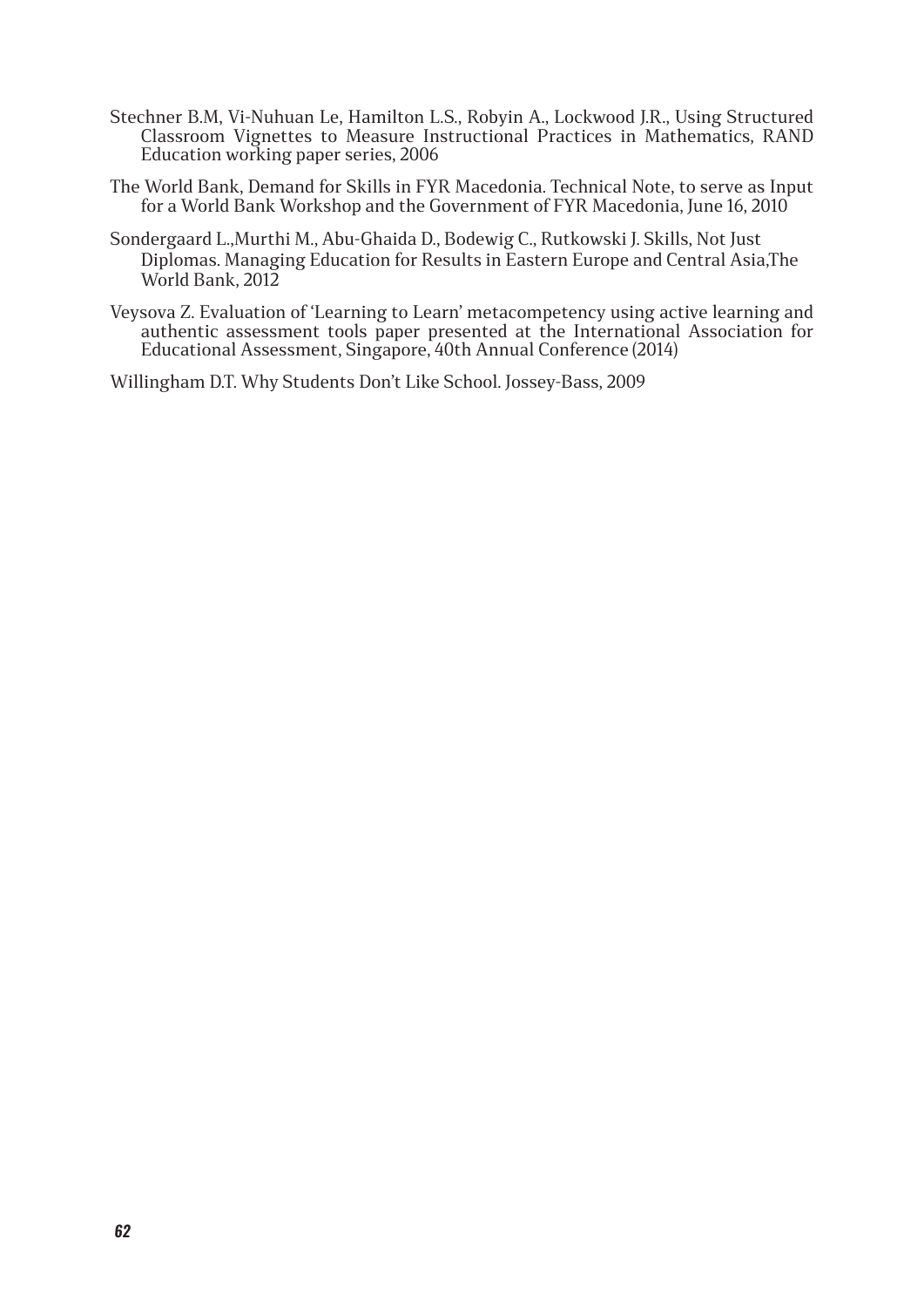Stechner B.M, Vi-Nuhuan Le, Hamilton L.S., Robyin A., Lockwood J.R., Using Structured Classroom Vignettes to Measure Instructional Practices in Mathematics, RAND Education working paper series, 2006

The World Bank, Demand for Skills in FYR Macedonia. Technical Note, to serve as Input for a World Bank Workshop and the Government of FYR Macedonia, June 16, 2010

Sondergaard L.,Murthi M., Abu-Ghaida D., Bodewig C., Rutkowski J. Skills, Not Just Diplomas. Managing Education for Results in Eastern Europe and Central Asia,The World Bank, 2012

Veysova Z. Evaluation of 'Learning to Learn' metacompetency using active learning and authentic assessment tools paper presented at the International Association for Educational Assessment, Singapore, 40th Annual Conference (2014)

Willingham D.T. Why Students Don't Like School. Jossey-Bass, 2009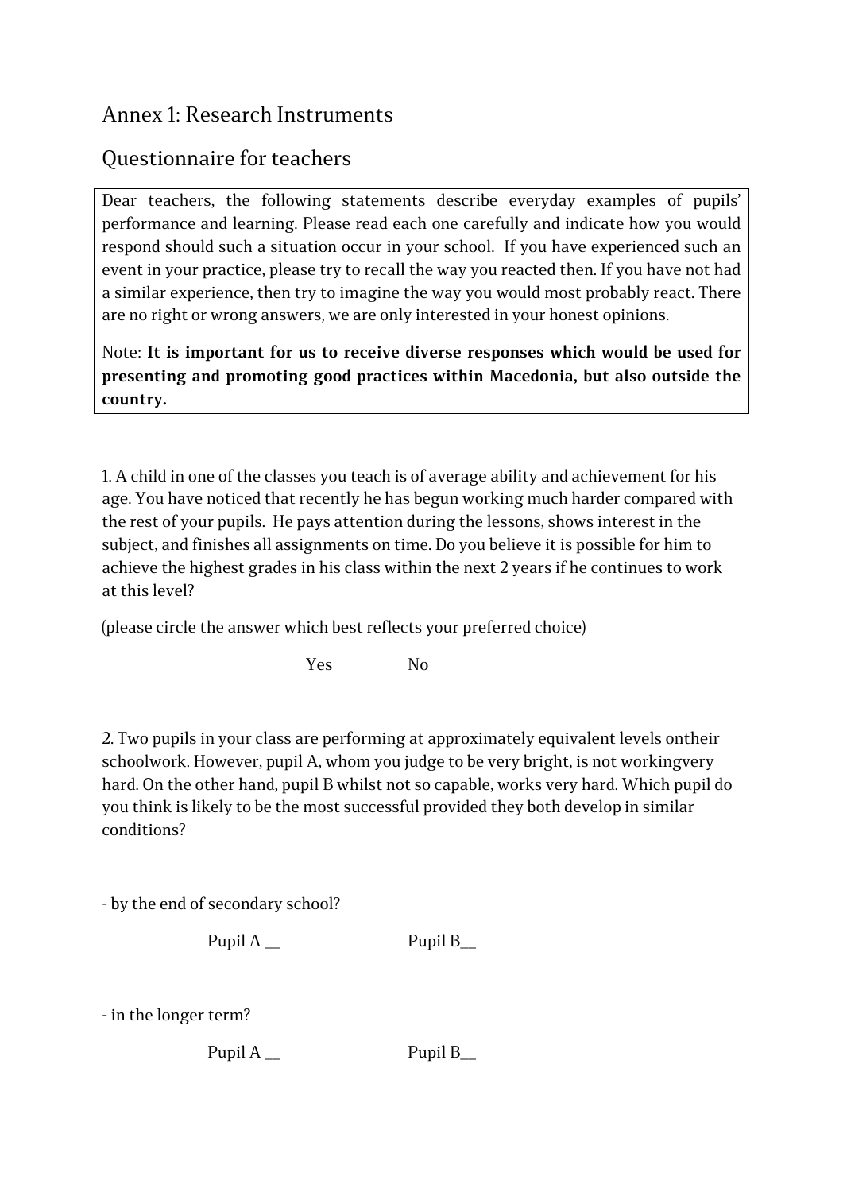# Annex 1: Research Instruments

## Questionnaire for teachers

Dear teachers, the following statements describe everyday examples of pupils' performance and learning. Please read each one carefully and indicate how you would respond should such a situation occur in your school. If you have experienced such an event in your practice, please try to recall the way you reacted then. If you have not had a similar experience, then try to imagine the way you would most probably react. There are no right or wrong answers, we are only interested in your honest opinions.

Note: **It is important for us to receive diverse responses which would be used for presenting and promoting good practices within Macedonia, but also outside the country.**

1. A child in one of the classes you teach is of average ability and achievement for his age. You have noticed that recently he has begun working much harder compared with the rest of your pupils. He pays attention during the lessons, shows interest in the subject, and finishes all assignments on time. Do you believe it is possible for him to achieve the highest grades in his class within the next 2 years if he continues to work at this level?

(please circle the answer which best reflects your preferred choice)

Yes No

2. Two pupils in your class are performing at approximately equivalent levels ontheir schoolwork. However, pupil A, whom you judge to be very bright, is not workingvery hard. On the other hand, pupil B whilst not so capable, works very hard. Which pupil do you think is likely to be the most successful provided they both develop in similar conditions?

- by the end of secondary school?

Pupil A __ Pupil B__

- in the longer term?

Pupil A __ Pupil B__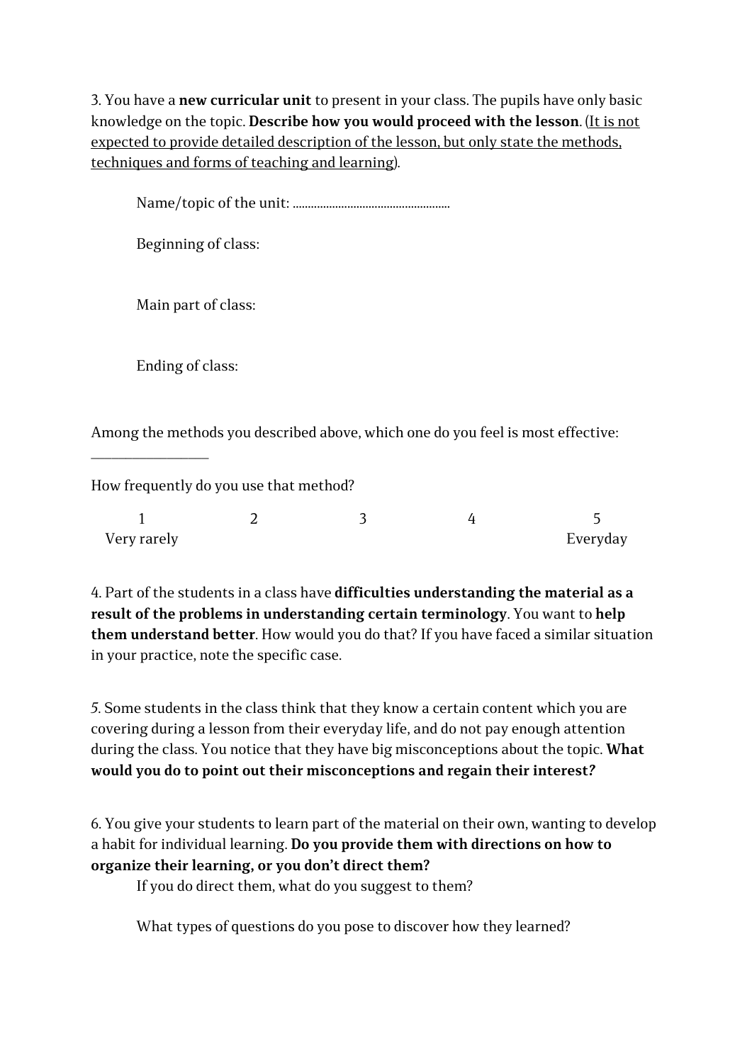3. You have a **new curricular unit** to present in your class. The pupils have only basic knowledge on the topic. **Describe how you would proceed with the lesson**. (<u>It is not expected to provide detailed description of the lesson, but only state the methods, techniques and forms of teaching and learning</u>).

Name/topic of the unit: ....................................................

Beginning of class:

Main part of class:

Ending of class:

Among the methods you described above, which one do you feel is most effective: ___________________

How frequently do you use that method?

| 1 | 2 | 3 | 4 | 5 |
|---|---|---|---|---|
| Very rarely | | | | Everyday |

4. Part of the students in a class have **difficulties understanding the material as a result of the problems in understanding certain terminology**. You want to **help them understand better**. How would you do that? If you have faced a similar situation in your practice, note the specific case.

*5*. Some students in the class think that they know a certain content which you are covering during a lesson from their everyday life, and do not pay enough attention during the class. You notice that they have big misconceptions about the topic. **What would you do to point out their misconceptions and regain their interest*?***

6. You give your students to learn part of the material on their own, wanting to develop a habit for individual learning. **Do you provide them with directions on how to organize their learning, or you don't direct them?**

If you do direct them, what do you suggest to them?

What types of questions do you pose to discover how they learned?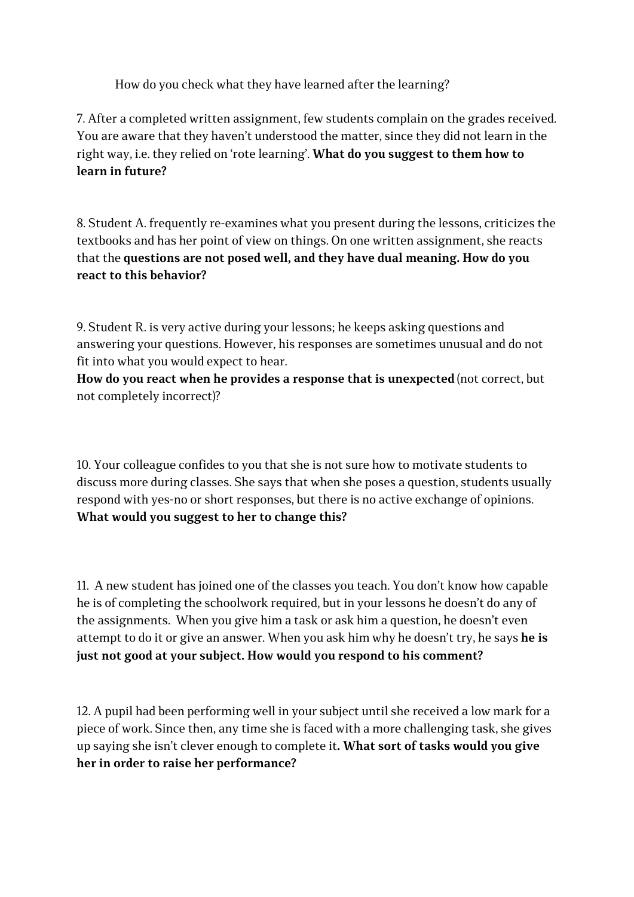How do you check what they have learned after the learning?

7. After a completed written assignment, few students complain on the grades received. You are aware that they haven't understood the matter, since they did not learn in the right way, i.e. they relied on 'rote learning'. **What do you suggest to them how to learn in future?**

8. Student A. frequently re-examines what you present during the lessons, criticizes the textbooks and has her point of view on things. On one written assignment, she reacts that the **questions are not posed well, and they have dual meaning. How do you react to this behavior?**

9. Student R. is very active during your lessons; he keeps asking questions and answering your questions. However, his responses are sometimes unusual and do not fit into what you would expect to hear.
**How do you react when he provides a response that is unexpected** (not correct, but not completely incorrect)?

10. Your colleague confides to you that she is not sure how to motivate students to discuss more during classes. She says that when she poses a question, students usually respond with yes-no or short responses, but there is no active exchange of opinions. **What would you suggest to her to change this?**

11. A new student has joined one of the classes you teach. You don't know how capable he is of completing the schoolwork required, but in your lessons he doesn't do any of the assignments. When you give him a task or ask him a question, he doesn't even attempt to do it or give an answer. When you ask him why he doesn't try, he says **he is just not good at your subject. How would you respond to his comment?**

12. A pupil had been performing well in your subject until she received a low mark for a piece of work. Since then, any time she is faced with a more challenging task, she gives up saying she isn't clever enough to complete it**. What sort of tasks would you give her in order to raise her performance?**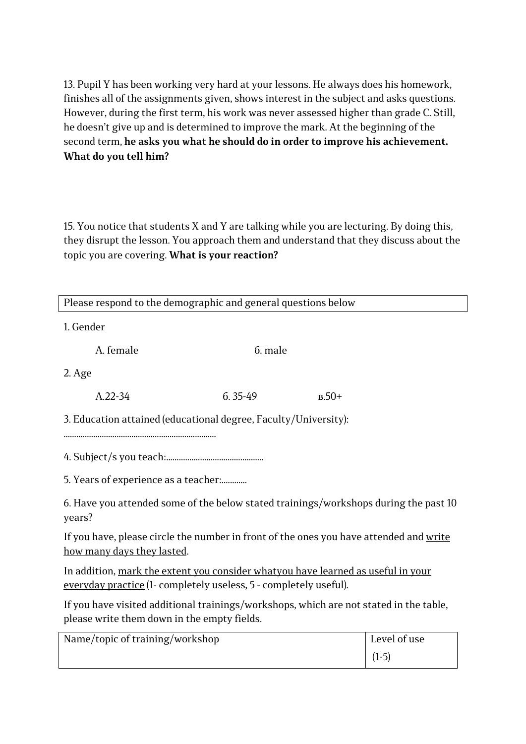13. Pupil Y has been working very hard at your lessons. He always does his homework, finishes all of the assignments given, shows interest in the subject and asks questions. However, during the first term, his work was never assessed higher than grade C. Still, he doesn't give up and is determined to improve the mark. At the beginning of the second term, **he asks you what he should do in order to improve his achievement. What do you tell him?**

15. You notice that students X and Y are talking while you are lecturing. By doing this, they disrupt the lesson. You approach them and understand that they discuss about the topic you are covering. **What is your reaction?**

| Please respond to the demographic and general questions below |
|---|

1. Gender

   A. female     б. male

2. Age

   A.22-34     б. 35-49     в.50+

3. Education attained (educational degree, Faculty/University):
.......................................................................

4. Subject/s you teach:.............................................

5. Years of experience as a teacher:............

6. Have you attended some of the below stated trainings/workshops during the past 10 years?

If you have, please circle the number in front of the ones you have attended and <u>write how many days they lasted</u>.

In addition, <u>mark the extent you consider whatyou have learned as useful in your everyday practice</u> (1- completely useless, 5 - completely useful).

If you have visited additional trainings/workshops, which are not stated in the table, please write them down in the empty fields.

| Name/topic of training/workshop | Level of use (1-5) |
|---|---|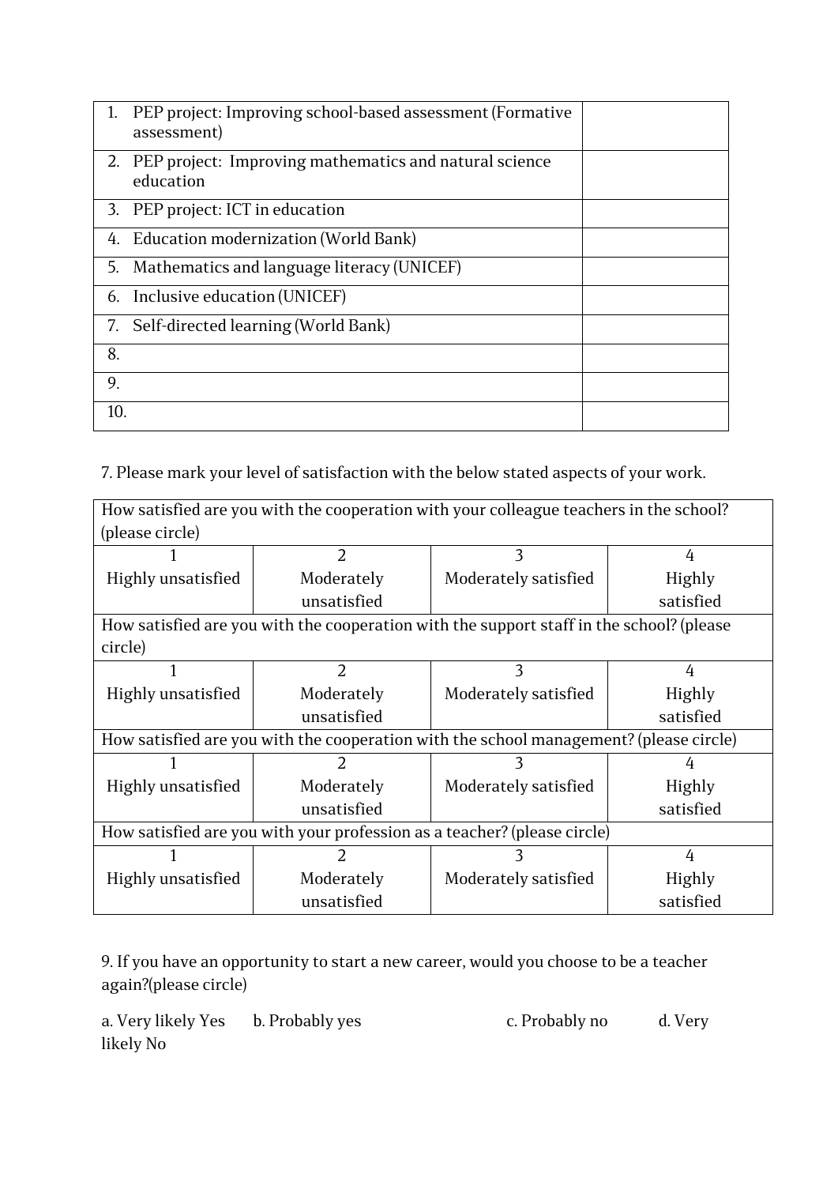| | |
|---|---|
| 1. PEP project: Improving school-based assessment (Formative assessment) | |
| 2. PEP project: Improving mathematics and natural science education | |
| 3. PEP project: ICT in education | |
| 4. Education modernization (World Bank) | |
| 5. Mathematics and language literacy (UNICEF) | |
| 6. Inclusive education (UNICEF) | |
| 7. Self-directed learning (World Bank) | |
| 8. | |
| 9. | |
| 10. | |

7. Please mark your level of satisfaction with the below stated aspects of your work.

| How satisfied are you with the cooperation with your colleague teachers in the school? (please circle) | | | |
|---|---|---|---|
| 1<br>Highly unsatisfied | 2<br>Moderately unsatisfied | 3<br>Moderately satisfied | 4<br>Highly satisfied |
| How satisfied are you with the cooperation with the support staff in the school? (please circle) | | | |
| 1<br>Highly unsatisfied | 2<br>Moderately unsatisfied | 3<br>Moderately satisfied | 4<br>Highly satisfied |
| How satisfied are you with the cooperation with the school management? (please circle) | | | |
| 1<br>Highly unsatisfied | 2<br>Moderately unsatisfied | 3<br>Moderately satisfied | 4<br>Highly satisfied |
| How satisfied are you with your profession as a teacher? (please circle) | | | |
| 1<br>Highly unsatisfied | 2<br>Moderately unsatisfied | 3<br>Moderately satisfied | 4<br>Highly satisfied |

9. If you have an opportunity to start a new career, would you choose to be a teacher again?(please circle)

a. Very likely Yes b. Probably yes c. Probably no d. Very likely No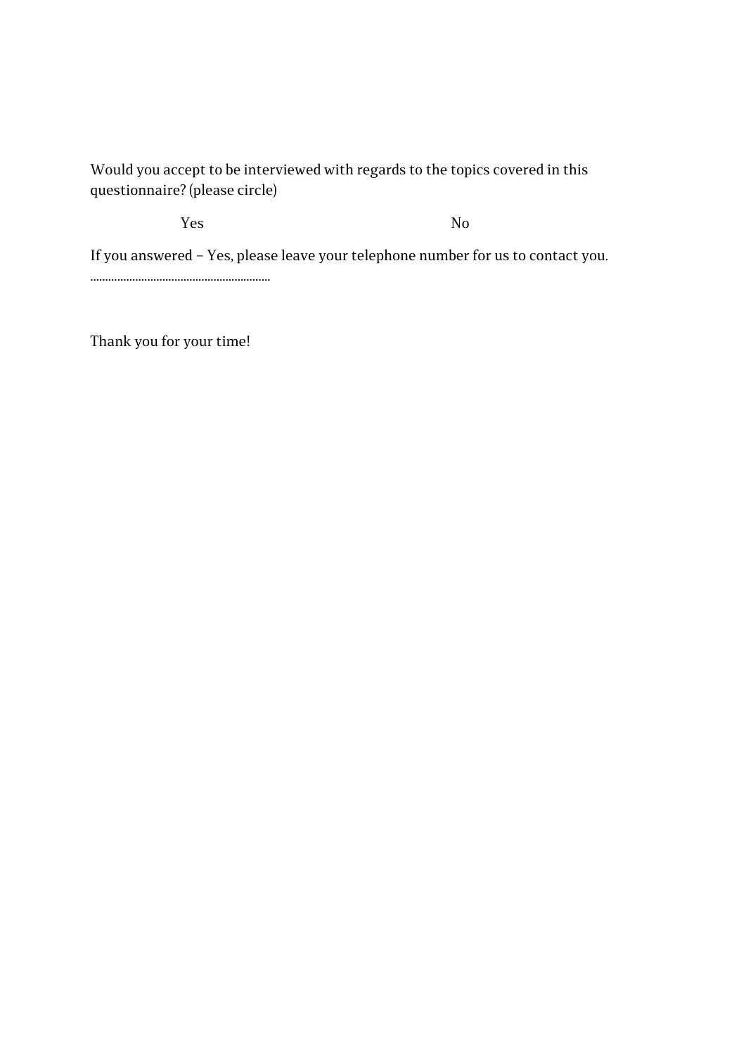Would you accept to be interviewed with regards to the topics covered in this questionnaire? (please circle)

Yes                                        No

If you answered – Yes, please leave your telephone number for us to contact you.

……………………………………………………

Thank you for your time!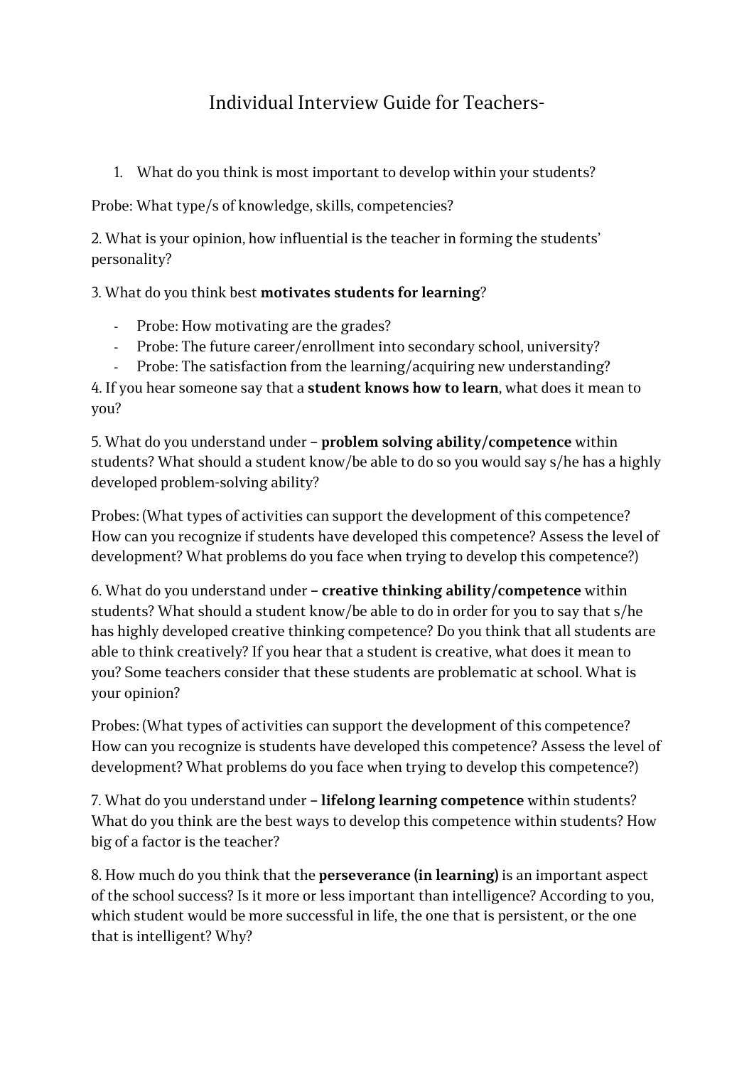# Individual Interview Guide for Teachers-

1. What do you think is most important to develop within your students?

Probe: What type/s of knowledge, skills, competencies?

2. What is your opinion, how influential is the teacher in forming the students' personality?

3. What do you think best **motivates students for learning**?

- Probe: How motivating are the grades?
- Probe: The future career/enrollment into secondary school, university?
- Probe: The satisfaction from the learning/acquiring new understanding?

4. If you hear someone say that a **student knows how to learn**, what does it mean to you?

5. What do you understand under **– problem solving ability/competence** within students? What should a student know/be able to do so you would say s/he has a highly developed problem-solving ability?

Probes: (What types of activities can support the development of this competence? How can you recognize if students have developed this competence? Assess the level of development? What problems do you face when trying to develop this competence?)

6. What do you understand under **– creative thinking ability/competence** within students? What should a student know/be able to do in order for you to say that s/he has highly developed creative thinking competence? Do you think that all students are able to think creatively? If you hear that a student is creative, what does it mean to you? Some teachers consider that these students are problematic at school. What is your opinion?

Probes: (What types of activities can support the development of this competence? How can you recognize is students have developed this competence? Assess the level of development? What problems do you face when trying to develop this competence?)

7. What do you understand under **– lifelong learning competence** within students? What do you think are the best ways to develop this competence within students? How big of a factor is the teacher?

8. How much do you think that the **perseverance (in learning)** is an important aspect of the school success? Is it more or less important than intelligence? According to you, which student would be more successful in life, the one that is persistent, or the one that is intelligent? Why?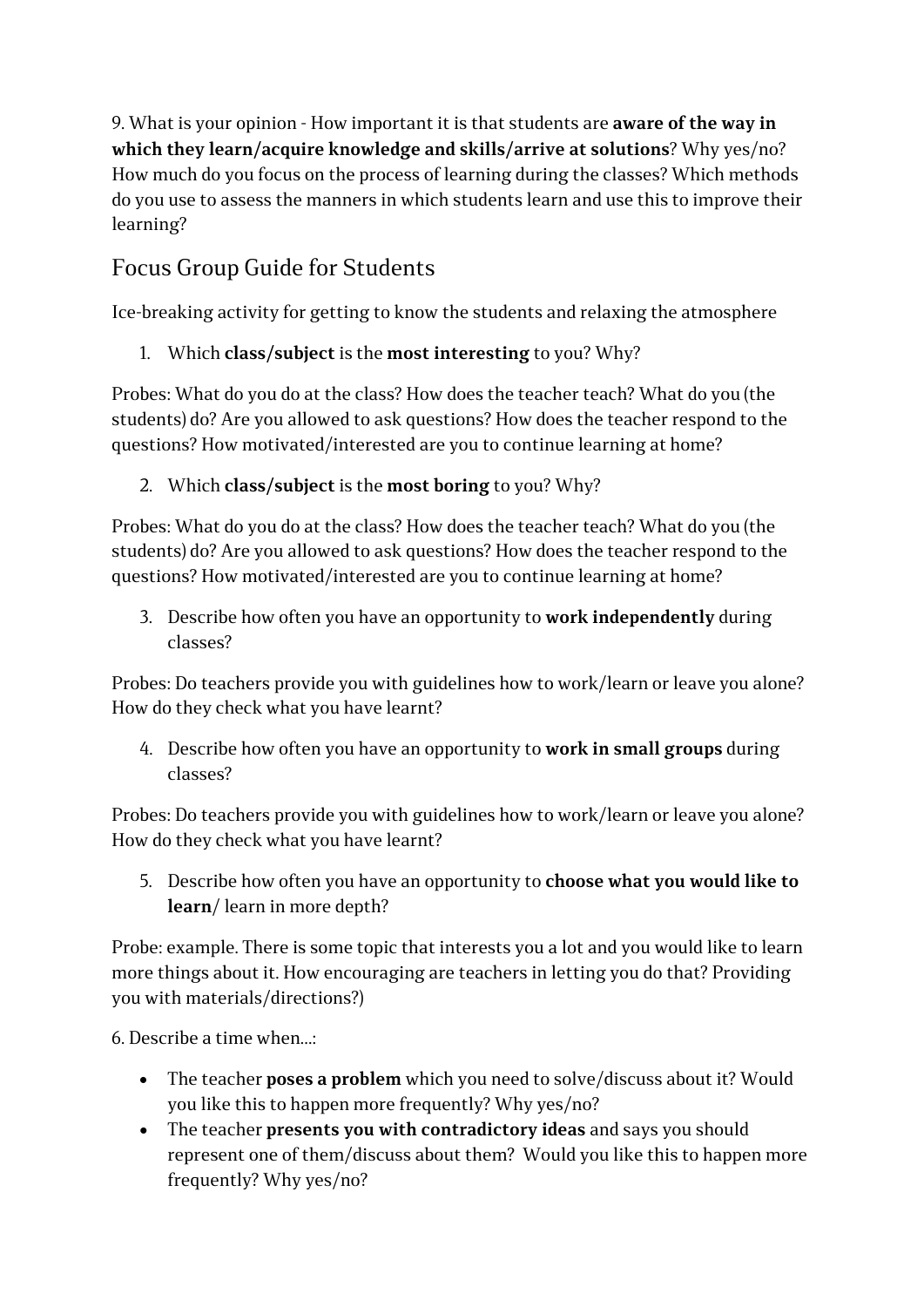9. What is your opinion - How important it is that students are **aware of the way in which they learn/acquire knowledge and skills/arrive at solutions**? Why yes/no? How much do you focus on the process of learning during the classes? Which methods do you use to assess the manners in which students learn and use this to improve their learning?

## Focus Group Guide for Students

Ice-breaking activity for getting to know the students and relaxing the atmosphere

1. Which **class/subject** is the **most interesting** to you? Why?

Probes: What do you do at the class? How does the teacher teach? What do you (the students) do? Are you allowed to ask questions? How does the teacher respond to the questions? How motivated/interested are you to continue learning at home?

2. Which **class/subject** is the **most boring** to you? Why?

Probes: What do you do at the class? How does the teacher teach? What do you (the students) do? Are you allowed to ask questions? How does the teacher respond to the questions? How motivated/interested are you to continue learning at home?

3. Describe how often you have an opportunity to **work independently** during classes?

Probes: Do teachers provide you with guidelines how to work/learn or leave you alone? How do they check what you have learnt?

4. Describe how often you have an opportunity to **work in small groups** during classes?

Probes: Do teachers provide you with guidelines how to work/learn or leave you alone? How do they check what you have learnt?

5. Describe how often you have an opportunity to **choose what you would like to learn**/ learn in more depth?

Probe: example. There is some topic that interests you a lot and you would like to learn more things about it. How encouraging are teachers in letting you do that? Providing you with materials/directions?)

6. Describe a time when...:

- The teacher **poses a problem** which you need to solve/discuss about it? Would you like this to happen more frequently? Why yes/no?
- The teacher **presents you with contradictory ideas** and says you should represent one of them/discuss about them? Would you like this to happen more frequently? Why yes/no?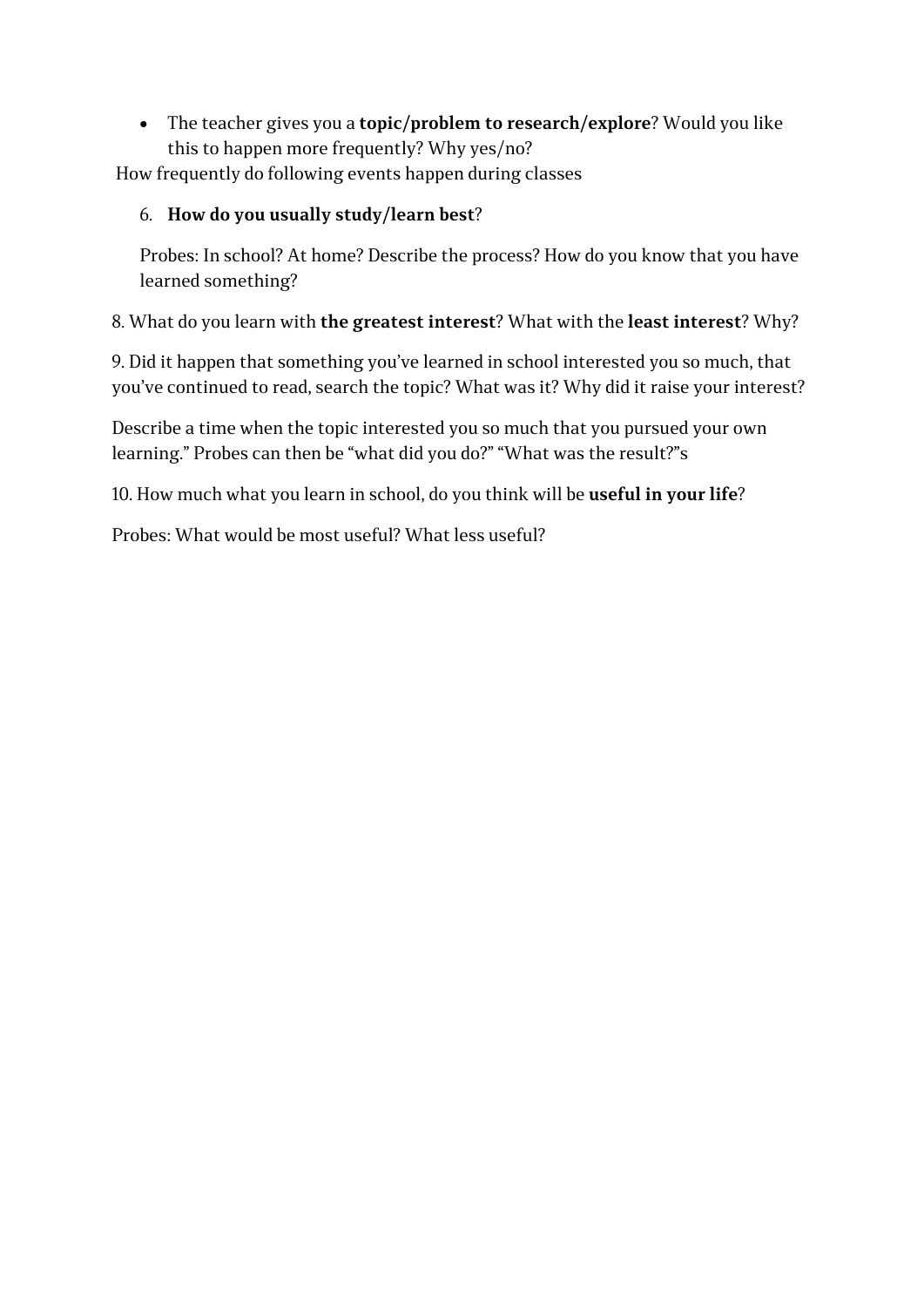- The teacher gives you a **topic/problem to research/explore**? Would you like this to happen more frequently? Why yes/no?

How frequently do following events happen during classes

6. **How do you usually study/learn best**?

   Probes: In school? At home? Describe the process? How do you know that you have learned something?

8. What do you learn with **the greatest interest**? What with the **least interest**? Why?

9. Did it happen that something you've learned in school interested you so much, that you've continued to read, search the topic? What was it? Why did it raise your interest?

Describe a time when the topic interested you so much that you pursued your own learning." Probes can then be "what did you do?" "What was the result?"s

10. How much what you learn in school, do you think will be **useful in your life**?

Probes: What would be most useful? What less useful?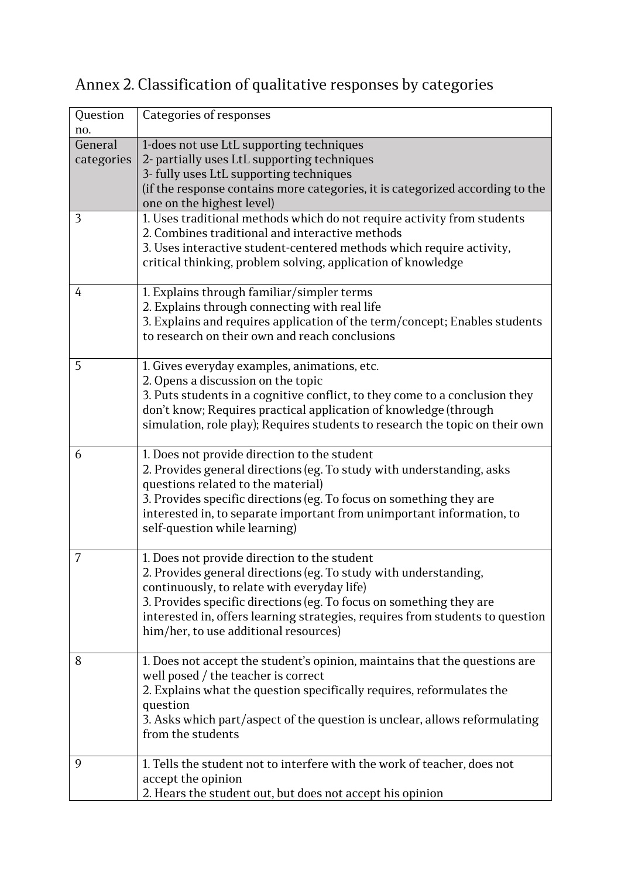# Annex 2. Classification of qualitative responses by categories

| Question no. | Categories of responses |
| --- | --- |
| General categories | 1-does not use LtL supporting techniques<br>2- partially uses LtL supporting techniques<br>3- fully uses LtL supporting techniques<br>(if the response contains more categories, it is categorized according to the one on the highest level) |
| 3 | 1. Uses traditional methods which do not require activity from students<br>2. Combines traditional and interactive methods<br>3. Uses interactive student-centered methods which require activity, critical thinking, problem solving, application of knowledge |
| 4 | 1. Explains through familiar/simpler terms<br>2. Explains through connecting with real life<br>3. Explains and requires application of the term/concept; Enables students to research on their own and reach conclusions |
| 5 | 1. Gives everyday examples, animations, etc.<br>2. Opens a discussion on the topic<br>3. Puts students in a cognitive conflict, to they come to a conclusion they don't know; Requires practical application of knowledge (through simulation, role play); Requires students to research the topic on their own |
| 6 | 1. Does not provide direction to the student<br>2. Provides general directions (eg. To study with understanding, asks questions related to the material)<br>3. Provides specific directions (eg. To focus on something they are interested in, to separate important from unimportant information, to self-question while learning) |
| 7 | 1. Does not provide direction to the student<br>2. Provides general directions (eg. To study with understanding, continuously, to relate with everyday life)<br>3. Provides specific directions (eg. To focus on something they are interested in, offers learning strategies, requires from students to question him/her, to use additional resources) |
| 8 | 1. Does not accept the student's opinion, maintains that the questions are well posed / the teacher is correct<br>2. Explains what the question specifically requires, reformulates the question<br>3. Asks which part/aspect of the question is unclear, allows reformulating from the students |
| 9 | 1. Tells the student not to interfere with the work of teacher, does not accept the opinion<br>2. Hears the student out, but does not accept his opinion |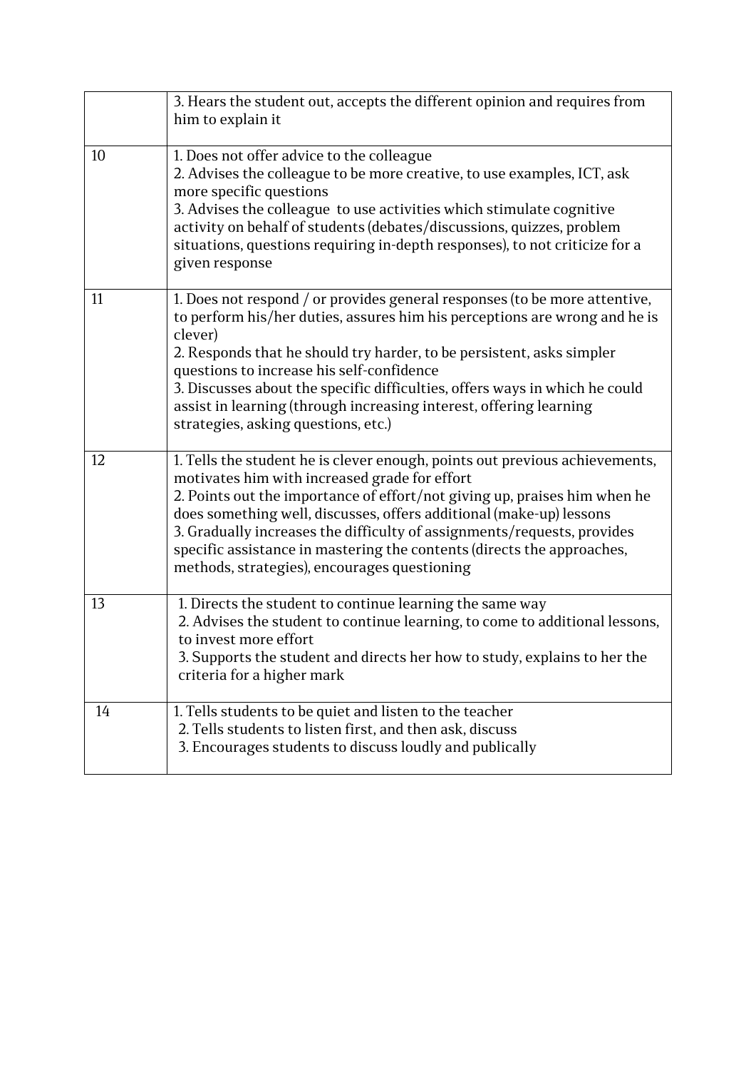| | |
|---|---|
| | 3. Hears the student out, accepts the different opinion and requires from him to explain it |
| 10 | 1. Does not offer advice to the colleague<br>2. Advises the colleague to be more creative, to use examples, ICT, ask more specific questions<br>3. Advises the colleague to use activities which stimulate cognitive activity on behalf of students (debates/discussions, quizzes, problem situations, questions requiring in-depth responses), to not criticize for a given response |
| 11 | 1. Does not respond / or provides general responses (to be more attentive, to perform his/her duties, assures him his perceptions are wrong and he is clever)<br>2. Responds that he should try harder, to be persistent, asks simpler questions to increase his self-confidence<br>3. Discusses about the specific difficulties, offers ways in which he could assist in learning (through increasing interest, offering learning strategies, asking questions, etc.) |
| 12 | 1. Tells the student he is clever enough, points out previous achievements, motivates him with increased grade for effort<br>2. Points out the importance of effort/not giving up, praises him when he does something well, discusses, offers additional (make-up) lessons<br>3. Gradually increases the difficulty of assignments/requests, provides specific assistance in mastering the contents (directs the approaches, methods, strategies), encourages questioning |
| 13 | 1. Directs the student to continue learning the same way<br>2. Advises the student to continue learning, to come to additional lessons, to invest more effort<br>3. Supports the student and directs her how to study, explains to her the criteria for a higher mark |
| 14 | 1. Tells students to be quiet and listen to the teacher<br>2. Tells students to listen first, and then ask, discuss<br>3. Encourages students to discuss loudly and publically |